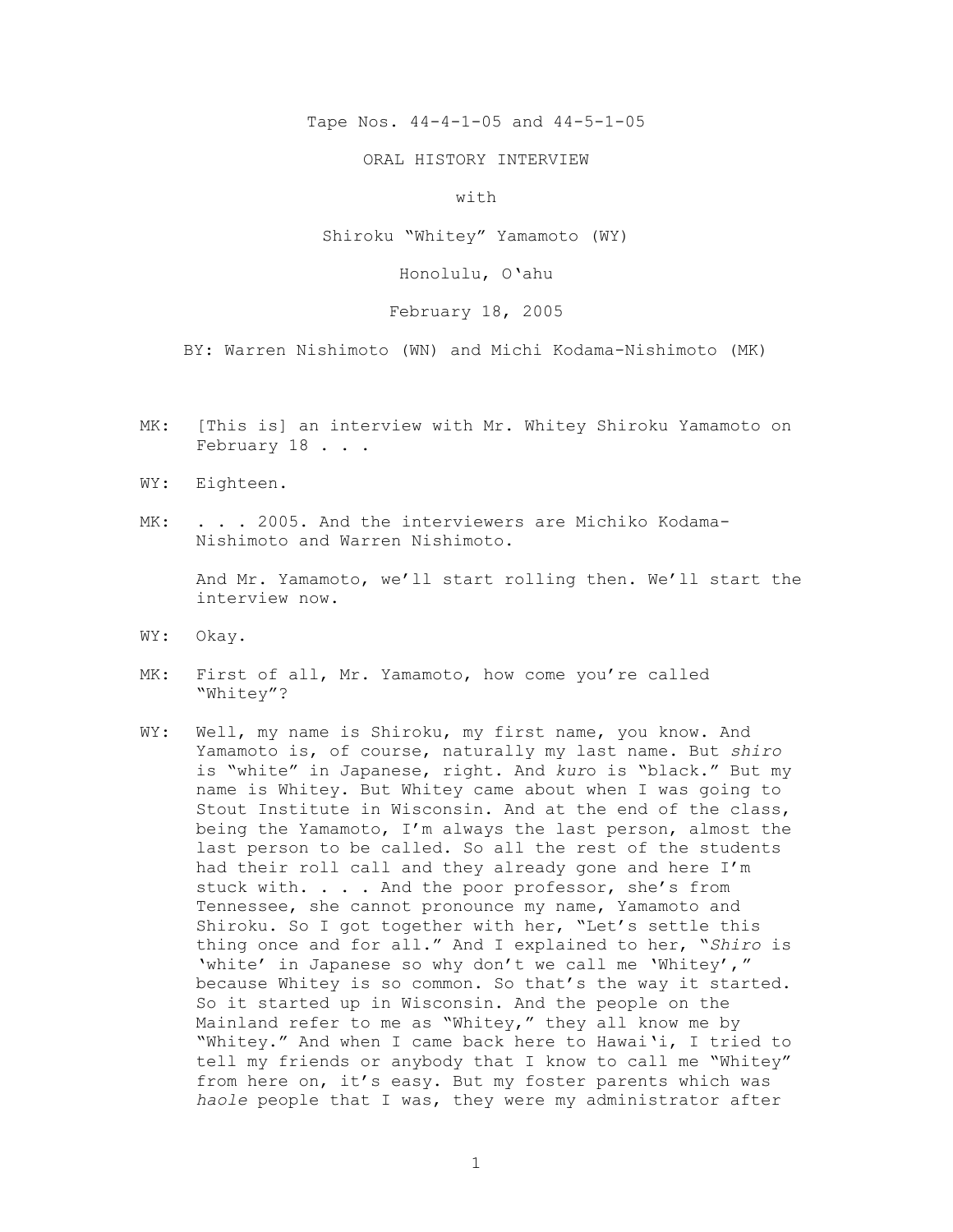Tape Nos. 44-4-1-05 and 44-5-1-05

ORAL HISTORY INTERVIEW

with

Shiroku "Whitey" Yamamoto (WY)

Honolulu, O'ahu

February 18, 2005

BY: Warren Nishimoto (WN) and Michi Kodama-Nishimoto (MK)

MK: [This is] an interview with Mr. Whitey Shiroku Yamamoto on February 18 . . .

WY: Eighteen.

MK: . . . 2005. And the interviewers are Michiko Kodama-Nishimoto and Warren Nishimoto.

And Mr. Yamamoto, we'll start rolling then. We'll start the interview now.

WY: Okay.

MK: First of all, Mr. Yamamoto, how come you're called "Whitey"?

WY: Well, my name is Shiroku, my first name, you know. And Yamamoto is, of course, naturally my last name. But *shiro* is "white" in Japanese, right. And *kuro* is "black." But my name is Whitey. But Whitey came about when I was going to Stout Institute in Wisconsin. And at the end of the class, being the Yamamoto, I'm always the last person, almost the last person to be called. So all the rest of the students had their roll call and they already gone and here I'm stuck with. . . . And the poor professor, she's from Tennessee, she cannot pronounce my name, Yamamoto and Shiroku. So I got together with her, "Let's settle this thing once and for all." And I explained to her, "*Shiro* is 'white' in Japanese so why don't we call me 'Whitey'," because Whitey is so common. So that's the way it started. So it started up in Wisconsin. And the people on the Mainland refer to me as "Whitey," they all know me by "Whitey." And when I came back here to Hawai'i, I tried to tell my friends or anybody that I know to call me "Whitey" from here on, it's easy. But my foster parents which was *haole* people that I was, they were my administrator after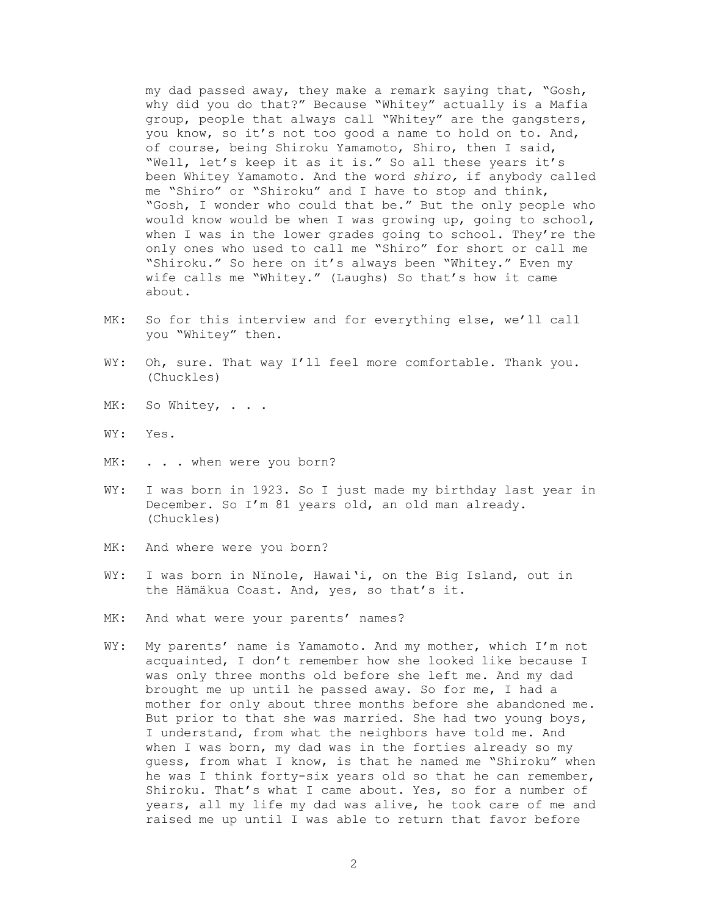my dad passed away, they make a remark saying that, "Gosh, why did you do that?" Because "Whitey" actually is a Mafia group, people that always call "Whitey" are the gangsters, you know, so it's not too good a name to hold on to. And, of course, being Shiroku Yamamoto, Shiro, then I said, "Well, let's keep it as it is." So all these years it's been Whitey Yamamoto. And the word *shiro,* if anybody called me "Shiro" or "Shiroku" and I have to stop and think, "Gosh, I wonder who could that be." But the only people who would know would be when I was growing up, going to school, when I was in the lower grades going to school. They're the only ones who used to call me "Shiro" for short or call me "Shiroku." So here on it's always been "Whitey." Even my wife calls me "Whitey." (Laughs) So that's how it came about.

MK: So for this interview and for everything else, we'll call you "Whitey" then.

WY: Oh, sure. That way I'll feel more comfortable. Thank you. (Chuckles)

MK: So Whitey, . . .

WY: Yes.

MK: . . . when were you born?

WY: I was born in 1923. So I just made my birthday last year in December. So I'm 81 years old, an old man already. (Chuckles)

MK: And where were you born?

WY: I was born in Nïnole, Hawai'i, on the Big Island, out in the Hämäkua Coast. And, yes, so that's it.

MK: And what were your parents' names?

WY: My parents' name is Yamamoto. And my mother, which I'm not acquainted, I don't remember how she looked like because I was only three months old before she left me. And my dad brought me up until he passed away. So for me, I had a mother for only about three months before she abandoned me. But prior to that she was married. She had two young boys, I understand, from what the neighbors have told me. And when I was born, my dad was in the forties already so my guess, from what I know, is that he named me "Shiroku" when he was I think forty-six years old so that he can remember, Shiroku. That's what I came about. Yes, so for a number of years, all my life my dad was alive, he took care of me and raised me up until I was able to return that favor before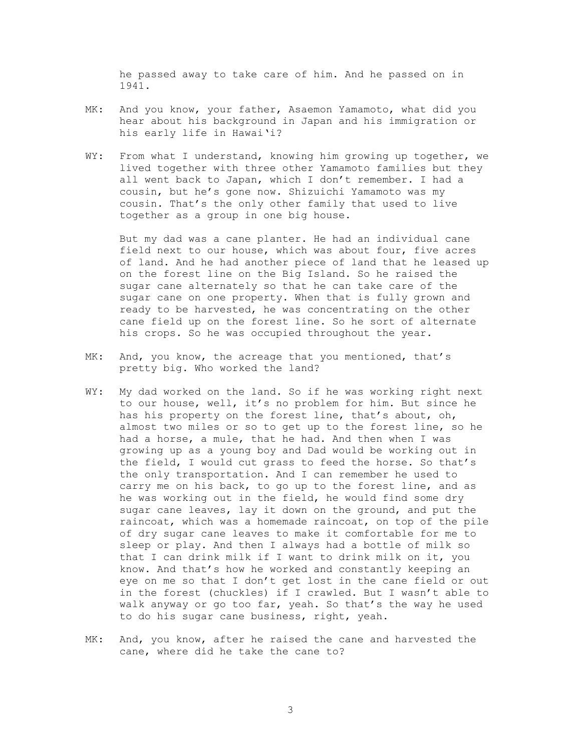he passed away to take care of him. And he passed on in 1941.

MK: And you know, your father, Asaemon Yamamoto, what did you hear about his background in Japan and his immigration or his early life in Hawai'i?

WY: From what I understand, knowing him growing up together, we lived together with three other Yamamoto families but they all went back to Japan, which I don't remember. I had a cousin, but he's gone now. Shizuichi Yamamoto was my cousin. That's the only other family that used to live together as a group in one big house.

But my dad was a cane planter. He had an individual cane field next to our house, which was about four, five acres of land. And he had another piece of land that he leased up on the forest line on the Big Island. So he raised the sugar cane alternately so that he can take care of the sugar cane on one property. When that is fully grown and ready to be harvested, he was concentrating on the other cane field up on the forest line. So he sort of alternate his crops. So he was occupied throughout the year.

MK: And, you know, the acreage that you mentioned, that's pretty big. Who worked the land?

WY: My dad worked on the land. So if he was working right next to our house, well, it's no problem for him. But since he has his property on the forest line, that's about, oh, almost two miles or so to get up to the forest line, so he had a horse, a mule, that he had. And then when I was growing up as a young boy and Dad would be working out in the field, I would cut grass to feed the horse. So that's the only transportation. And I can remember he used to carry me on his back, to go up to the forest line, and as he was working out in the field, he would find some dry sugar cane leaves, lay it down on the ground, and put the raincoat, which was a homemade raincoat, on top of the pile of dry sugar cane leaves to make it comfortable for me to sleep or play. And then I always had a bottle of milk so that I can drink milk if I want to drink milk on it, you know. And that's how he worked and constantly keeping an eye on me so that I don't get lost in the cane field or out in the forest (chuckles) if I crawled. But I wasn't able to walk anyway or go too far, yeah. So that's the way he used to do his sugar cane business, right, yeah.

MK: And, you know, after he raised the cane and harvested the cane, where did he take the cane to?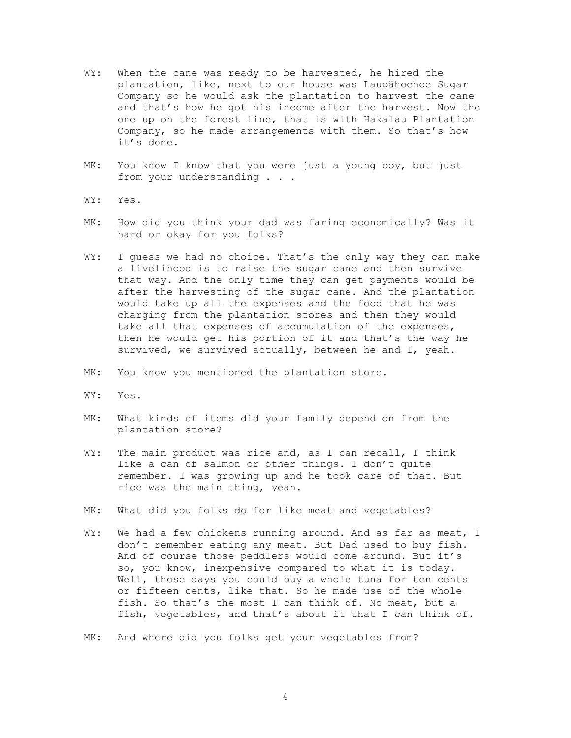WY: When the cane was ready to be harvested, he hired the plantation, like, next to our house was Laupähoehoe Sugar Company so he would ask the plantation to harvest the cane and that's how he got his income after the harvest. Now the one up on the forest line, that is with Hakalau Plantation Company, so he made arrangements with them. So that's how it's done.

MK: You know I know that you were just a young boy, but just from your understanding . . .

WY: Yes.

MK: How did you think your dad was faring economically? Was it hard or okay for you folks?

WY: I guess we had no choice. That's the only way they can make a livelihood is to raise the sugar cane and then survive that way. And the only time they can get payments would be after the harvesting of the sugar cane. And the plantation would take up all the expenses and the food that he was charging from the plantation stores and then they would take all that expenses of accumulation of the expenses, then he would get his portion of it and that's the way he survived, we survived actually, between he and I, yeah.

MK: You know you mentioned the plantation store.

WY: Yes.

MK: What kinds of items did your family depend on from the plantation store?

WY: The main product was rice and, as I can recall, I think like a can of salmon or other things. I don't quite remember. I was growing up and he took care of that. But rice was the main thing, yeah.

MK: What did you folks do for like meat and vegetables?

WY: We had a few chickens running around. And as far as meat, I don't remember eating any meat. But Dad used to buy fish. And of course those peddlers would come around. But it's so, you know, inexpensive compared to what it is today. Well, those days you could buy a whole tuna for ten cents or fifteen cents, like that. So he made use of the whole fish. So that's the most I can think of. No meat, but a fish, vegetables, and that's about it that I can think of.

MK: And where did you folks get your vegetables from?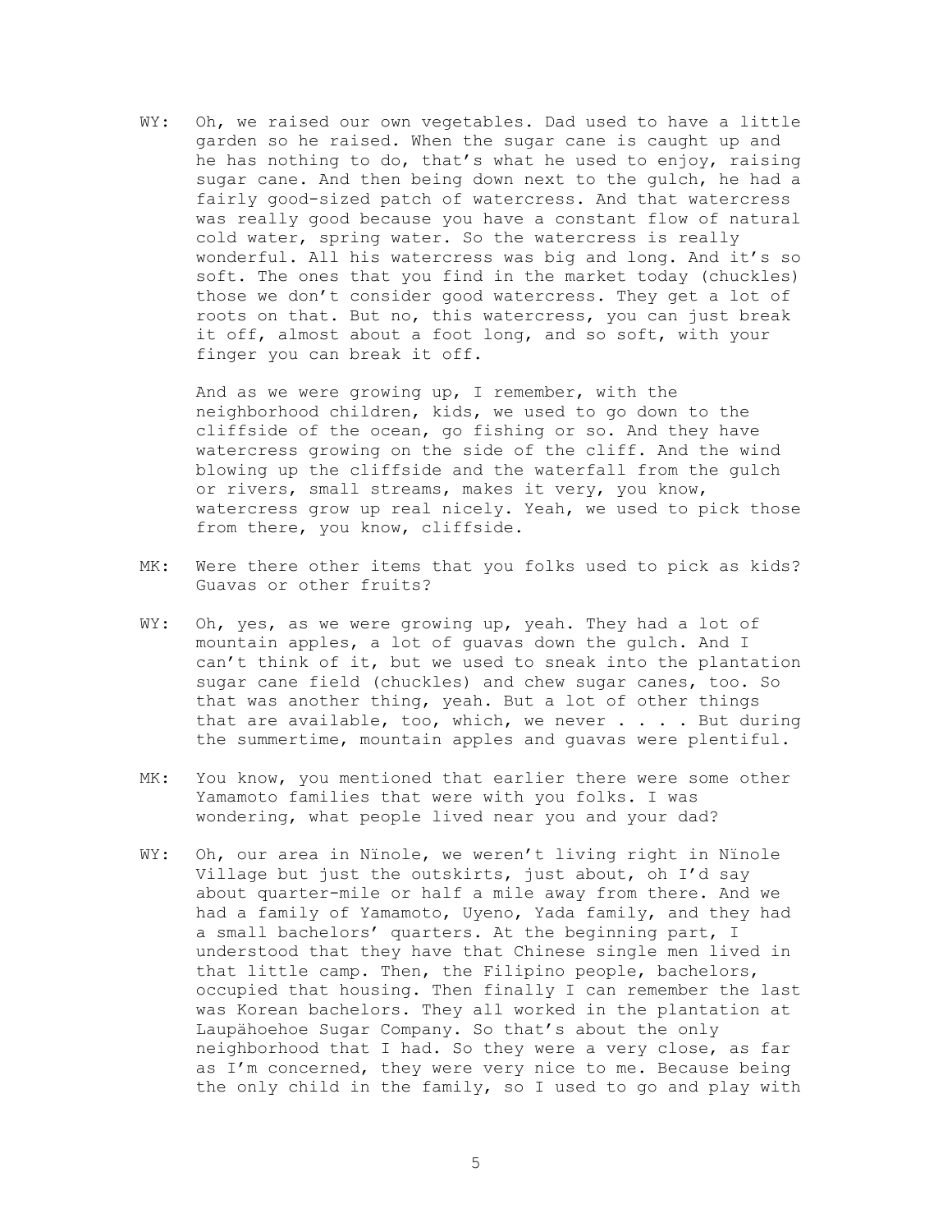WY: Oh, we raised our own vegetables. Dad used to have a little garden so he raised. When the sugar cane is caught up and he has nothing to do, that's what he used to enjoy, raising sugar cane. And then being down next to the gulch, he had a fairly good-sized patch of watercress. And that watercress was really good because you have a constant flow of natural cold water, spring water. So the watercress is really wonderful. All his watercress was big and long. And it's so soft. The ones that you find in the market today (chuckles) those we don't consider good watercress. They get a lot of roots on that. But no, this watercress, you can just break it off, almost about a foot long, and so soft, with your finger you can break it off.

And as we were growing up, I remember, with the neighborhood children, kids, we used to go down to the cliffside of the ocean, go fishing or so. And they have watercress growing on the side of the cliff. And the wind blowing up the cliffside and the waterfall from the gulch or rivers, small streams, makes it very, you know, watercress grow up real nicely. Yeah, we used to pick those from there, you know, cliffside.

MK: Were there other items that you folks used to pick as kids? Guavas or other fruits?

WY: Oh, yes, as we were growing up, yeah. They had a lot of mountain apples, a lot of guavas down the gulch. And I can't think of it, but we used to sneak into the plantation sugar cane field (chuckles) and chew sugar canes, too. So that was another thing, yeah. But a lot of other things that are available, too, which, we never . . . . But during the summertime, mountain apples and guavas were plentiful.

MK: You know, you mentioned that earlier there were some other Yamamoto families that were with you folks. I was wondering, what people lived near you and your dad?

WY: Oh, our area in Nïnole, we weren't living right in Nïnole Village but just the outskirts, just about, oh I'd say about quarter-mile or half a mile away from there. And we had a family of Yamamoto, Uyeno, Yada family, and they had a small bachelors' quarters. At the beginning part, I understood that they have that Chinese single men lived in that little camp. Then, the Filipino people, bachelors, occupied that housing. Then finally I can remember the last was Korean bachelors. They all worked in the plantation at Laupähoehoe Sugar Company. So that's about the only neighborhood that I had. So they were a very close, as far as I'm concerned, they were very nice to me. Because being the only child in the family, so I used to go and play with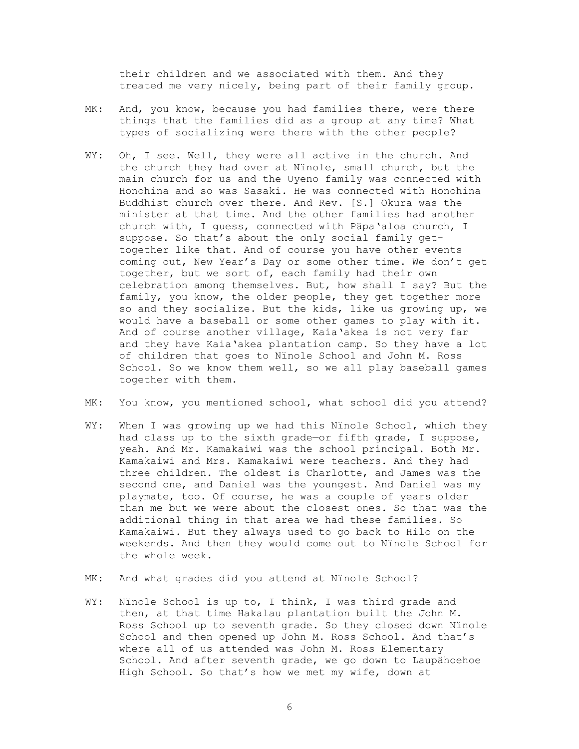their children and we associated with them. And they treated me very nicely, being part of their family group.

MK: And, you know, because you had families there, were there things that the families did as a group at any time? What types of socializing were there with the other people?

WY: Oh, I see. Well, they were all active in the church. And the church they had over at Nïnole, small church, but the main church for us and the Uyeno family was connected with Honohina and so was Sasaki. He was connected with Honohina Buddhist church over there. And Rev. [S.] Okura was the minister at that time. And the other families had another church with, I guess, connected with Päpa'aloa church, I suppose. So that's about the only social family get-together like that. And of course you have other events coming out, New Year's Day or some other time. We don't get together, but we sort of, each family had their own celebration among themselves. But, how shall I say? But the family, you know, the older people, they get together more so and they socialize. But the kids, like us growing up, we would have a baseball or some other games to play with it. And of course another village, Kaia'akea is not very far and they have Kaia'akea plantation camp. So they have a lot of children that goes to Nïnole School and John M. Ross School. So we know them well, so we all play baseball games together with them.

MK: You know, you mentioned school, what school did you attend?

WY: When I was growing up we had this Nïnole School, which they had class up to the sixth grade—or fifth grade, I suppose, yeah. And Mr. Kamakaiwi was the school principal. Both Mr. Kamakaiwi and Mrs. Kamakaiwi were teachers. And they had three children. The oldest is Charlotte, and James was the second one, and Daniel was the youngest. And Daniel was my playmate, too. Of course, he was a couple of years older than me but we were about the closest ones. So that was the additional thing in that area we had these families. So Kamakaiwi. But they always used to go back to Hilo on the weekends. And then they would come out to Nïnole School for the whole week.

MK: And what grades did you attend at Nïnole School?

WY: Nïnole School is up to, I think, I was third grade and then, at that time Hakalau plantation built the John M. Ross School up to seventh grade. So they closed down Nïnole School and then opened up John M. Ross School. And that's where all of us attended was John M. Ross Elementary School. And after seventh grade, we go down to Laupähoehoe High School. So that's how we met my wife, down at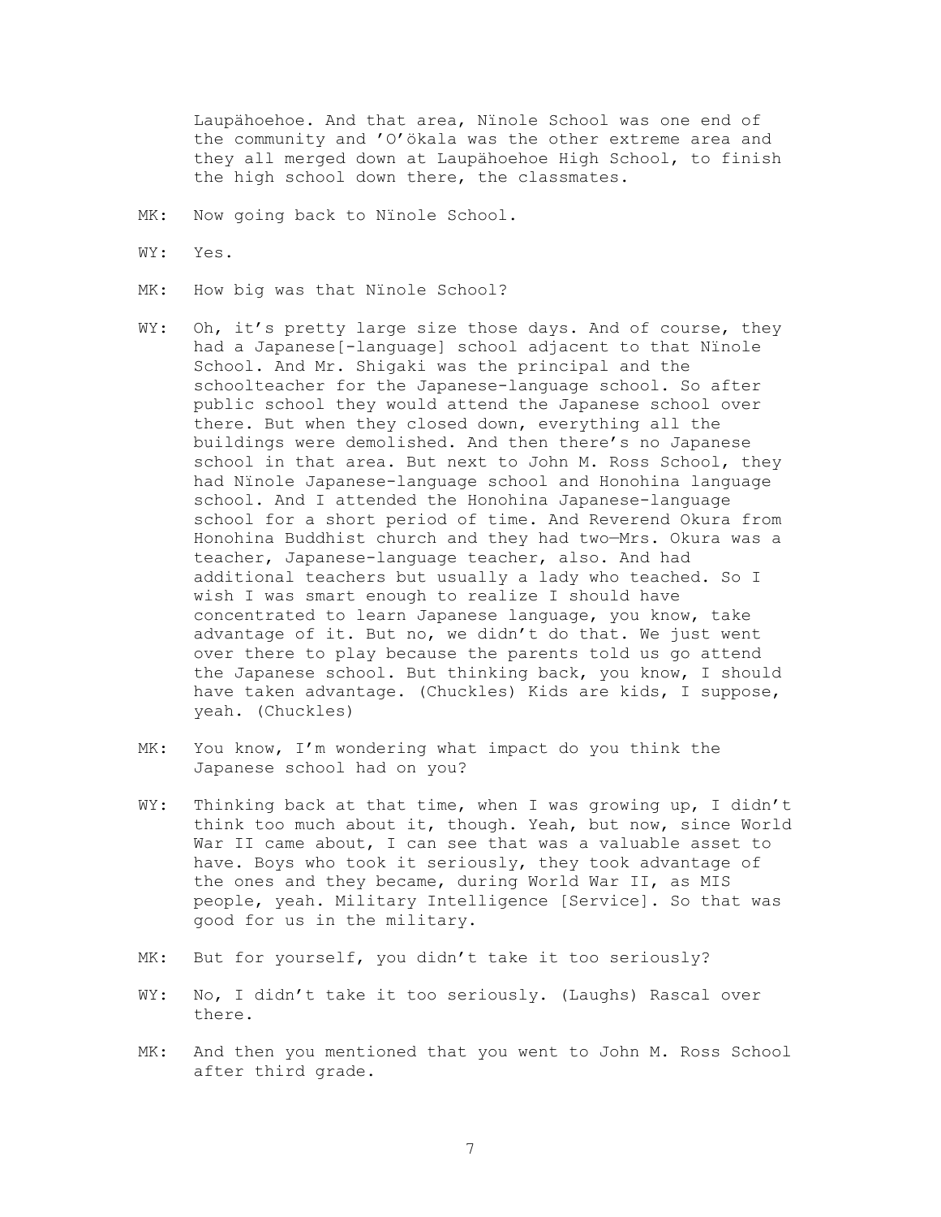Laupähoehoe. And that area, Nïnole School was one end of the community and 'O'ökala was the other extreme area and they all merged down at Laupähoehoe High School, to finish the high school down there, the classmates.

MK: Now going back to Nïnole School.

WY: Yes.

MK: How big was that Nïnole School?

WY: Oh, it's pretty large size those days. And of course, they had a Japanese[-language] school adjacent to that Nïnole School. And Mr. Shigaki was the principal and the schoolteacher for the Japanese-language school. So after public school they would attend the Japanese school over there. But when they closed down, everything all the buildings were demolished. And then there's no Japanese school in that area. But next to John M. Ross School, they had Nïnole Japanese-language school and Honohina language school. And I attended the Honohina Japanese-language school for a short period of time. And Reverend Okura from Honohina Buddhist church and they had two—Mrs. Okura was a teacher, Japanese-language teacher, also. And had additional teachers but usually a lady who teached. So I wish I was smart enough to realize I should have concentrated to learn Japanese language, you know, take advantage of it. But no, we didn't do that. We just went over there to play because the parents told us go attend the Japanese school. But thinking back, you know, I should have taken advantage. (Chuckles) Kids are kids, I suppose, yeah. (Chuckles)

MK: You know, I'm wondering what impact do you think the Japanese school had on you?

WY: Thinking back at that time, when I was growing up, I didn't think too much about it, though. Yeah, but now, since World War II came about, I can see that was a valuable asset to have. Boys who took it seriously, they took advantage of the ones and they became, during World War II, as MIS people, yeah. Military Intelligence [Service]. So that was good for us in the military.

MK: But for yourself, you didn't take it too seriously?

WY: No, I didn't take it too seriously. (Laughs) Rascal over there.

MK: And then you mentioned that you went to John M. Ross School after third grade.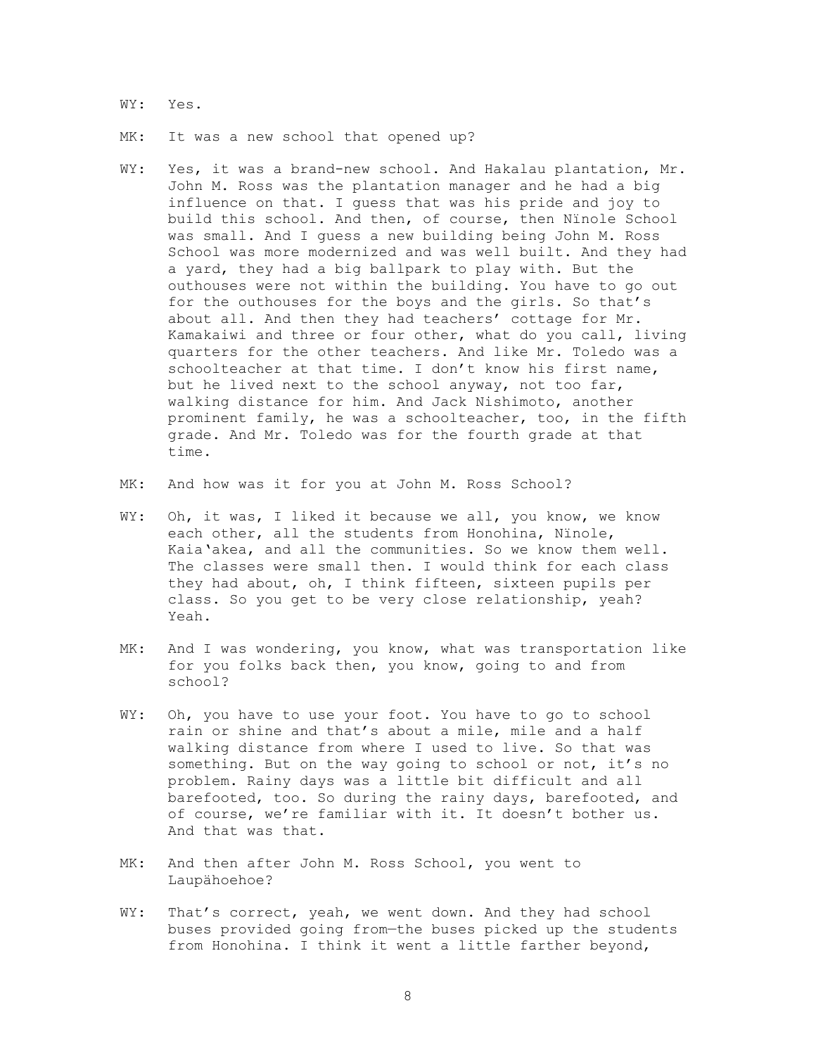WY: Yes.

MK: It was a new school that opened up?

WY: Yes, it was a brand-new school. And Hakalau plantation, Mr. John M. Ross was the plantation manager and he had a big influence on that. I guess that was his pride and joy to build this school. And then, of course, then Nïnole School was small. And I guess a new building being John M. Ross School was more modernized and was well built. And they had a yard, they had a big ballpark to play with. But the outhouses were not within the building. You have to go out for the outhouses for the boys and the girls. So that's about all. And then they had teachers' cottage for Mr. Kamakaiwi and three or four other, what do you call, living quarters for the other teachers. And like Mr. Toledo was a schoolteacher at that time. I don't know his first name, but he lived next to the school anyway, not too far, walking distance for him. And Jack Nishimoto, another prominent family, he was a schoolteacher, too, in the fifth grade. And Mr. Toledo was for the fourth grade at that time.

MK: And how was it for you at John M. Ross School?

WY: Oh, it was, I liked it because we all, you know, we know each other, all the students from Honohina, Nïnole, Kaia'akea, and all the communities. So we know them well. The classes were small then. I would think for each class they had about, oh, I think fifteen, sixteen pupils per class. So you get to be very close relationship, yeah? Yeah.

MK: And I was wondering, you know, what was transportation like for you folks back then, you know, going to and from school?

WY: Oh, you have to use your foot. You have to go to school rain or shine and that's about a mile, mile and a half walking distance from where I used to live. So that was something. But on the way going to school or not, it's no problem. Rainy days was a little bit difficult and all barefooted, too. So during the rainy days, barefooted, and of course, we're familiar with it. It doesn't bother us. And that was that.

MK: And then after John M. Ross School, you went to Laupähoehoe?

WY: That's correct, yeah, we went down. And they had school buses provided going from—the buses picked up the students from Honohina. I think it went a little farther beyond,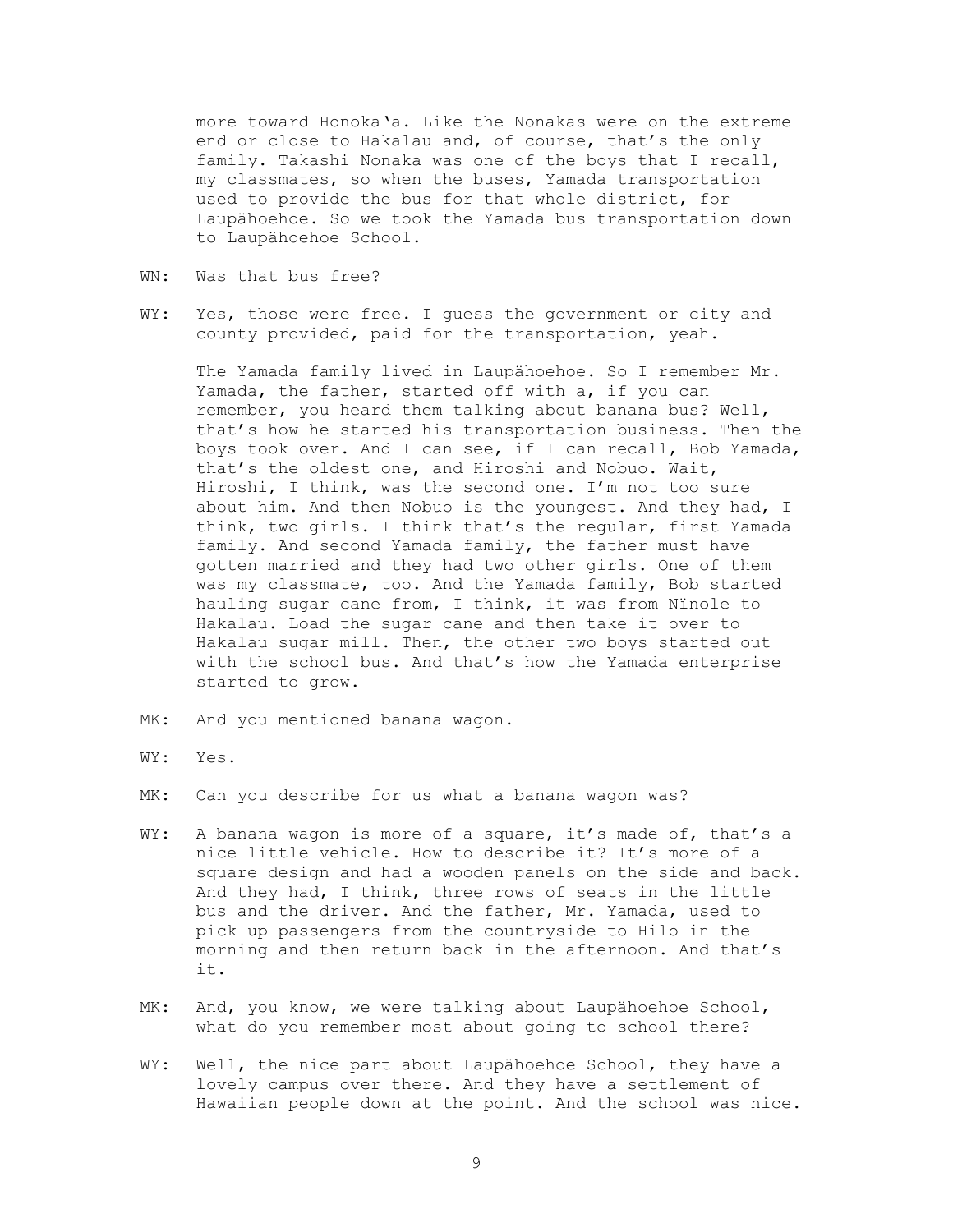more toward Honoka'a. Like the Nonakas were on the extreme end or close to Hakalau and, of course, that's the only family. Takashi Nonaka was one of the boys that I recall, my classmates, so when the buses, Yamada transportation used to provide the bus for that whole district, for Laupähoehoe. So we took the Yamada bus transportation down to Laupähoehoe School.

WN: Was that bus free?

WY: Yes, those were free. I guess the government or city and county provided, paid for the transportation, yeah.

The Yamada family lived in Laupähoehoe. So I remember Mr. Yamada, the father, started off with a, if you can remember, you heard them talking about banana bus? Well, that's how he started his transportation business. Then the boys took over. And I can see, if I can recall, Bob Yamada, that's the oldest one, and Hiroshi and Nobuo. Wait, Hiroshi, I think, was the second one. I'm not too sure about him. And then Nobuo is the youngest. And they had, I think, two girls. I think that's the regular, first Yamada family. And second Yamada family, the father must have gotten married and they had two other girls. One of them was my classmate, too. And the Yamada family, Bob started hauling sugar cane from, I think, it was from Nïnole to Hakalau. Load the sugar cane and then take it over to Hakalau sugar mill. Then, the other two boys started out with the school bus. And that's how the Yamada enterprise started to grow.

MK: And you mentioned banana wagon.

WY: Yes.

MK: Can you describe for us what a banana wagon was?

WY: A banana wagon is more of a square, it's made of, that's a nice little vehicle. How to describe it? It's more of a square design and had a wooden panels on the side and back. And they had, I think, three rows of seats in the little bus and the driver. And the father, Mr. Yamada, used to pick up passengers from the countryside to Hilo in the morning and then return back in the afternoon. And that's it.

MK: And, you know, we were talking about Laupähoehoe School, what do you remember most about going to school there?

WY: Well, the nice part about Laupähoehoe School, they have a lovely campus over there. And they have a settlement of Hawaiian people down at the point. And the school was nice.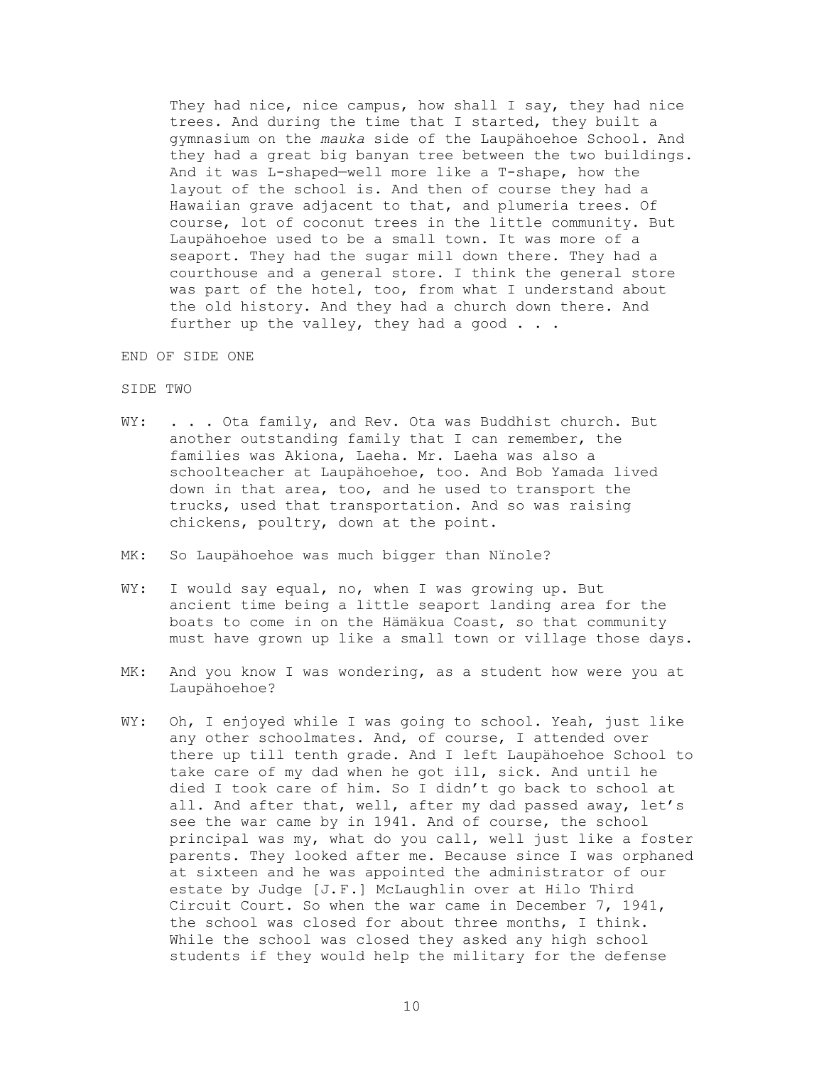They had nice, nice campus, how shall I say, they had nice trees. And during the time that I started, they built a gymnasium on the *mauka* side of the Laupähoehoe School. And they had a great big banyan tree between the two buildings. And it was L-shaped—well more like a T-shape, how the layout of the school is. And then of course they had a Hawaiian grave adjacent to that, and plumeria trees. Of course, lot of coconut trees in the little community. But Laupähoehoe used to be a small town. It was more of a seaport. They had the sugar mill down there. They had a courthouse and a general store. I think the general store was part of the hotel, too, from what I understand about the old history. And they had a church down there. And further up the valley, they had a good . . .

END OF SIDE ONE

SIDE TWO

WY: . . . Ota family, and Rev. Ota was Buddhist church. But another outstanding family that I can remember, the families was Akiona, Laeha. Mr. Laeha was also a schoolteacher at Laupähoehoe, too. And Bob Yamada lived down in that area, too, and he used to transport the trucks, used that transportation. And so was raising chickens, poultry, down at the point.

MK: So Laupähoehoe was much bigger than Nïnole?

WY: I would say equal, no, when I was growing up. But ancient time being a little seaport landing area for the boats to come in on the Hämäkua Coast, so that community must have grown up like a small town or village those days.

MK: And you know I was wondering, as a student how were you at Laupähoehoe?

WY: Oh, I enjoyed while I was going to school. Yeah, just like any other schoolmates. And, of course, I attended over there up till tenth grade. And I left Laupähoehoe School to take care of my dad when he got ill, sick. And until he died I took care of him. So I didn't go back to school at all. And after that, well, after my dad passed away, let's see the war came by in 1941. And of course, the school principal was my, what do you call, well just like a foster parents. They looked after me. Because since I was orphaned at sixteen and he was appointed the administrator of our estate by Judge [J.F.] McLaughlin over at Hilo Third Circuit Court. So when the war came in December 7, 1941, the school was closed for about three months, I think. While the school was closed they asked any high school students if they would help the military for the defense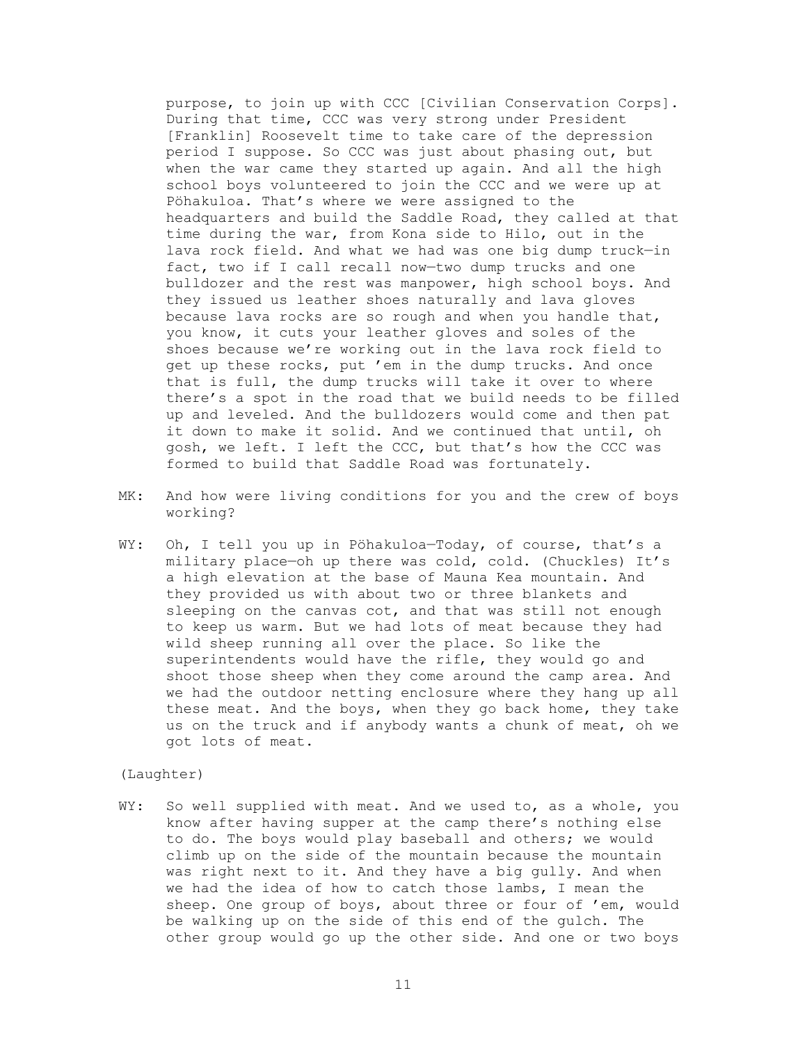purpose, to join up with CCC [Civilian Conservation Corps]. During that time, CCC was very strong under President [Franklin] Roosevelt time to take care of the depression period I suppose. So CCC was just about phasing out, but when the war came they started up again. And all the high school boys volunteered to join the CCC and we were up at Pöhakuloa. That's where we were assigned to the headquarters and build the Saddle Road, they called at that time during the war, from Kona side to Hilo, out in the lava rock field. And what we had was one big dump truck—in fact, two if I call recall now—two dump trucks and one bulldozer and the rest was manpower, high school boys. And they issued us leather shoes naturally and lava gloves because lava rocks are so rough and when you handle that, you know, it cuts your leather gloves and soles of the shoes because we're working out in the lava rock field to get up these rocks, put 'em in the dump trucks. And once that is full, the dump trucks will take it over to where there's a spot in the road that we build needs to be filled up and leveled. And the bulldozers would come and then pat it down to make it solid. And we continued that until, oh gosh, we left. I left the CCC, but that's how the CCC was formed to build that Saddle Road was fortunately.

MK: And how were living conditions for you and the crew of boys working?

WY: Oh, I tell you up in Pöhakuloa—Today, of course, that's a military place—oh up there was cold, cold. (Chuckles) It's a high elevation at the base of Mauna Kea mountain. And they provided us with about two or three blankets and sleeping on the canvas cot, and that was still not enough to keep us warm. But we had lots of meat because they had wild sheep running all over the place. So like the superintendents would have the rifle, they would go and shoot those sheep when they come around the camp area. And we had the outdoor netting enclosure where they hang up all these meat. And the boys, when they go back home, they take us on the truck and if anybody wants a chunk of meat, oh we got lots of meat.

(Laughter)

WY: So well supplied with meat. And we used to, as a whole, you know after having supper at the camp there's nothing else to do. The boys would play baseball and others; we would climb up on the side of the mountain because the mountain was right next to it. And they have a big gully. And when we had the idea of how to catch those lambs, I mean the sheep. One group of boys, about three or four of 'em, would be walking up on the side of this end of the gulch. The other group would go up the other side. And one or two boys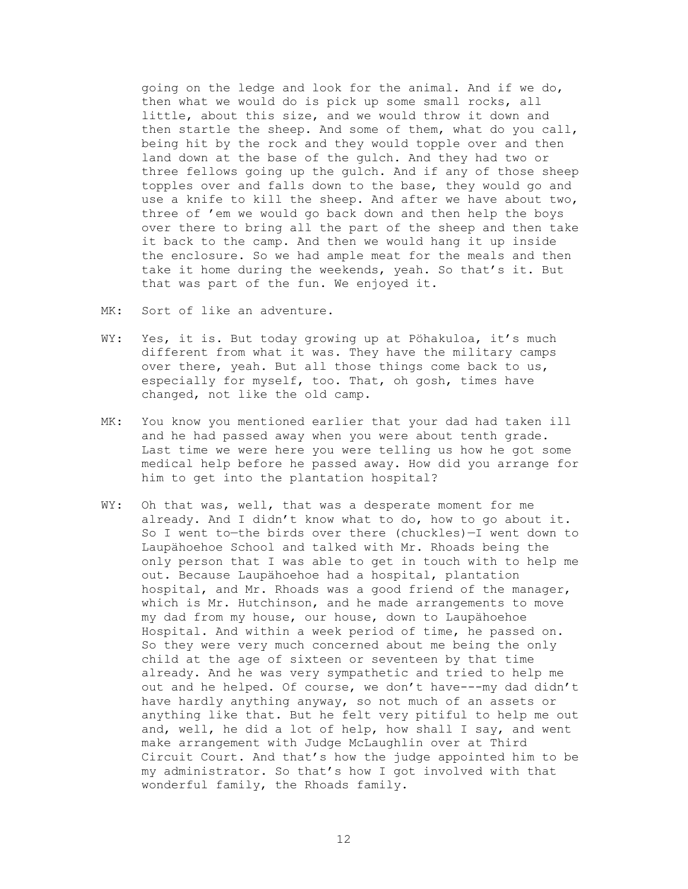going on the ledge and look for the animal. And if we do, then what we would do is pick up some small rocks, all little, about this size, and we would throw it down and then startle the sheep. And some of them, what do you call, being hit by the rock and they would topple over and then land down at the base of the gulch. And they had two or three fellows going up the gulch. And if any of those sheep topples over and falls down to the base, they would go and use a knife to kill the sheep. And after we have about two, three of 'em we would go back down and then help the boys over there to bring all the part of the sheep and then take it back to the camp. And then we would hang it up inside the enclosure. So we had ample meat for the meals and then take it home during the weekends, yeah. So that's it. But that was part of the fun. We enjoyed it.

MK: Sort of like an adventure.

WY: Yes, it is. But today growing up at Pōhakuloa, it's much different from what it was. They have the military camps over there, yeah. But all those things come back to us, especially for myself, too. That, oh gosh, times have changed, not like the old camp.

MK: You know you mentioned earlier that your dad had taken ill and he had passed away when you were about tenth grade. Last time we were here you were telling us how he got some medical help before he passed away. How did you arrange for him to get into the plantation hospital?

WY: Oh that was, well, that was a desperate moment for me already. And I didn't know what to do, how to go about it. So I went to—the birds over there (chuckles)—I went down to Laupāhoehoe School and talked with Mr. Rhoads being the only person that I was able to get in touch with to help me out. Because Laupāhoehoe had a hospital, plantation hospital, and Mr. Rhoads was a good friend of the manager, which is Mr. Hutchinson, and he made arrangements to move my dad from my house, our house, down to Laupāhoehoe Hospital. And within a week period of time, he passed on. So they were very much concerned about me being the only child at the age of sixteen or seventeen by that time already. And he was very sympathetic and tried to help me out and he helped. Of course, we don't have---my dad didn't have hardly anything anyway, so not much of an assets or anything like that. But he felt very pitiful to help me out and, well, he did a lot of help, how shall I say, and went make arrangement with Judge McLaughlin over at Third Circuit Court. And that's how the judge appointed him to be my administrator. So that's how I got involved with that wonderful family, the Rhoads family.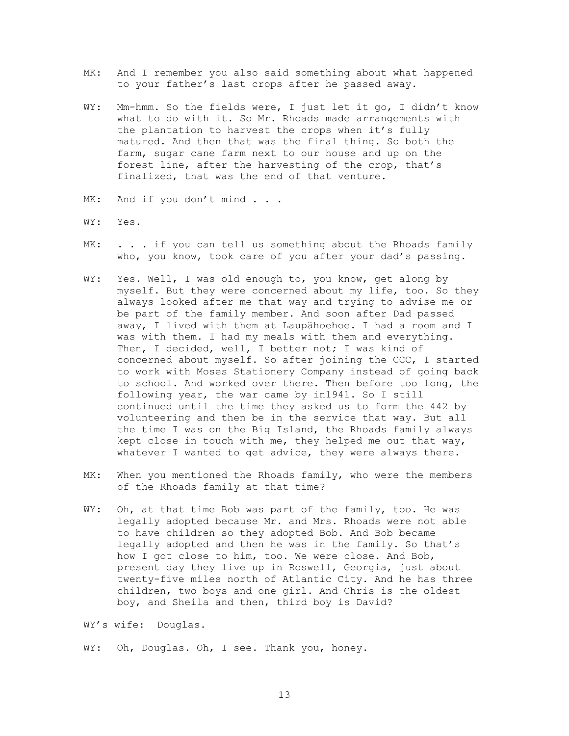MK: And I remember you also said something about what happened to your father's last crops after he passed away.

WY: Mm-hmm. So the fields were, I just let it go, I didn't know what to do with it. So Mr. Rhoads made arrangements with the plantation to harvest the crops when it's fully matured. And then that was the final thing. So both the farm, sugar cane farm next to our house and up on the forest line, after the harvesting of the crop, that's finalized, that was the end of that venture.

MK: And if you don't mind . . .

WY: Yes.

MK: . . . if you can tell us something about the Rhoads family who, you know, took care of you after your dad's passing.

WY: Yes. Well, I was old enough to, you know, get along by myself. But they were concerned about my life, too. So they always looked after me that way and trying to advise me or be part of the family member. And soon after Dad passed away, I lived with them at Laupähoehoe. I had a room and I was with them. I had my meals with them and everything. Then, I decided, well, I better not; I was kind of concerned about myself. So after joining the CCC, I started to work with Moses Stationery Company instead of going back to school. And worked over there. Then before too long, the following year, the war came by in1941. So I still continued until the time they asked us to form the 442 by volunteering and then be in the service that way. But all the time I was on the Big Island, the Rhoads family always kept close in touch with me, they helped me out that way, whatever I wanted to get advice, they were always there.

MK: When you mentioned the Rhoads family, who were the members of the Rhoads family at that time?

WY: Oh, at that time Bob was part of the family, too. He was legally adopted because Mr. and Mrs. Rhoads were not able to have children so they adopted Bob. And Bob became legally adopted and then he was in the family. So that's how I got close to him, too. We were close. And Bob, present day they live up in Roswell, Georgia, just about twenty-five miles north of Atlantic City. And he has three children, two boys and one girl. And Chris is the oldest boy, and Sheila and then, third boy is David?

WY's wife: Douglas.

WY: Oh, Douglas. Oh, I see. Thank you, honey.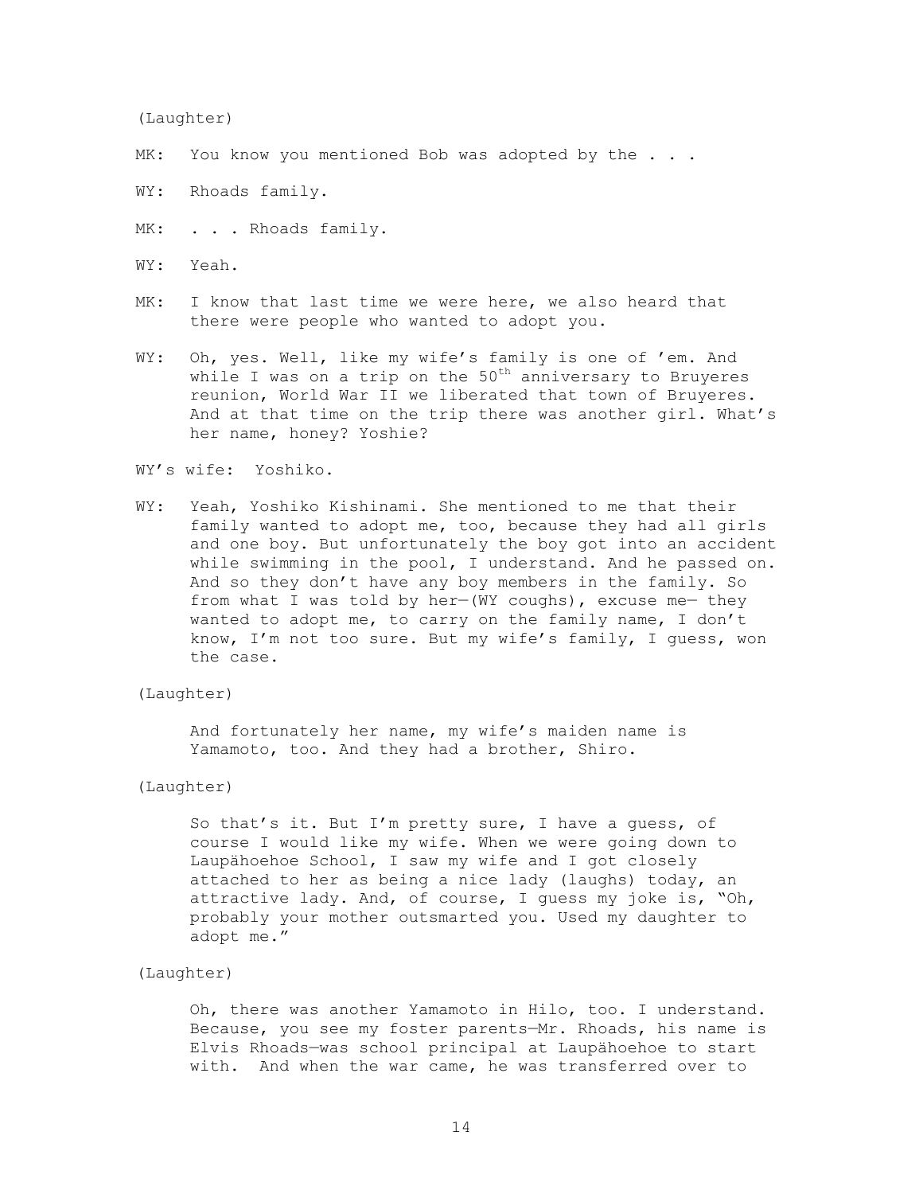(Laughter)

MK: You know you mentioned Bob was adopted by the . . .

WY: Rhoads family.

MK: . . . Rhoads family.

WY: Yeah.

MK: I know that last time we were here, we also heard that there were people who wanted to adopt you.

WY: Oh, yes. Well, like my wife's family is one of 'em. And while I was on a trip on the 50th anniversary to Bruyeres reunion, World War II we liberated that town of Bruyeres. And at that time on the trip there was another girl. What's her name, honey? Yoshie?

WY's wife: Yoshiko.

WY: Yeah, Yoshiko Kishinami. She mentioned to me that their family wanted to adopt me, too, because they had all girls and one boy. But unfortunately the boy got into an accident while swimming in the pool, I understand. And he passed on. And so they don't have any boy members in the family. So from what I was told by her—(WY coughs), excuse me— they wanted to adopt me, to carry on the family name, I don't know, I'm not too sure. But my wife's family, I guess, won the case.

(Laughter)

And fortunately her name, my wife's maiden name is Yamamoto, too. And they had a brother, Shiro.

(Laughter)

So that's it. But I'm pretty sure, I have a guess, of course I would like my wife. When we were going down to Laupähoehoe School, I saw my wife and I got closely attached to her as being a nice lady (laughs) today, an attractive lady. And, of course, I guess my joke is, "Oh, probably your mother outsmarted you. Used my daughter to adopt me."

(Laughter)

Oh, there was another Yamamoto in Hilo, too. I understand. Because, you see my foster parents—Mr. Rhoads, his name is Elvis Rhoads—was school principal at Laupähoehoe to start with. And when the war came, he was transferred over to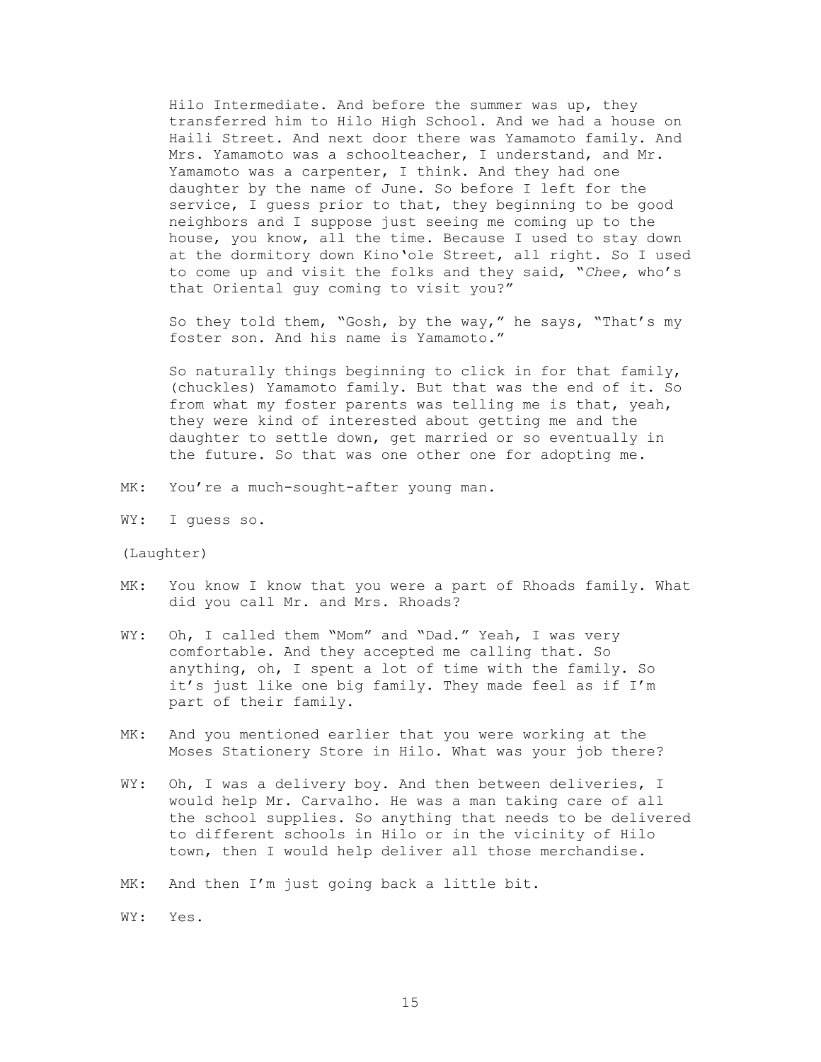Hilo Intermediate. And before the summer was up, they transferred him to Hilo High School. And we had a house on Haili Street. And next door there was Yamamoto family. And Mrs. Yamamoto was a schoolteacher, I understand, and Mr. Yamamoto was a carpenter, I think. And they had one daughter by the name of June. So before I left for the service, I guess prior to that, they beginning to be good neighbors and I suppose just seeing me coming up to the house, you know, all the time. Because I used to stay down at the dormitory down Kinoʻole Street, all right. So I used to come up and visit the folks and they said, "*Chee,* who's that Oriental guy coming to visit you?"

So they told them, "Gosh, by the way," he says, "That's my foster son. And his name is Yamamoto."

So naturally things beginning to click in for that family, (chuckles) Yamamoto family. But that was the end of it. So from what my foster parents was telling me is that, yeah, they were kind of interested about getting me and the daughter to settle down, get married or so eventually in the future. So that was one other one for adopting me.

MK: You're a much-sought-after young man.

WY: I guess so.

(Laughter)

MK: You know I know that you were a part of Rhoads family. What did you call Mr. and Mrs. Rhoads?

WY: Oh, I called them "Mom" and "Dad." Yeah, I was very comfortable. And they accepted me calling that. So anything, oh, I spent a lot of time with the family. So it's just like one big family. They made feel as if I'm part of their family.

MK: And you mentioned earlier that you were working at the Moses Stationery Store in Hilo. What was your job there?

WY: Oh, I was a delivery boy. And then between deliveries, I would help Mr. Carvalho. He was a man taking care of all the school supplies. So anything that needs to be delivered to different schools in Hilo or in the vicinity of Hilo town, then I would help deliver all those merchandise.

MK: And then I'm just going back a little bit.

WY: Yes.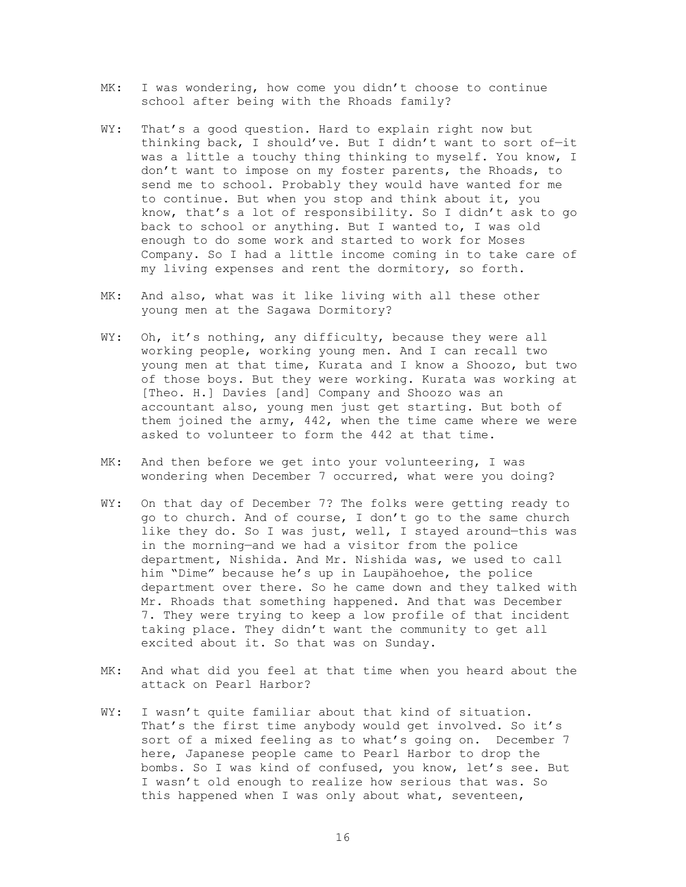MK: I was wondering, how come you didn't choose to continue school after being with the Rhoads family?

WY: That's a good question. Hard to explain right now but thinking back, I should've. But I didn't want to sort of—it was a little a touchy thing thinking to myself. You know, I don't want to impose on my foster parents, the Rhoads, to send me to school. Probably they would have wanted for me to continue. But when you stop and think about it, you know, that's a lot of responsibility. So I didn't ask to go back to school or anything. But I wanted to, I was old enough to do some work and started to work for Moses Company. So I had a little income coming in to take care of my living expenses and rent the dormitory, so forth.

MK: And also, what was it like living with all these other young men at the Sagawa Dormitory?

WY: Oh, it's nothing, any difficulty, because they were all working people, working young men. And I can recall two young men at that time, Kurata and I know a Shoozo, but two of those boys. But they were working. Kurata was working at [Theo. H.] Davies [and] Company and Shoozo was an accountant also, young men just get starting. But both of them joined the army, 442, when the time came where we were asked to volunteer to form the 442 at that time.

MK: And then before we get into your volunteering, I was wondering when December 7 occurred, what were you doing?

WY: On that day of December 7? The folks were getting ready to go to church. And of course, I don't go to the same church like they do. So I was just, well, I stayed around—this was in the morning—and we had a visitor from the police department, Nishida. And Mr. Nishida was, we used to call him "Dime" because he's up in Laupähoehoe, the police department over there. So he came down and they talked with Mr. Rhoads that something happened. And that was December 7. They were trying to keep a low profile of that incident taking place. They didn't want the community to get all excited about it. So that was on Sunday.

MK: And what did you feel at that time when you heard about the attack on Pearl Harbor?

WY: I wasn't quite familiar about that kind of situation. That's the first time anybody would get involved. So it's sort of a mixed feeling as to what's going on. December 7 here, Japanese people came to Pearl Harbor to drop the bombs. So I was kind of confused, you know, let's see. But I wasn't old enough to realize how serious that was. So this happened when I was only about what, seventeen,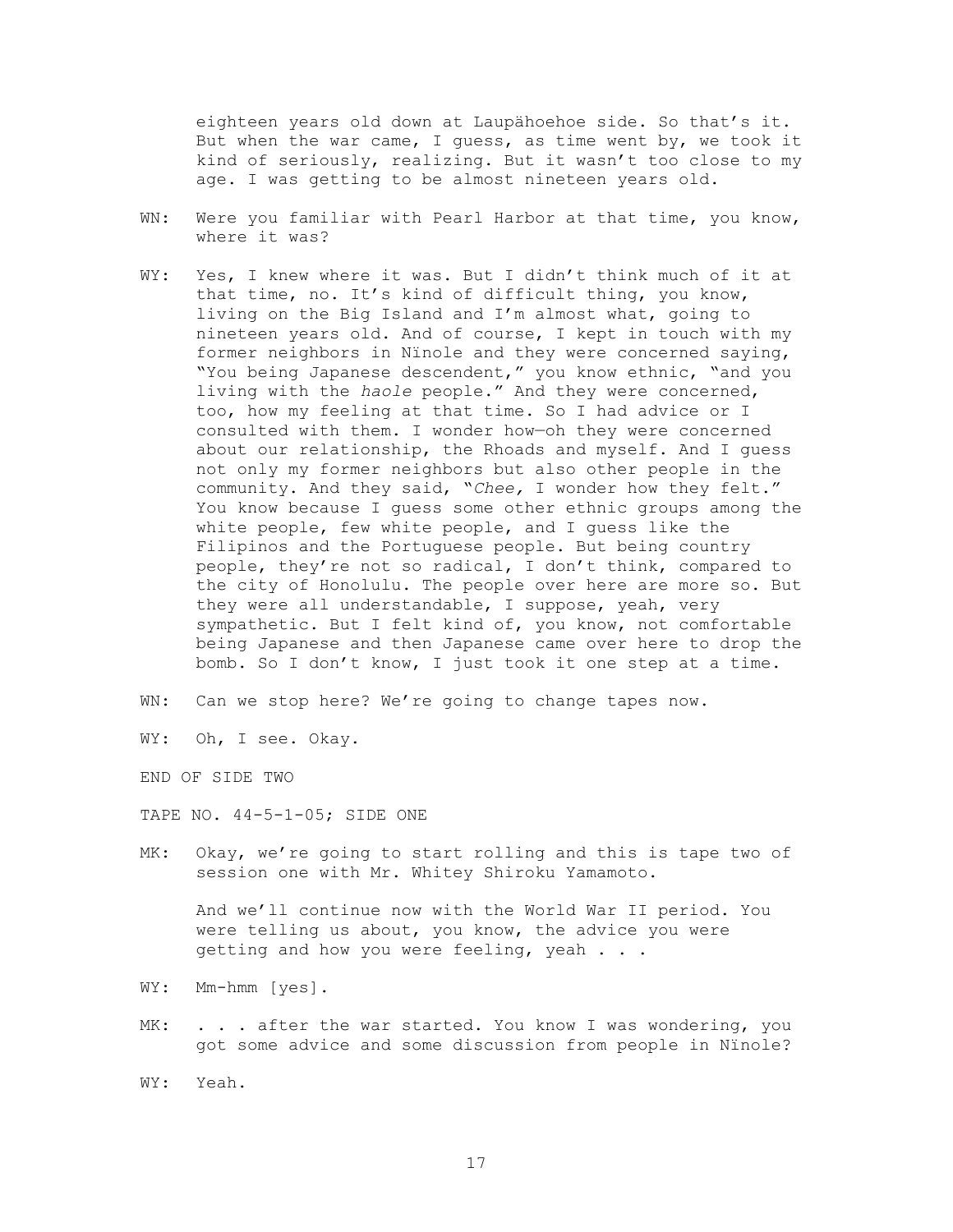eighteen years old down at Laupähoehoe side. So that's it. But when the war came, I guess, as time went by, we took it kind of seriously, realizing. But it wasn't too close to my age. I was getting to be almost nineteen years old.

WN: Were you familiar with Pearl Harbor at that time, you know, where it was?

WY: Yes, I knew where it was. But I didn't think much of it at that time, no. It's kind of difficult thing, you know, living on the Big Island and I'm almost what, going to nineteen years old. And of course, I kept in touch with my former neighbors in Nïnole and they were concerned saying, "You being Japanese descendent," you know ethnic, "and you living with the *haole* people." And they were concerned, too, how my feeling at that time. So I had advice or I consulted with them. I wonder how—oh they were concerned about our relationship, the Rhoads and myself. And I guess not only my former neighbors but also other people in the community. And they said, "*Chee,* I wonder how they felt." You know because I guess some other ethnic groups among the white people, few white people, and I guess like the Filipinos and the Portuguese people. But being country people, they're not so radical, I don't think, compared to the city of Honolulu. The people over here are more so. But they were all understandable, I suppose, yeah, very sympathetic. But I felt kind of, you know, not comfortable being Japanese and then Japanese came over here to drop the bomb. So I don't know, I just took it one step at a time.

WN: Can we stop here? We're going to change tapes now.

WY: Oh, I see. Okay.

END OF SIDE TWO

TAPE NO. 44-5-1-05; SIDE ONE

MK: Okay, we're going to start rolling and this is tape two of session one with Mr. Whitey Shiroku Yamamoto.

And we'll continue now with the World War II period. You were telling us about, you know, the advice you were getting and how you were feeling, yeah . . .

WY: Mm-hmm [yes].

MK: . . . after the war started. You know I was wondering, you got some advice and some discussion from people in Nïnole?

WY: Yeah.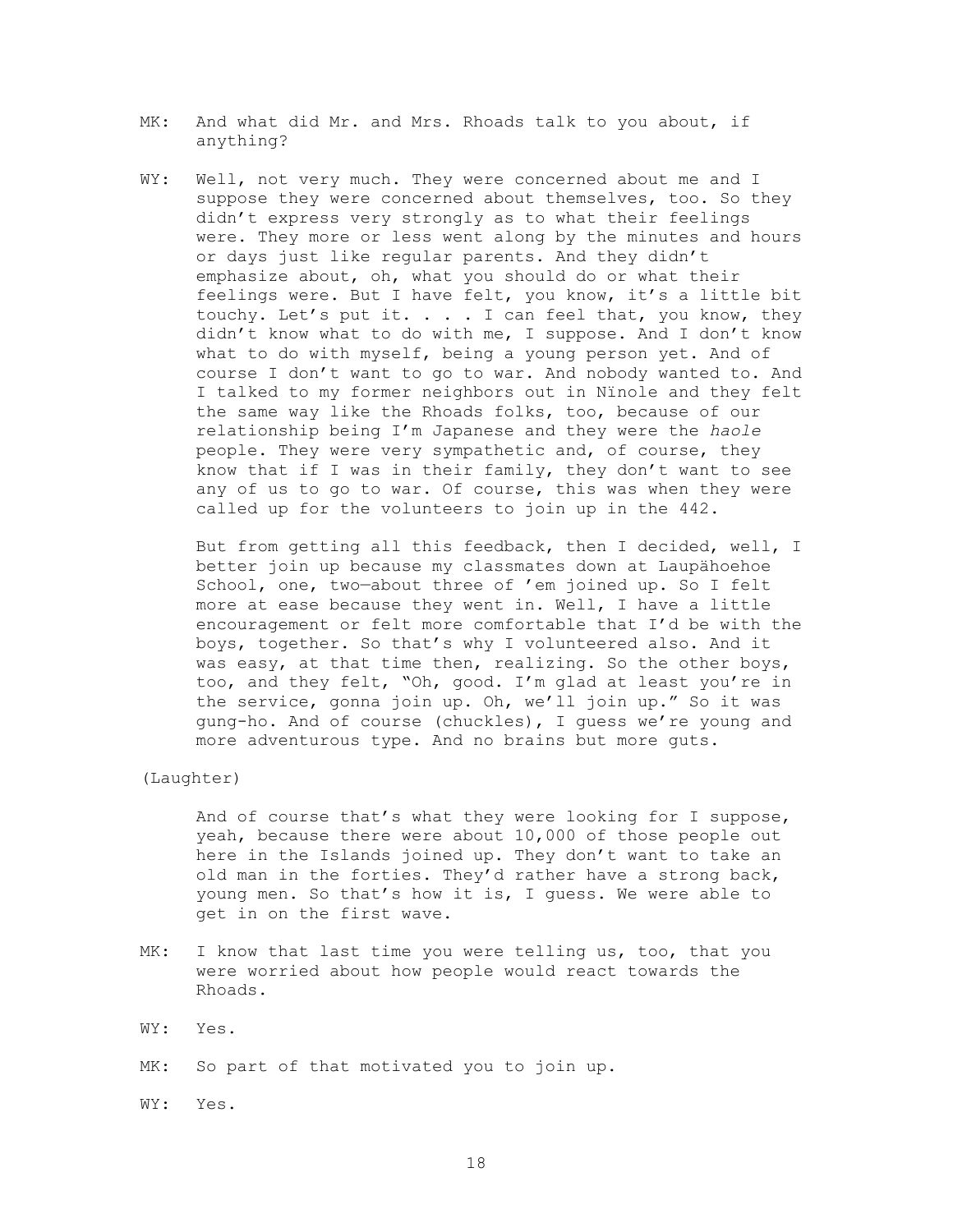MK: And what did Mr. and Mrs. Rhoads talk to you about, if anything?

WY: Well, not very much. They were concerned about me and I suppose they were concerned about themselves, too. So they didn't express very strongly as to what their feelings were. They more or less went along by the minutes and hours or days just like regular parents. And they didn't emphasize about, oh, what you should do or what their feelings were. But I have felt, you know, it's a little bit touchy. Let's put it. . . . I can feel that, you know, they didn't know what to do with me, I suppose. And I don't know what to do with myself, being a young person yet. And of course I don't want to go to war. And nobody wanted to. And I talked to my former neighbors out in Nïnole and they felt the same way like the Rhoads folks, too, because of our relationship being I'm Japanese and they were the *haole* people. They were very sympathetic and, of course, they know that if I was in their family, they don't want to see any of us to go to war. Of course, this was when they were called up for the volunteers to join up in the 442.

But from getting all this feedback, then I decided, well, I better join up because my classmates down at Laupähoehoe School, one, two—about three of 'em joined up. So I felt more at ease because they went in. Well, I have a little encouragement or felt more comfortable that I'd be with the boys, together. So that's why I volunteered also. And it was easy, at that time then, realizing. So the other boys, too, and they felt, "Oh, good. I'm glad at least you're in the service, gonna join up. Oh, we'll join up." So it was gung-ho. And of course (chuckles), I guess we're young and more adventurous type. And no brains but more guts.

(Laughter)

And of course that's what they were looking for I suppose, yeah, because there were about 10,000 of those people out here in the Islands joined up. They don't want to take an old man in the forties. They'd rather have a strong back, young men. So that's how it is, I guess. We were able to get in on the first wave.

MK: I know that last time you were telling us, too, that you were worried about how people would react towards the Rhoads.

WY: Yes.

MK: So part of that motivated you to join up.

WY: Yes.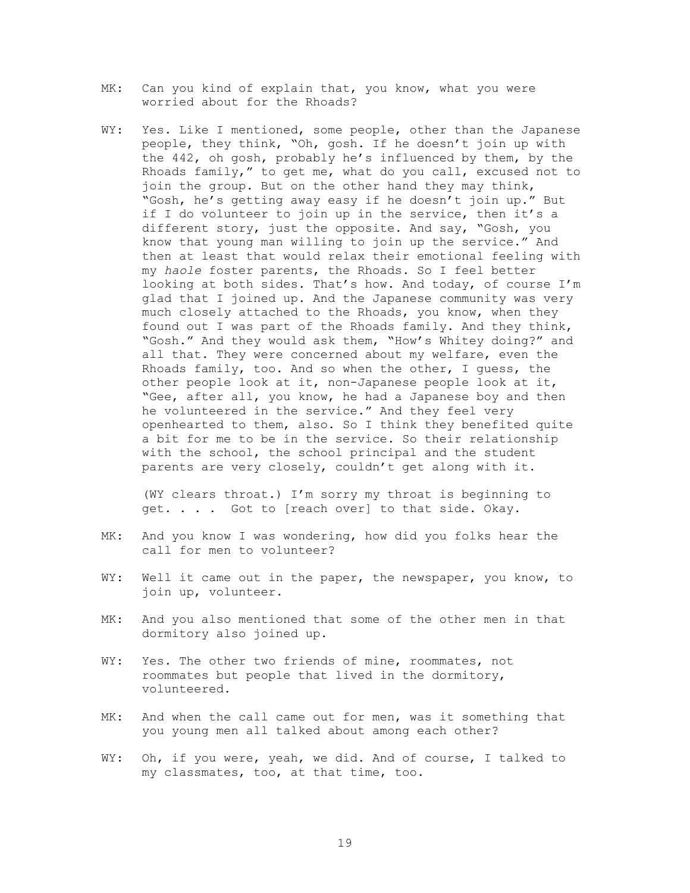MK: Can you kind of explain that, you know, what you were worried about for the Rhoads?

WY: Yes. Like I mentioned, some people, other than the Japanese people, they think, "Oh, gosh. If he doesn't join up with the 442, oh gosh, probably he's influenced by them, by the Rhoads family," to get me, what do you call, excused not to join the group. But on the other hand they may think, "Gosh, he's getting away easy if he doesn't join up." But if I do volunteer to join up in the service, then it's a different story, just the opposite. And say, "Gosh, you know that young man willing to join up the service." And then at least that would relax their emotional feeling with my *haole* foster parents, the Rhoads. So I feel better looking at both sides. That's how. And today, of course I'm glad that I joined up. And the Japanese community was very much closely attached to the Rhoads, you know, when they found out I was part of the Rhoads family. And they think, "Gosh." And they would ask them, "How's Whitey doing?" and all that. They were concerned about my welfare, even the Rhoads family, too. And so when the other, I guess, the other people look at it, non-Japanese people look at it, "Gee, after all, you know, he had a Japanese boy and then he volunteered in the service." And they feel very openhearted to them, also. So I think they benefited quite a bit for me to be in the service. So their relationship with the school, the school principal and the student parents are very closely, couldn't get along with it.

(WY clears throat.) I'm sorry my throat is beginning to get. . . . Got to [reach over] to that side. Okay.

MK: And you know I was wondering, how did you folks hear the call for men to volunteer?

WY: Well it came out in the paper, the newspaper, you know, to join up, volunteer.

MK: And you also mentioned that some of the other men in that dormitory also joined up.

WY: Yes. The other two friends of mine, roommates, not roommates but people that lived in the dormitory, volunteered.

MK: And when the call came out for men, was it something that you young men all talked about among each other?

WY: Oh, if you were, yeah, we did. And of course, I talked to my classmates, too, at that time, too.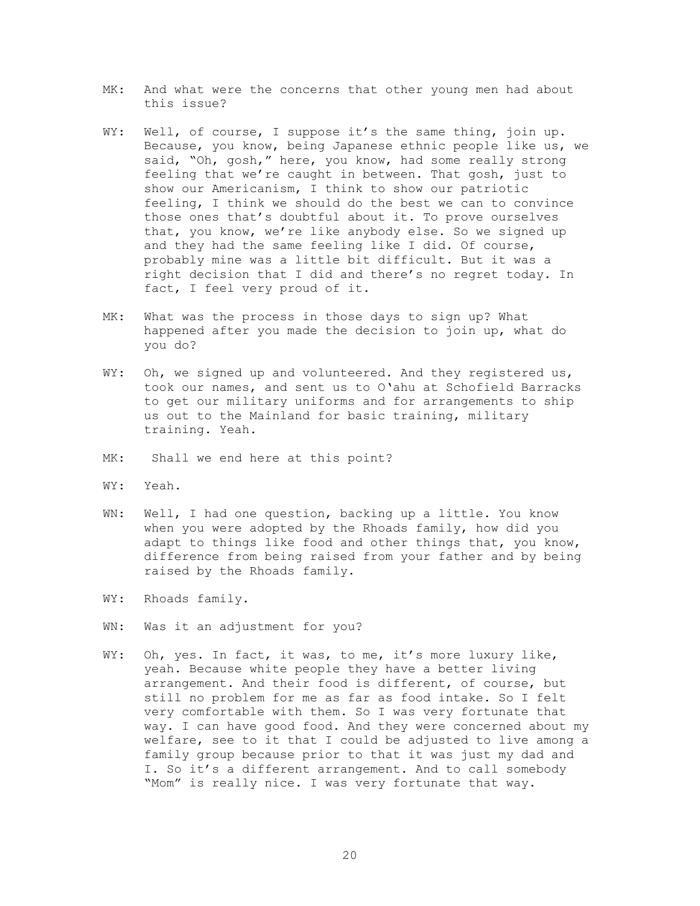MK: And what were the concerns that other young men had about this issue?

WY: Well, of course, I suppose it's the same thing, join up. Because, you know, being Japanese ethnic people like us, we said, "Oh, gosh," here, you know, had some really strong feeling that we're caught in between. That gosh, just to show our Americanism, I think to show our patriotic feeling, I think we should do the best we can to convince those ones that's doubtful about it. To prove ourselves that, you know, we're like anybody else. So we signed up and they had the same feeling like I did. Of course, probably mine was a little bit difficult. But it was a right decision that I did and there's no regret today. In fact, I feel very proud of it.

MK: What was the process in those days to sign up? What happened after you made the decision to join up, what do you do?

WY: Oh, we signed up and volunteered. And they registered us, took our names, and sent us to Oʻahu at Schofield Barracks to get our military uniforms and for arrangements to ship us out to the Mainland for basic training, military training. Yeah.

MK: Shall we end here at this point?

WY: Yeah.

WN: Well, I had one question, backing up a little. You know when you were adopted by the Rhoads family, how did you adapt to things like food and other things that, you know, difference from being raised from your father and by being raised by the Rhoads family.

WY: Rhoads family.

WN: Was it an adjustment for you?

WY: Oh, yes. In fact, it was, to me, it's more luxury like, yeah. Because white people they have a better living arrangement. And their food is different, of course, but still no problem for me as far as food intake. So I felt very comfortable with them. So I was very fortunate that way. I can have good food. And they were concerned about my welfare, see to it that I could be adjusted to live among a family group because prior to that it was just my dad and I. So it's a different arrangement. And to call somebody "Mom" is really nice. I was very fortunate that way.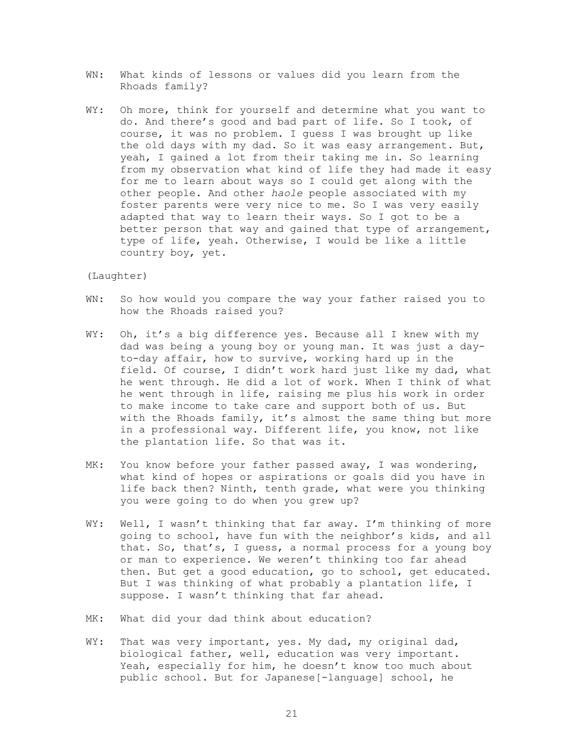WN: What kinds of lessons or values did you learn from the Rhoads family?

WY: Oh more, think for yourself and determine what you want to do. And there's good and bad part of life. So I took, of course, it was no problem. I guess I was brought up like the old days with my dad. So it was easy arrangement. But, yeah, I gained a lot from their taking me in. So learning from my observation what kind of life they had made it easy for me to learn about ways so I could get along with the other people. And other *haole* people associated with my foster parents were very nice to me. So I was very easily adapted that way to learn their ways. So I got to be a better person that way and gained that type of arrangement, type of life, yeah. Otherwise, I would be like a little country boy, yet.

(Laughter)

WN: So how would you compare the way your father raised you to how the Rhoads raised you?

WY: Oh, it's a big difference yes. Because all I knew with my dad was being a young boy or young man. It was just a day-to-day affair, how to survive, working hard up in the field. Of course, I didn't work hard just like my dad, what he went through. He did a lot of work. When I think of what he went through in life, raising me plus his work in order to make income to take care and support both of us. But with the Rhoads family, it's almost the same thing but more in a professional way. Different life, you know, not like the plantation life. So that was it.

MK: You know before your father passed away, I was wondering, what kind of hopes or aspirations or goals did you have in life back then? Ninth, tenth grade, what were you thinking you were going to do when you grew up?

WY: Well, I wasn't thinking that far away. I'm thinking of more going to school, have fun with the neighbor's kids, and all that. So, that's, I guess, a normal process for a young boy or man to experience. We weren't thinking too far ahead then. But get a good education, go to school, get educated. But I was thinking of what probably a plantation life, I suppose. I wasn't thinking that far ahead.

MK: What did your dad think about education?

WY: That was very important, yes. My dad, my original dad, biological father, well, education was very important. Yeah, especially for him, he doesn't know too much about public school. But for Japanese[-language] school, he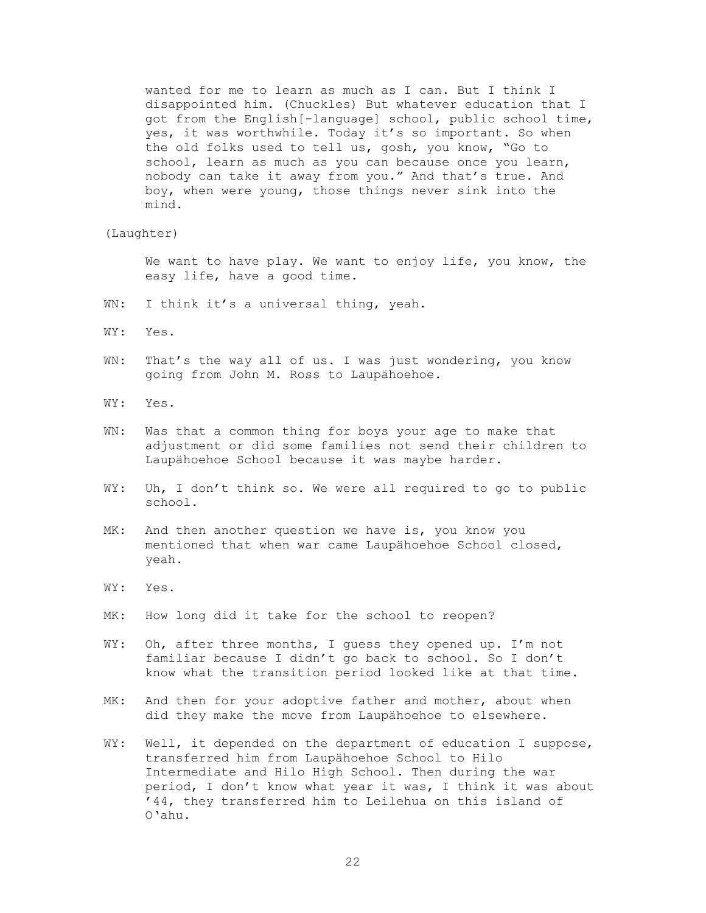wanted for me to learn as much as I can. But I think I disappointed him. (Chuckles) But whatever education that I got from the English[-language] school, public school time, yes, it was worthwhile. Today it's so important. So when the old folks used to tell us, gosh, you know, "Go to school, learn as much as you can because once you learn, nobody can take it away from you." And that's true. And boy, when were young, those things never sink into the mind.

(Laughter)

We want to have play. We want to enjoy life, you know, the easy life, have a good time.

WN: I think it's a universal thing, yeah.

WY: Yes.

WN: That's the way all of us. I was just wondering, you know going from John M. Ross to Laupähoehoe.

WY: Yes.

WN: Was that a common thing for boys your age to make that adjustment or did some families not send their children to Laupähoehoe School because it was maybe harder.

WY: Uh, I don't think so. We were all required to go to public school.

MK: And then another question we have is, you know you mentioned that when war came Laupähoehoe School closed, yeah.

WY: Yes.

MK: How long did it take for the school to reopen?

WY: Oh, after three months, I guess they opened up. I'm not familiar because I didn't go back to school. So I don't know what the transition period looked like at that time.

MK: And then for your adoptive father and mother, about when did they make the move from Laupähoehoe to elsewhere.

WY: Well, it depended on the department of education I suppose, transferred him from Laupähoehoe School to Hilo Intermediate and Hilo High School. Then during the war period, I don't know what year it was, I think it was about '44, they transferred him to Leilehua on this island of O'ahu.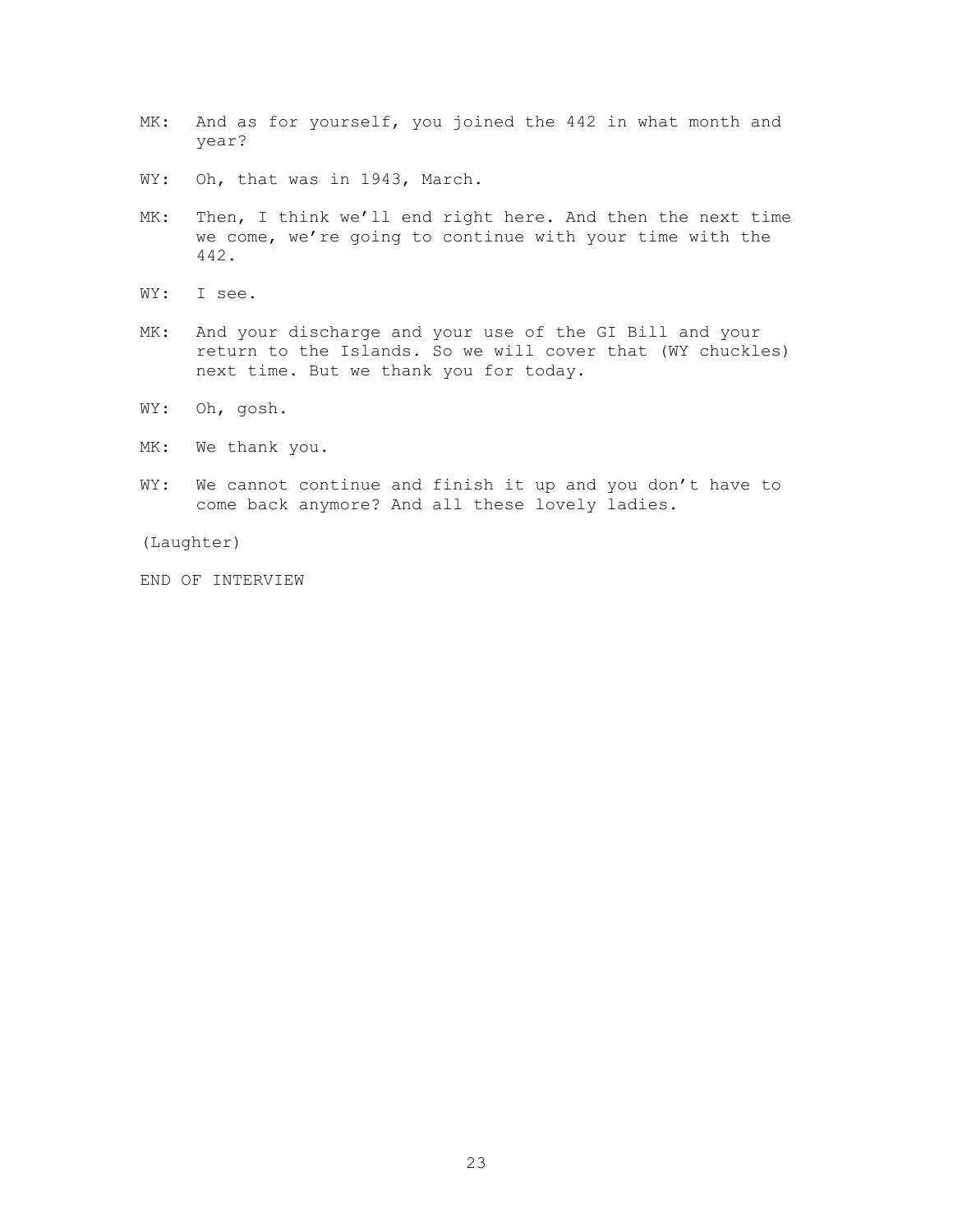MK: And as for yourself, you joined the 442 in what month and year?

WY: Oh, that was in 1943, March.

MK: Then, I think we'll end right here. And then the next time we come, we're going to continue with your time with the 442.

WY: I see.

MK: And your discharge and your use of the GI Bill and your return to the Islands. So we will cover that (WY chuckles) next time. But we thank you for today.

WY: Oh, gosh.

MK: We thank you.

WY: We cannot continue and finish it up and you don't have to come back anymore? And all these lovely ladies.

(Laughter)

END OF INTERVIEW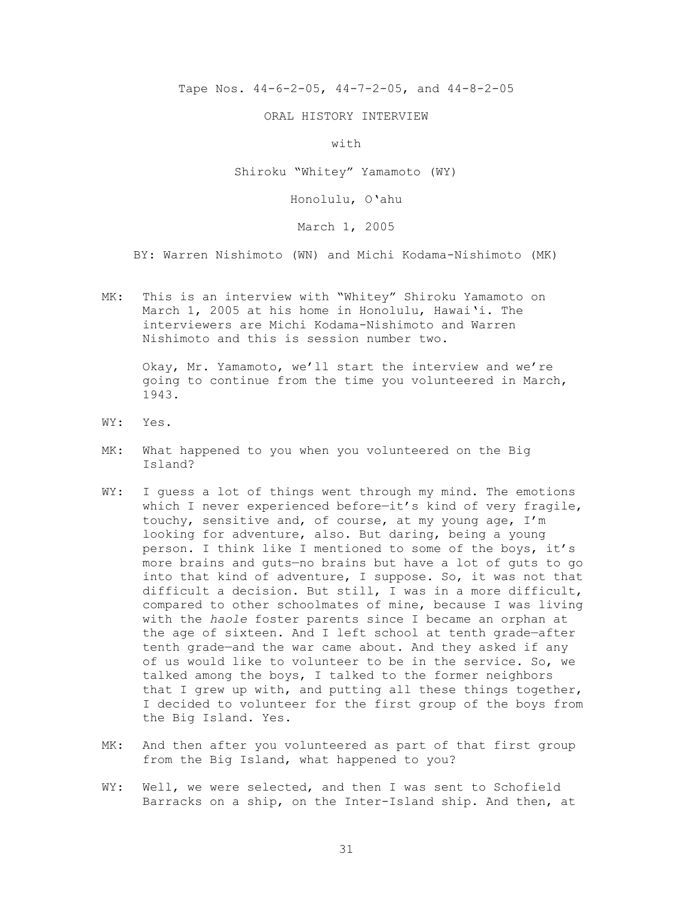Tape Nos. 44-6-2-05, 44-7-2-05, and 44-8-2-05

ORAL HISTORY INTERVIEW

with

Shiroku "Whitey" Yamamoto (WY)

Honolulu, Oʻahu

March 1, 2005

BY: Warren Nishimoto (WN) and Michi Kodama-Nishimoto (MK)

MK: This is an interview with "Whitey" Shiroku Yamamoto on March 1, 2005 at his home in Honolulu, Hawaiʻi. The interviewers are Michi Kodama-Nishimoto and Warren Nishimoto and this is session number two.

Okay, Mr. Yamamoto, we'll start the interview and we're going to continue from the time you volunteered in March, 1943.

WY: Yes.

MK: What happened to you when you volunteered on the Big Island?

WY: I guess a lot of things went through my mind. The emotions which I never experienced before—it's kind of very fragile, touchy, sensitive and, of course, at my young age, I'm looking for adventure, also. But daring, being a young person. I think like I mentioned to some of the boys, it's more brains and guts—no brains but have a lot of guts to go into that kind of adventure, I suppose. So, it was not that difficult a decision. But still, I was in a more difficult, compared to other schoolmates of mine, because I was living with the *haole* foster parents since I became an orphan at the age of sixteen. And I left school at tenth grade—after tenth grade—and the war came about. And they asked if any of us would like to volunteer to be in the service. So, we talked among the boys, I talked to the former neighbors that I grew up with, and putting all these things together, I decided to volunteer for the first group of the boys from the Big Island. Yes.

MK: And then after you volunteered as part of that first group from the Big Island, what happened to you?

WY: Well, we were selected, and then I was sent to Schofield Barracks on a ship, on the Inter-Island ship. And then, at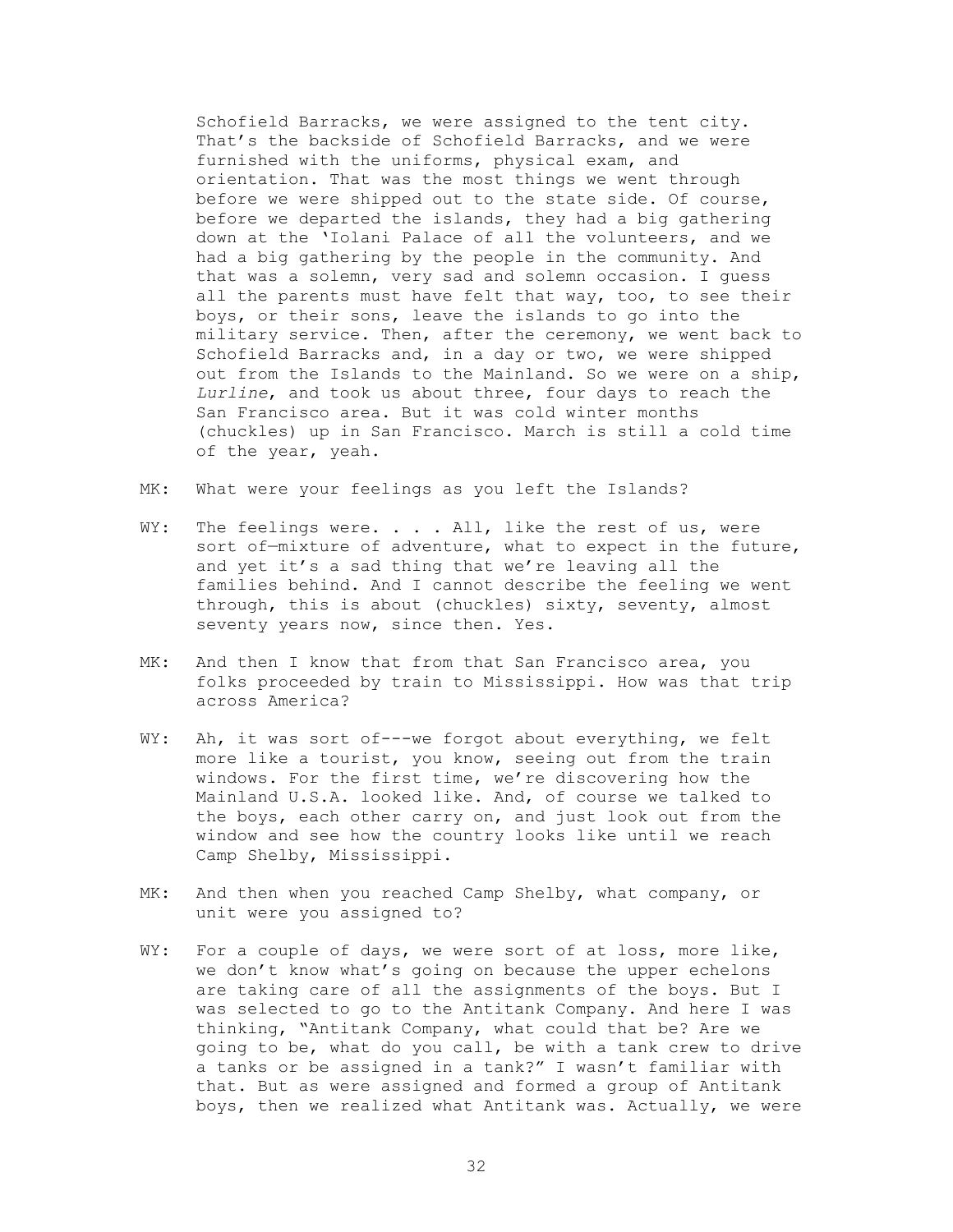Schofield Barracks, we were assigned to the tent city. That's the backside of Schofield Barracks, and we were furnished with the uniforms, physical exam, and orientation. That was the most things we went through before we were shipped out to the state side. Of course, before we departed the islands, they had a big gathering down at the 'Iolani Palace of all the volunteers, and we had a big gathering by the people in the community. And that was a solemn, very sad and solemn occasion. I guess all the parents must have felt that way, too, to see their boys, or their sons, leave the islands to go into the military service. Then, after the ceremony, we went back to Schofield Barracks and, in a day or two, we were shipped out from the Islands to the Mainland. So we were on a ship, *Lurline*, and took us about three, four days to reach the San Francisco area. But it was cold winter months (chuckles) up in San Francisco. March is still a cold time of the year, yeah.

MK: What were your feelings as you left the Islands?

WY: The feelings were. . . . All, like the rest of us, were sort of—mixture of adventure, what to expect in the future, and yet it's a sad thing that we're leaving all the families behind. And I cannot describe the feeling we went through, this is about (chuckles) sixty, seventy, almost seventy years now, since then. Yes.

MK: And then I know that from that San Francisco area, you folks proceeded by train to Mississippi. How was that trip across America?

WY: Ah, it was sort of---we forgot about everything, we felt more like a tourist, you know, seeing out from the train windows. For the first time, we're discovering how the Mainland U.S.A. looked like. And, of course we talked to the boys, each other carry on, and just look out from the window and see how the country looks like until we reach Camp Shelby, Mississippi.

MK: And then when you reached Camp Shelby, what company, or unit were you assigned to?

WY: For a couple of days, we were sort of at loss, more like, we don't know what's going on because the upper echelons are taking care of all the assignments of the boys. But I was selected to go to the Antitank Company. And here I was thinking, "Antitank Company, what could that be? Are we going to be, what do you call, be with a tank crew to drive a tanks or be assigned in a tank?" I wasn't familiar with that. But as were assigned and formed a group of Antitank boys, then we realized what Antitank was. Actually, we were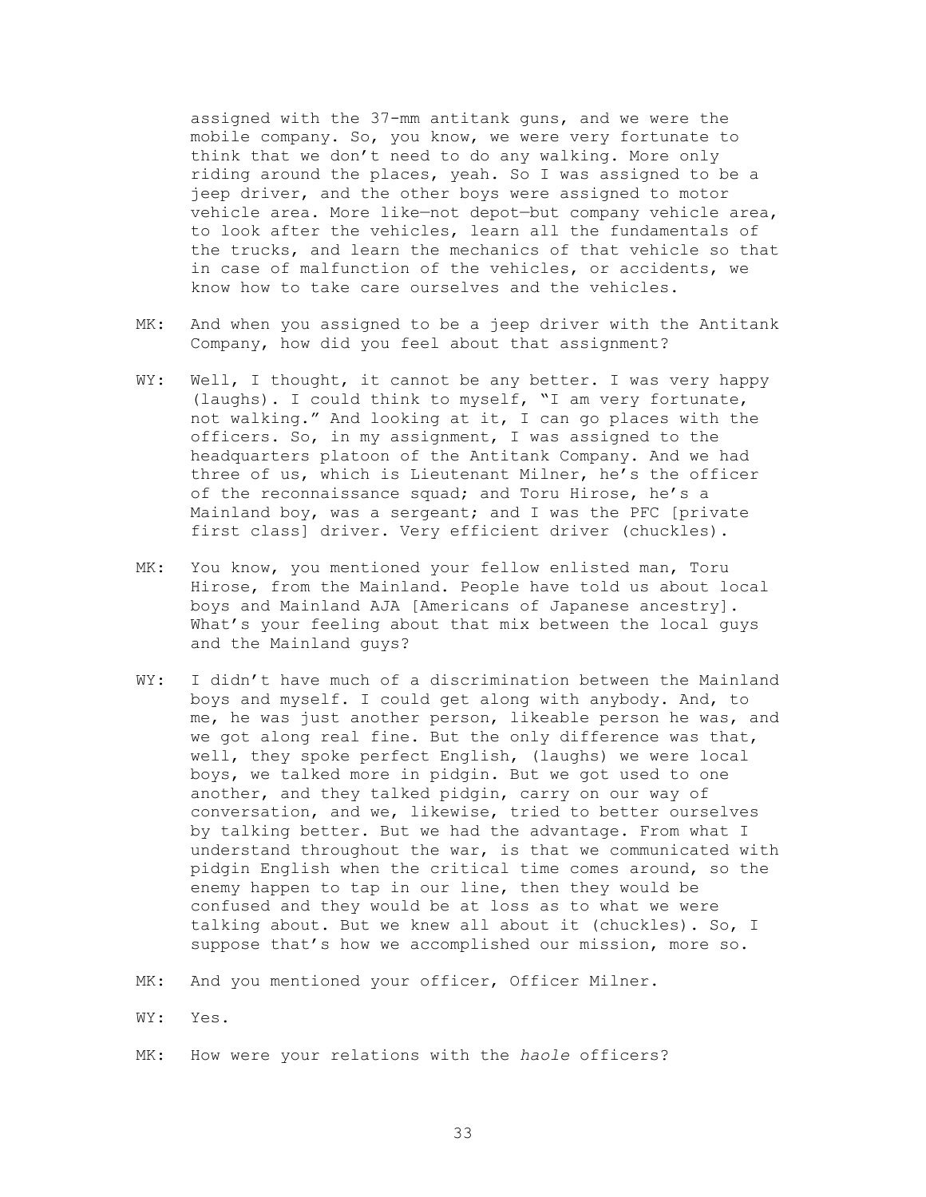assigned with the 37-mm antitank guns, and we were the mobile company. So, you know, we were very fortunate to think that we don't need to do any walking. More only riding around the places, yeah. So I was assigned to be a jeep driver, and the other boys were assigned to motor vehicle area. More like—not depot—but company vehicle area, to look after the vehicles, learn all the fundamentals of the trucks, and learn the mechanics of that vehicle so that in case of malfunction of the vehicles, or accidents, we know how to take care ourselves and the vehicles.

MK: And when you assigned to be a jeep driver with the Antitank Company, how did you feel about that assignment?

WY: Well, I thought, it cannot be any better. I was very happy (laughs). I could think to myself, "I am very fortunate, not walking." And looking at it, I can go places with the officers. So, in my assignment, I was assigned to the headquarters platoon of the Antitank Company. And we had three of us, which is Lieutenant Milner, he's the officer of the reconnaissance squad; and Toru Hirose, he's a Mainland boy, was a sergeant; and I was the PFC [private first class] driver. Very efficient driver (chuckles).

MK: You know, you mentioned your fellow enlisted man, Toru Hirose, from the Mainland. People have told us about local boys and Mainland AJA [Americans of Japanese ancestry]. What's your feeling about that mix between the local guys and the Mainland guys?

WY: I didn't have much of a discrimination between the Mainland boys and myself. I could get along with anybody. And, to me, he was just another person, likeable person he was, and we got along real fine. But the only difference was that, well, they spoke perfect English, (laughs) we were local boys, we talked more in pidgin. But we got used to one another, and they talked pidgin, carry on our way of conversation, and we, likewise, tried to better ourselves by talking better. But we had the advantage. From what I understand throughout the war, is that we communicated with pidgin English when the critical time comes around, so the enemy happen to tap in our line, then they would be confused and they would be at loss as to what we were talking about. But we knew all about it (chuckles). So, I suppose that's how we accomplished our mission, more so.

MK: And you mentioned your officer, Officer Milner.

WY: Yes.

MK: How were your relations with the *haole* officers?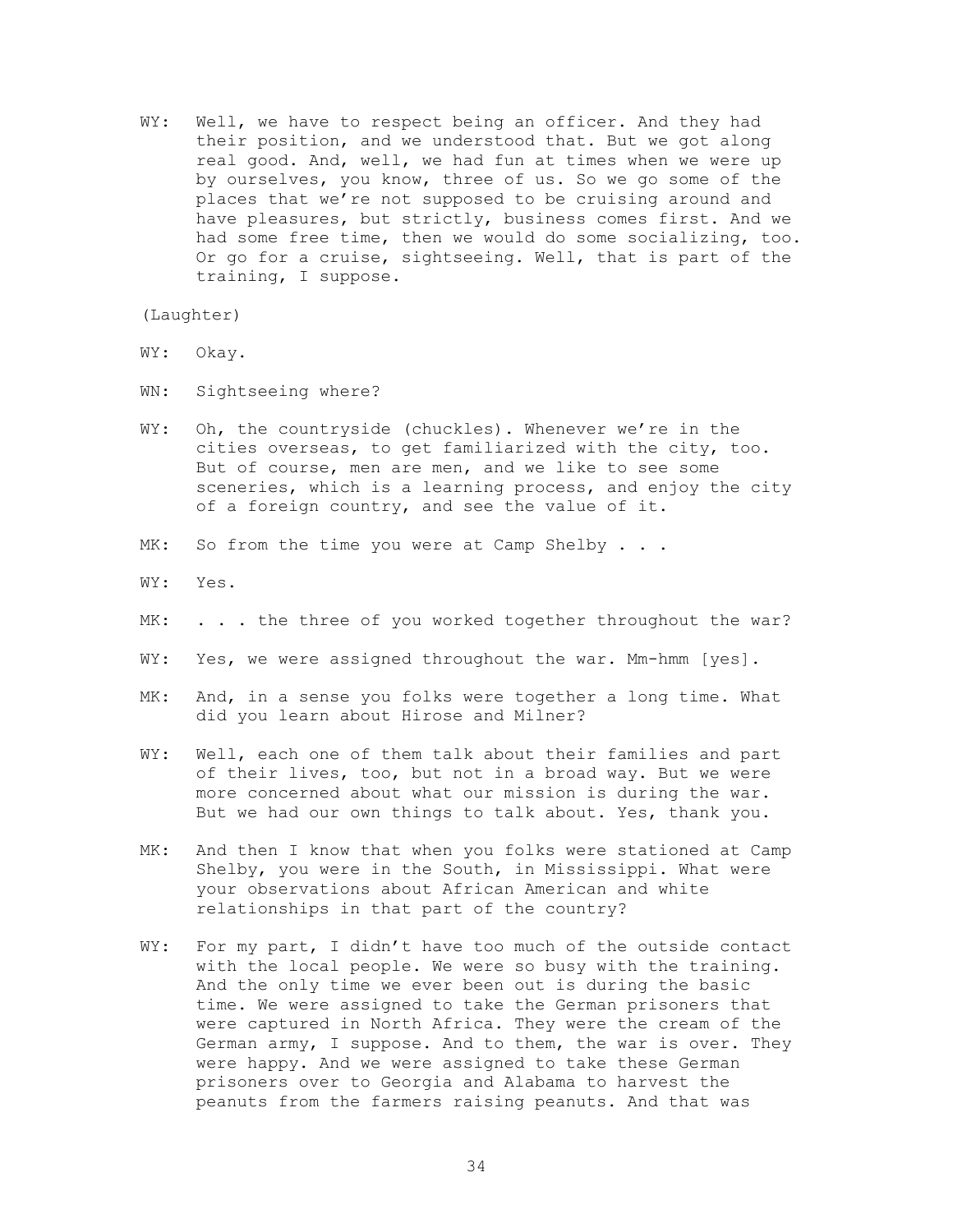WY: Well, we have to respect being an officer. And they had their position, and we understood that. But we got along real good. And, well, we had fun at times when we were up by ourselves, you know, three of us. So we go some of the places that we're not supposed to be cruising around and have pleasures, but strictly, business comes first. And we had some free time, then we would do some socializing, too. Or go for a cruise, sightseeing. Well, that is part of the training, I suppose.

(Laughter)

WY: Okay.

WN: Sightseeing where?

WY: Oh, the countryside (chuckles). Whenever we're in the cities overseas, to get familiarized with the city, too. But of course, men are men, and we like to see some sceneries, which is a learning process, and enjoy the city of a foreign country, and see the value of it.

MK: So from the time you were at Camp Shelby . . .

WY: Yes.

MK: . . . the three of you worked together throughout the war?

WY: Yes, we were assigned throughout the war. Mm-hmm [yes].

MK: And, in a sense you folks were together a long time. What did you learn about Hirose and Milner?

WY: Well, each one of them talk about their families and part of their lives, too, but not in a broad way. But we were more concerned about what our mission is during the war. But we had our own things to talk about. Yes, thank you.

MK: And then I know that when you folks were stationed at Camp Shelby, you were in the South, in Mississippi. What were your observations about African American and white relationships in that part of the country?

WY: For my part, I didn't have too much of the outside contact with the local people. We were so busy with the training. And the only time we ever been out is during the basic time. We were assigned to take the German prisoners that were captured in North Africa. They were the cream of the German army, I suppose. And to them, the war is over. They were happy. And we were assigned to take these German prisoners over to Georgia and Alabama to harvest the peanuts from the farmers raising peanuts. And that was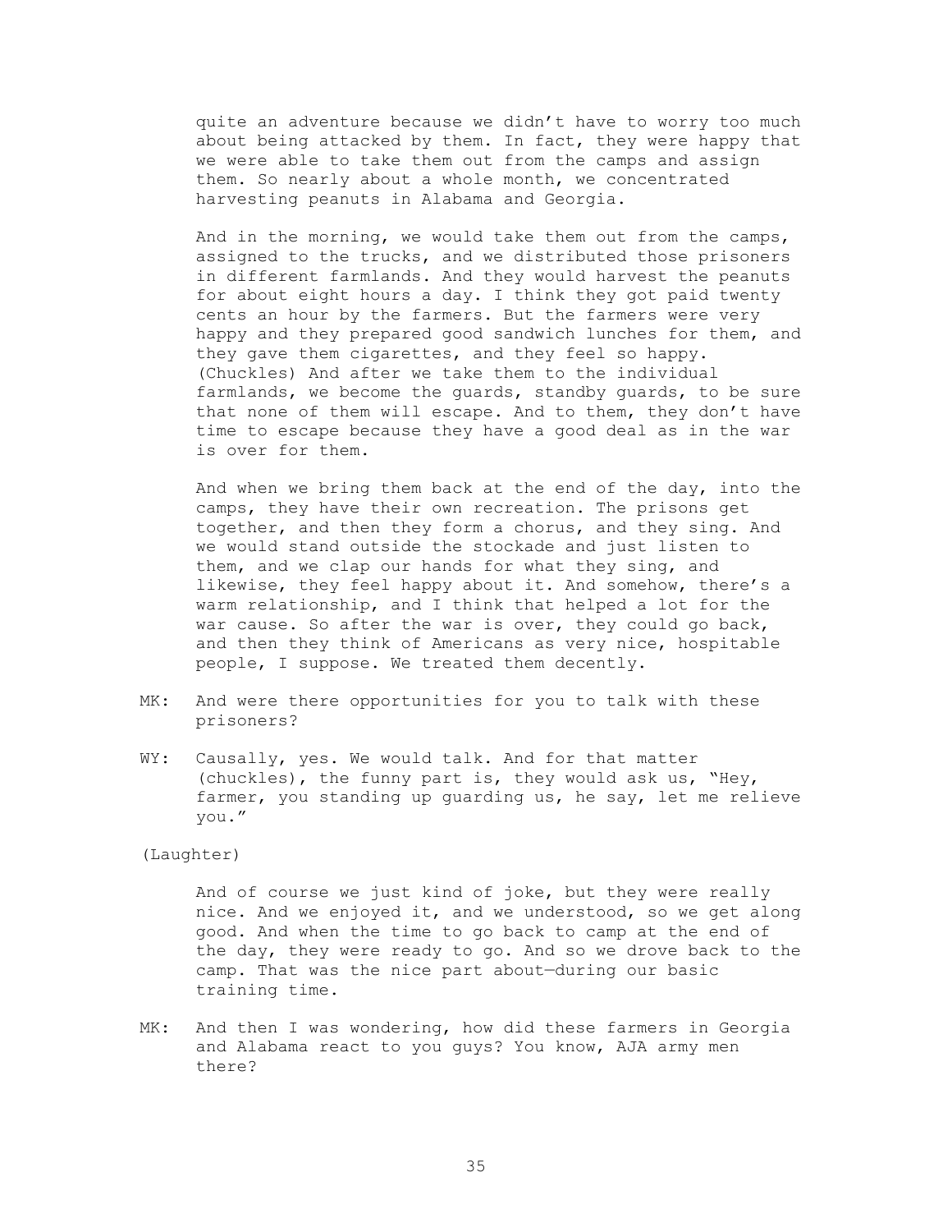quite an adventure because we didn't have to worry too much about being attacked by them. In fact, they were happy that we were able to take them out from the camps and assign them. So nearly about a whole month, we concentrated harvesting peanuts in Alabama and Georgia.

And in the morning, we would take them out from the camps, assigned to the trucks, and we distributed those prisoners in different farmlands. And they would harvest the peanuts for about eight hours a day. I think they got paid twenty cents an hour by the farmers. But the farmers were very happy and they prepared good sandwich lunches for them, and they gave them cigarettes, and they feel so happy. (Chuckles) And after we take them to the individual farmlands, we become the guards, standby guards, to be sure that none of them will escape. And to them, they don't have time to escape because they have a good deal as in the war is over for them.

And when we bring them back at the end of the day, into the camps, they have their own recreation. The prisons get together, and then they form a chorus, and they sing. And we would stand outside the stockade and just listen to them, and we clap our hands for what they sing, and likewise, they feel happy about it. And somehow, there's a warm relationship, and I think that helped a lot for the war cause. So after the war is over, they could go back, and then they think of Americans as very nice, hospitable people, I suppose. We treated them decently.

MK: And were there opportunities for you to talk with these prisoners?

WY: Causally, yes. We would talk. And for that matter (chuckles), the funny part is, they would ask us, "Hey, farmer, you standing up guarding us, he say, let me relieve you."

(Laughter)

And of course we just kind of joke, but they were really nice. And we enjoyed it, and we understood, so we get along good. And when the time to go back to camp at the end of the day, they were ready to go. And so we drove back to the camp. That was the nice part about—during our basic training time.

MK: And then I was wondering, how did these farmers in Georgia and Alabama react to you guys? You know, AJA army men there?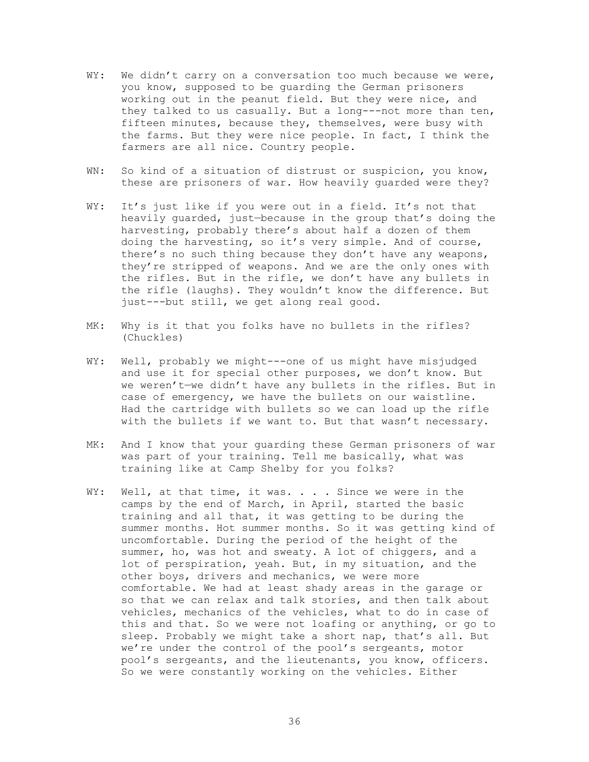WY: We didn't carry on a conversation too much because we were, you know, supposed to be guarding the German prisoners working out in the peanut field. But they were nice, and they talked to us casually. But a long---not more than ten, fifteen minutes, because they, themselves, were busy with the farms. But they were nice people. In fact, I think the farmers are all nice. Country people.

WN: So kind of a situation of distrust or suspicion, you know, these are prisoners of war. How heavily guarded were they?

WY: It's just like if you were out in a field. It's not that heavily guarded, just—because in the group that's doing the harvesting, probably there's about half a dozen of them doing the harvesting, so it's very simple. And of course, there's no such thing because they don't have any weapons, they're stripped of weapons. And we are the only ones with the rifles. But in the rifle, we don't have any bullets in the rifle (laughs). They wouldn't know the difference. But just---but still, we get along real good.

MK: Why is it that you folks have no bullets in the rifles? (Chuckles)

WY: Well, probably we might---one of us might have misjudged and use it for special other purposes, we don't know. But we weren't—we didn't have any bullets in the rifles. But in case of emergency, we have the bullets on our waistline. Had the cartridge with bullets so we can load up the rifle with the bullets if we want to. But that wasn't necessary.

MK: And I know that your guarding these German prisoners of war was part of your training. Tell me basically, what was training like at Camp Shelby for you folks?

WY: Well, at that time, it was. . . . Since we were in the camps by the end of March, in April, started the basic training and all that, it was getting to be during the summer months. Hot summer months. So it was getting kind of uncomfortable. During the period of the height of the summer, ho, was hot and sweaty. A lot of chiggers, and a lot of perspiration, yeah. But, in my situation, and the other boys, drivers and mechanics, we were more comfortable. We had at least shady areas in the garage or so that we can relax and talk stories, and then talk about vehicles, mechanics of the vehicles, what to do in case of this and that. So we were not loafing or anything, or go to sleep. Probably we might take a short nap, that's all. But we're under the control of the pool's sergeants, motor pool's sergeants, and the lieutenants, you know, officers. So we were constantly working on the vehicles. Either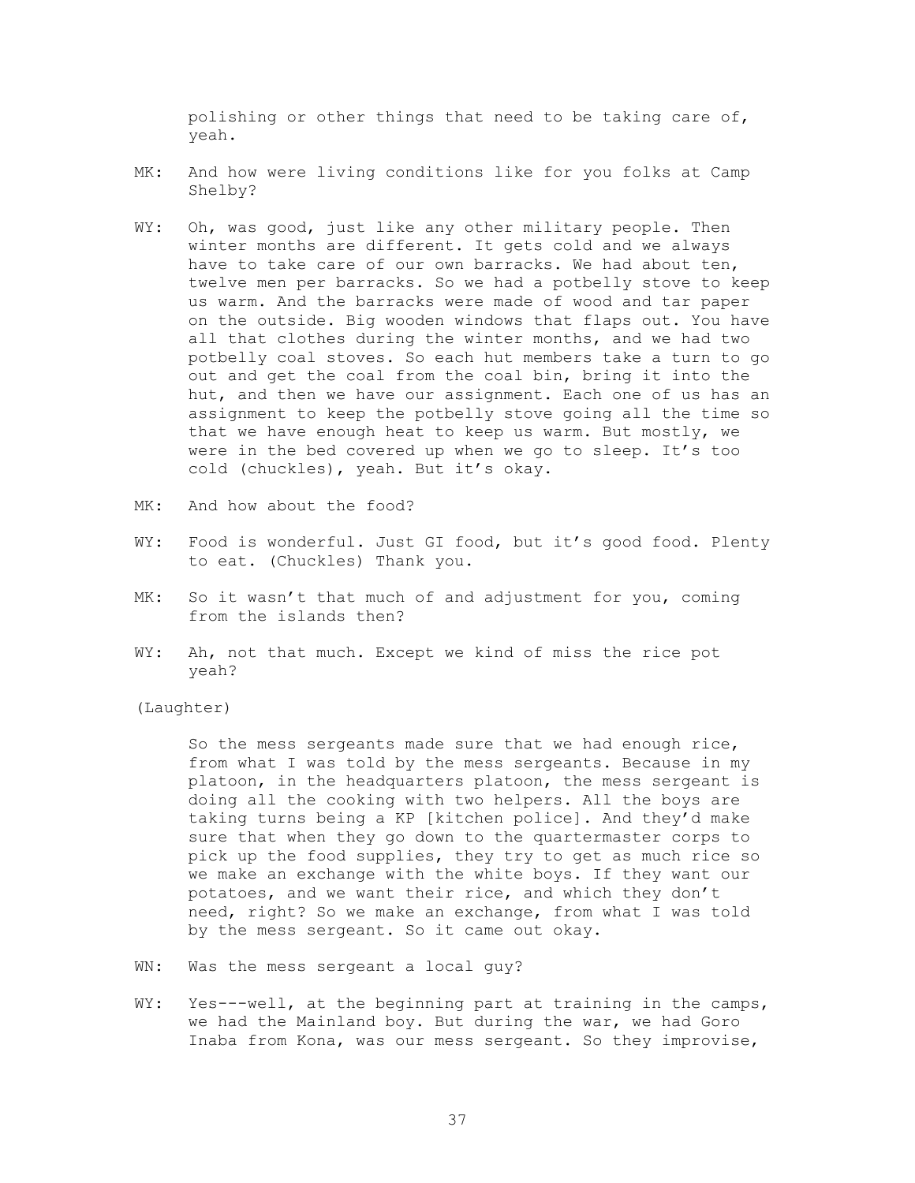polishing or other things that need to be taking care of, yeah.

MK: And how were living conditions like for you folks at Camp Shelby?

WY: Oh, was good, just like any other military people. Then winter months are different. It gets cold and we always have to take care of our own barracks. We had about ten, twelve men per barracks. So we had a potbelly stove to keep us warm. And the barracks were made of wood and tar paper on the outside. Big wooden windows that flaps out. You have all that clothes during the winter months, and we had two potbelly coal stoves. So each hut members take a turn to go out and get the coal from the coal bin, bring it into the hut, and then we have our assignment. Each one of us has an assignment to keep the potbelly stove going all the time so that we have enough heat to keep us warm. But mostly, we were in the bed covered up when we go to sleep. It's too cold (chuckles), yeah. But it's okay.

MK: And how about the food?

WY: Food is wonderful. Just GI food, but it's good food. Plenty to eat. (Chuckles) Thank you.

MK: So it wasn't that much of and adjustment for you, coming from the islands then?

WY: Ah, not that much. Except we kind of miss the rice pot yeah?

(Laughter)

So the mess sergeants made sure that we had enough rice, from what I was told by the mess sergeants. Because in my platoon, in the headquarters platoon, the mess sergeant is doing all the cooking with two helpers. All the boys are taking turns being a KP [kitchen police]. And they'd make sure that when they go down to the quartermaster corps to pick up the food supplies, they try to get as much rice so we make an exchange with the white boys. If they want our potatoes, and we want their rice, and which they don't need, right? So we make an exchange, from what I was told by the mess sergeant. So it came out okay.

WN: Was the mess sergeant a local guy?

WY: Yes---well, at the beginning part at training in the camps, we had the Mainland boy. But during the war, we had Goro Inaba from Kona, was our mess sergeant. So they improvise,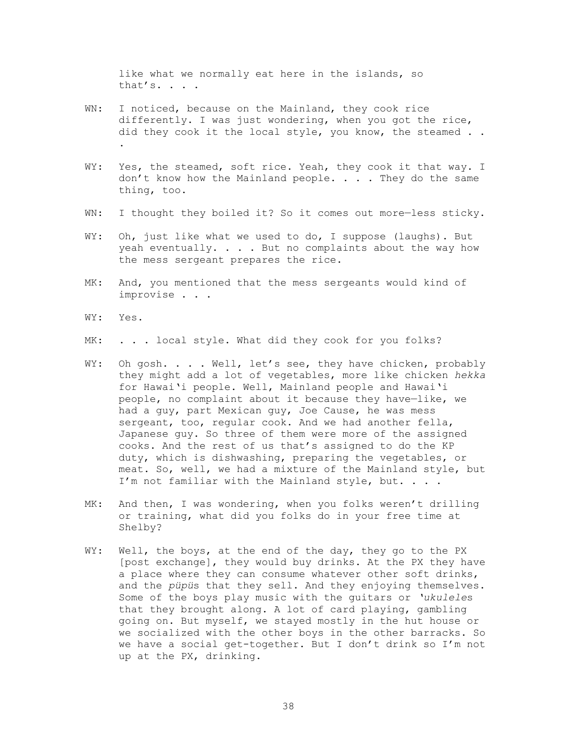like what we normally eat here in the islands, so that's. . . .

WN: I noticed, because on the Mainland, they cook rice differently. I was just wondering, when you got the rice, did they cook it the local style, you know, the steamed . . .

WY: Yes, the steamed, soft rice. Yeah, they cook it that way. I don't know how the Mainland people. . . . They do the same thing, too.

WN: I thought they boiled it? So it comes out more—less sticky.

WY: Oh, just like what we used to do, I suppose (laughs). But yeah eventually. . . . But no complaints about the way how the mess sergeant prepares the rice.

MK: And, you mentioned that the mess sergeants would kind of improvise . . .

WY: Yes.

MK: . . . local style. What did they cook for you folks?

WY: Oh gosh. . . . Well, let's see, they have chicken, probably they might add a lot of vegetables, more like chicken *hekka* for Hawai'i people. Well, Mainland people and Hawai'i people, no complaint about it because they have—like, we had a guy, part Mexican guy, Joe Cause, he was mess sergeant, too, regular cook. And we had another fella, Japanese guy. So three of them were more of the assigned cooks. And the rest of us that's assigned to do the KP duty, which is dishwashing, preparing the vegetables, or meat. So, well, we had a mixture of the Mainland style, but I'm not familiar with the Mainland style, but. . . .

MK: And then, I was wondering, when you folks weren't drilling or training, what did you folks do in your free time at Shelby?

WY: Well, the boys, at the end of the day, they go to the PX [post exchange], they would buy drinks. At the PX they have a place where they can consume whatever other soft drinks, and the *pūpū*s that they sell. And they enjoying themselves. Some of the boys play music with the guitars or *'ukulele*s that they brought along. A lot of card playing, gambling going on. But myself, we stayed mostly in the hut house or we socialized with the other boys in the other barracks. So we have a social get-together. But I don't drink so I'm not up at the PX, drinking.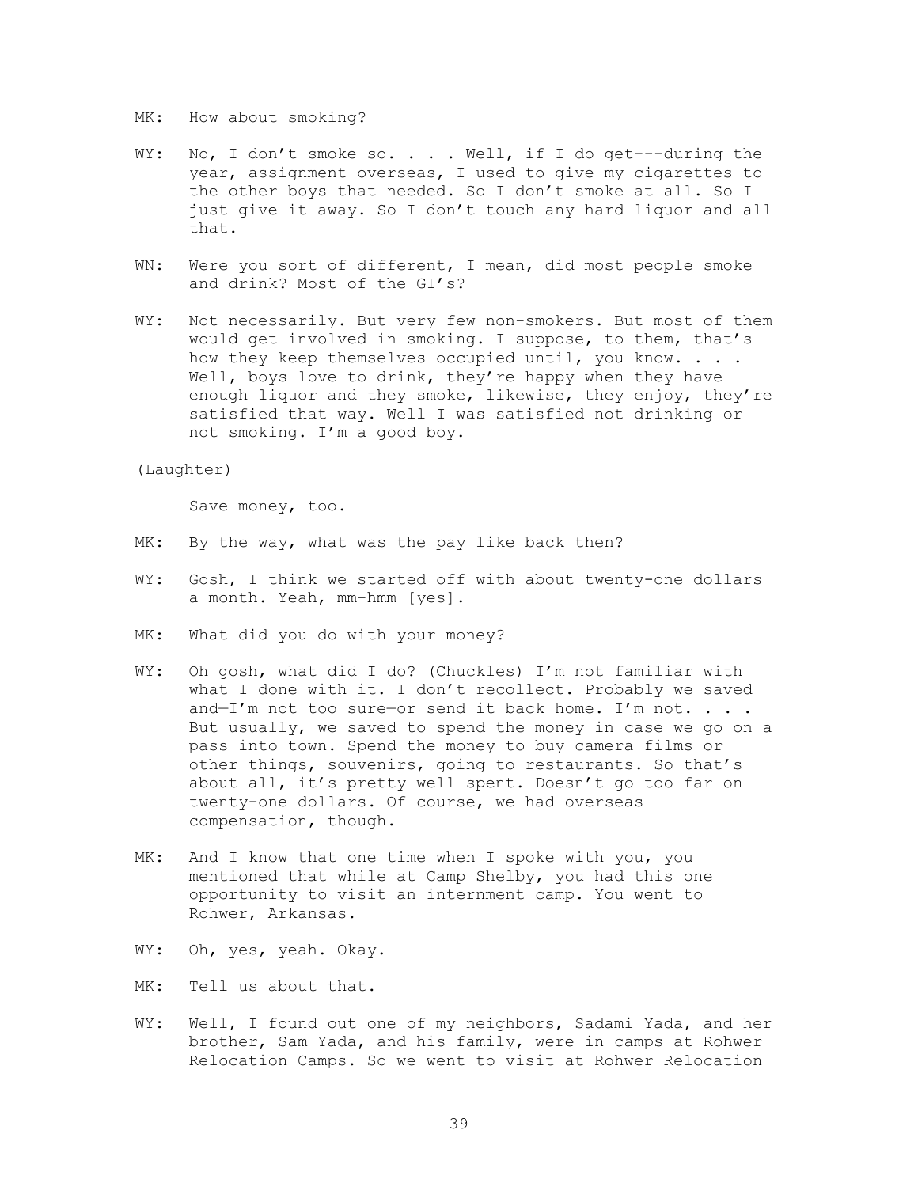MK: How about smoking?

WY: No, I don't smoke so. . . . Well, if I do get---during the year, assignment overseas, I used to give my cigarettes to the other boys that needed. So I don't smoke at all. So I just give it away. So I don't touch any hard liquor and all that.

WN: Were you sort of different, I mean, did most people smoke and drink? Most of the GI's?

WY: Not necessarily. But very few non-smokers. But most of them would get involved in smoking. I suppose, to them, that's how they keep themselves occupied until, you know. . . . Well, boys love to drink, they're happy when they have enough liquor and they smoke, likewise, they enjoy, they're satisfied that way. Well I was satisfied not drinking or not smoking. I'm a good boy.

(Laughter)

Save money, too.

MK: By the way, what was the pay like back then?

WY: Gosh, I think we started off with about twenty-one dollars a month. Yeah, mm-hmm [yes].

MK: What did you do with your money?

WY: Oh gosh, what did I do? (Chuckles) I'm not familiar with what I done with it. I don't recollect. Probably we saved and—I'm not too sure—or send it back home. I'm not. . . . But usually, we saved to spend the money in case we go on a pass into town. Spend the money to buy camera films or other things, souvenirs, going to restaurants. So that's about all, it's pretty well spent. Doesn't go too far on twenty-one dollars. Of course, we had overseas compensation, though.

MK: And I know that one time when I spoke with you, you mentioned that while at Camp Shelby, you had this one opportunity to visit an internment camp. You went to Rohwer, Arkansas.

WY: Oh, yes, yeah. Okay.

MK: Tell us about that.

WY: Well, I found out one of my neighbors, Sadami Yada, and her brother, Sam Yada, and his family, were in camps at Rohwer Relocation Camps. So we went to visit at Rohwer Relocation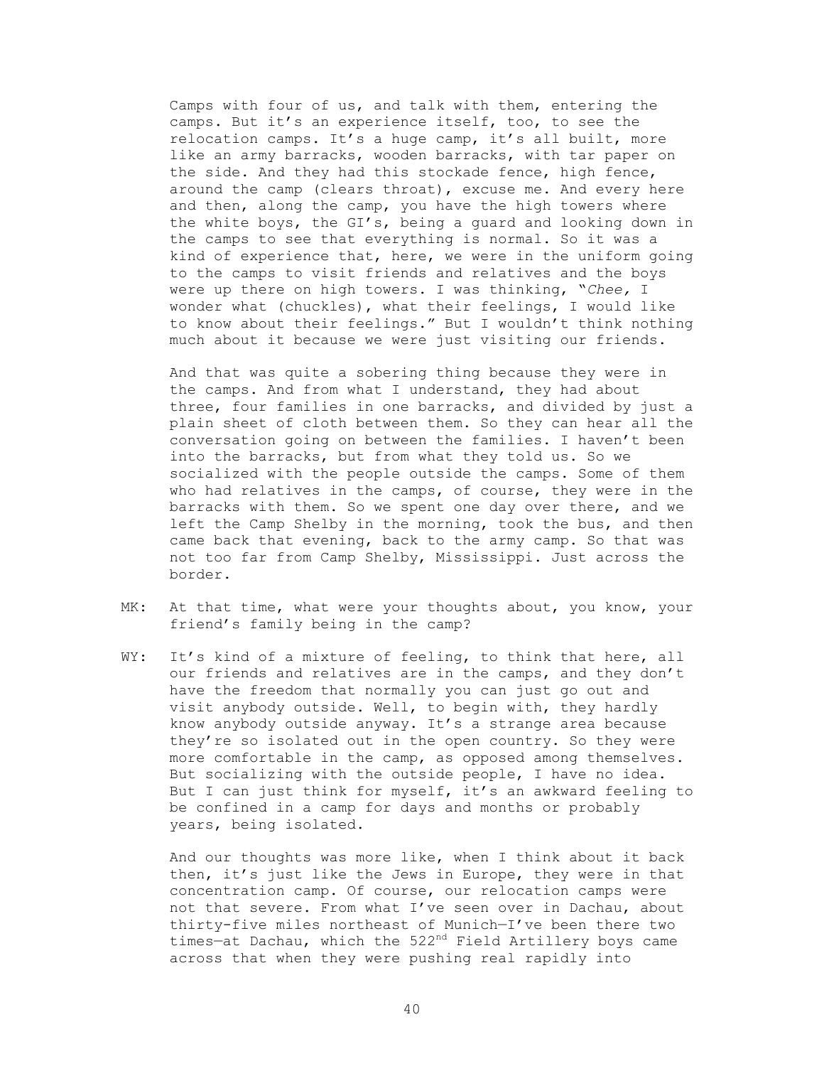Camps with four of us, and talk with them, entering the camps. But it's an experience itself, too, to see the relocation camps. It's a huge camp, it's all built, more like an army barracks, wooden barracks, with tar paper on the side. And they had this stockade fence, high fence, around the camp (clears throat), excuse me. And every here and then, along the camp, you have the high towers where the white boys, the GI's, being a guard and looking down in the camps to see that everything is normal. So it was a kind of experience that, here, we were in the uniform going to the camps to visit friends and relatives and the boys were up there on high towers. I was thinking, "*Chee,* I wonder what (chuckles), what their feelings, I would like to know about their feelings." But I wouldn't think nothing much about it because we were just visiting our friends.

And that was quite a sobering thing because they were in the camps. And from what I understand, they had about three, four families in one barracks, and divided by just a plain sheet of cloth between them. So they can hear all the conversation going on between the families. I haven't been into the barracks, but from what they told us. So we socialized with the people outside the camps. Some of them who had relatives in the camps, of course, they were in the barracks with them. So we spent one day over there, and we left the Camp Shelby in the morning, took the bus, and then came back that evening, back to the army camp. So that was not too far from Camp Shelby, Mississippi. Just across the border.

MK: At that time, what were your thoughts about, you know, your friend's family being in the camp?

WY: It's kind of a mixture of feeling, to think that here, all our friends and relatives are in the camps, and they don't have the freedom that normally you can just go out and visit anybody outside. Well, to begin with, they hardly know anybody outside anyway. It's a strange area because they're so isolated out in the open country. So they were more comfortable in the camp, as opposed among themselves. But socializing with the outside people, I have no idea. But I can just think for myself, it's an awkward feeling to be confined in a camp for days and months or probably years, being isolated.

And our thoughts was more like, when I think about it back then, it's just like the Jews in Europe, they were in that concentration camp. Of course, our relocation camps were not that severe. From what I've seen over in Dachau, about thirty-five miles northeast of Munich—I've been there two times—at Dachau, which the 522nd Field Artillery boys came across that when they were pushing real rapidly into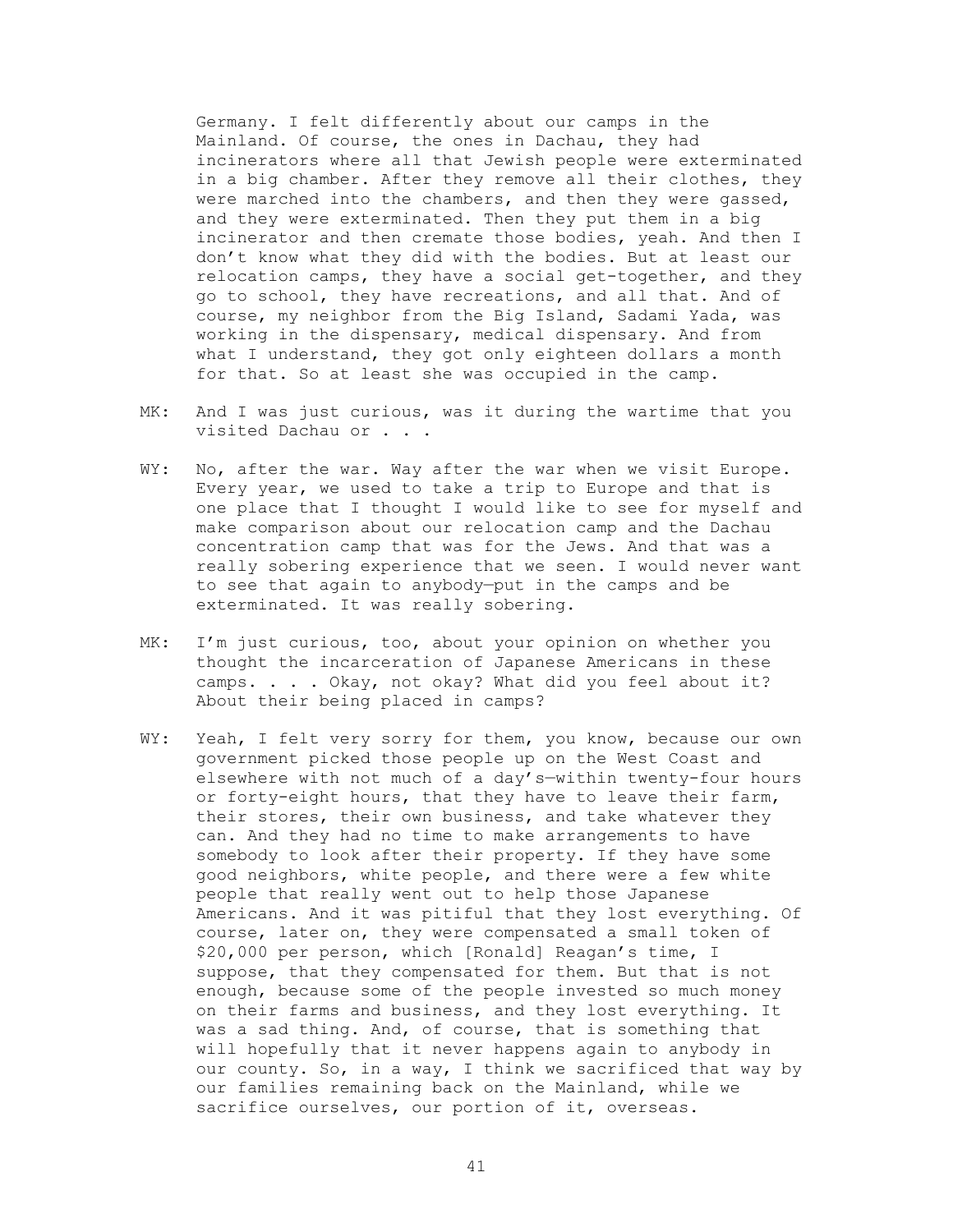Germany. I felt differently about our camps in the Mainland. Of course, the ones in Dachau, they had incinerators where all that Jewish people were exterminated in a big chamber. After they remove all their clothes, they were marched into the chambers, and then they were gassed, and they were exterminated. Then they put them in a big incinerator and then cremate those bodies, yeah. And then I don't know what they did with the bodies. But at least our relocation camps, they have a social get-together, and they go to school, they have recreations, and all that. And of course, my neighbor from the Big Island, Sadami Yada, was working in the dispensary, medical dispensary. And from what I understand, they got only eighteen dollars a month for that. So at least she was occupied in the camp.

MK: And I was just curious, was it during the wartime that you visited Dachau or . . .

WY: No, after the war. Way after the war when we visit Europe. Every year, we used to take a trip to Europe and that is one place that I thought I would like to see for myself and make comparison about our relocation camp and the Dachau concentration camp that was for the Jews. And that was a really sobering experience that we seen. I would never want to see that again to anybody—put in the camps and be exterminated. It was really sobering.

MK: I'm just curious, too, about your opinion on whether you thought the incarceration of Japanese Americans in these camps. . . . Okay, not okay? What did you feel about it? About their being placed in camps?

WY: Yeah, I felt very sorry for them, you know, because our own government picked those people up on the West Coast and elsewhere with not much of a day's—within twenty-four hours or forty-eight hours, that they have to leave their farm, their stores, their own business, and take whatever they can. And they had no time to make arrangements to have somebody to look after their property. If they have some good neighbors, white people, and there were a few white people that really went out to help those Japanese Americans. And it was pitiful that they lost everything. Of course, later on, they were compensated a small token of $20,000 per person, which [Ronald] Reagan's time, I suppose, that they compensated for them. But that is not enough, because some of the people invested so much money on their farms and business, and they lost everything. It was a sad thing. And, of course, that is something that will hopefully that it never happens again to anybody in our county. So, in a way, I think we sacrificed that way by our families remaining back on the Mainland, while we sacrifice ourselves, our portion of it, overseas.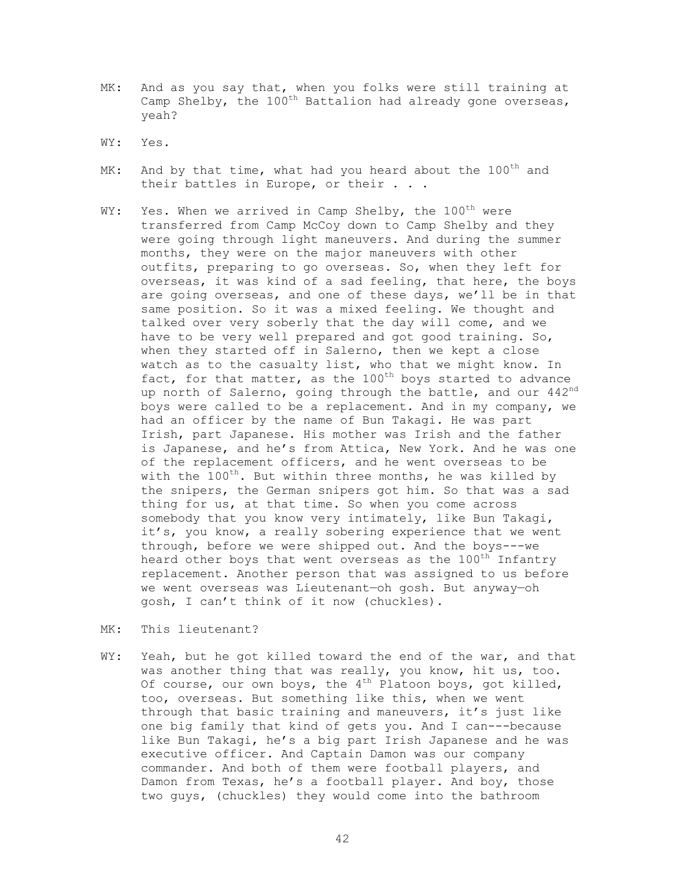MK: And as you say that, when you folks were still training at Camp Shelby, the 100th Battalion had already gone overseas, yeah?

WY: Yes.

MK: And by that time, what had you heard about the 100th and their battles in Europe, or their . . .

WY: Yes. When we arrived in Camp Shelby, the 100th were transferred from Camp McCoy down to Camp Shelby and they were going through light maneuvers. And during the summer months, they were on the major maneuvers with other outfits, preparing to go overseas. So, when they left for overseas, it was kind of a sad feeling, that here, the boys are going overseas, and one of these days, we'll be in that same position. So it was a mixed feeling. We thought and talked over very soberly that the day will come, and we have to be very well prepared and got good training. So, when they started off in Salerno, then we kept a close watch as to the casualty list, who that we might know. In fact, for that matter, as the 100th boys started to advance up north of Salerno, going through the battle, and our 442nd boys were called to be a replacement. And in my company, we had an officer by the name of Bun Takagi. He was part Irish, part Japanese. His mother was Irish and the father is Japanese, and he's from Attica, New York. And he was one of the replacement officers, and he went overseas to be with the 100th. But within three months, he was killed by the snipers, the German snipers got him. So that was a sad thing for us, at that time. So when you come across somebody that you know very intimately, like Bun Takagi, it's, you know, a really sobering experience that we went through, before we were shipped out. And the boys---we heard other boys that went overseas as the 100th Infantry replacement. Another person that was assigned to us before we went overseas was Lieutenant—oh gosh. But anyway—oh gosh, I can't think of it now (chuckles).

MK: This lieutenant?

WY: Yeah, but he got killed toward the end of the war, and that was another thing that was really, you know, hit us, too. Of course, our own boys, the 4th Platoon boys, got killed, too, overseas. But something like this, when we went through that basic training and maneuvers, it's just like one big family that kind of gets you. And I can---because like Bun Takagi, he's a big part Irish Japanese and he was executive officer. And Captain Damon was our company commander. And both of them were football players, and Damon from Texas, he's a football player. And boy, those two guys, (chuckles) they would come into the bathroom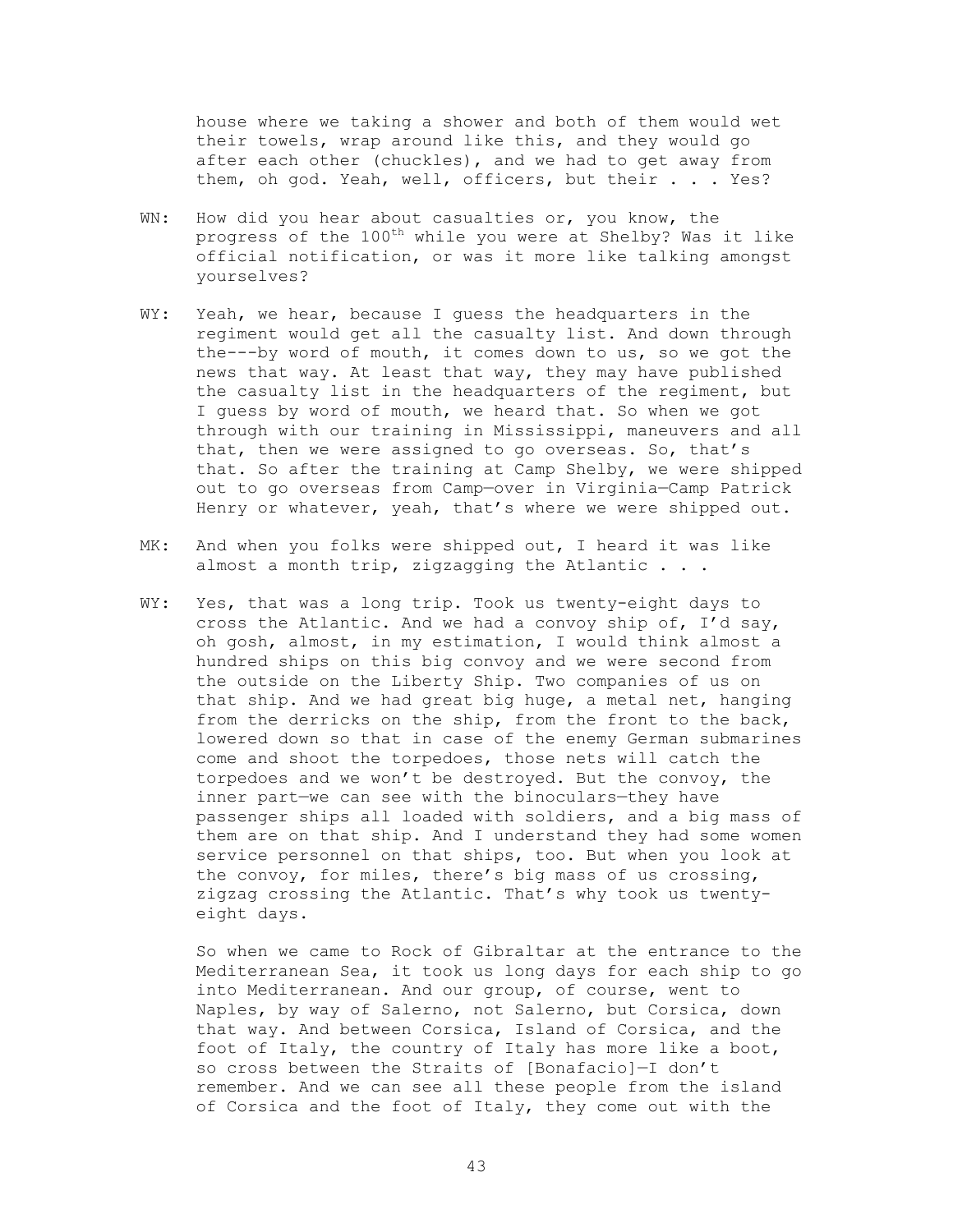house where we taking a shower and both of them would wet their towels, wrap around like this, and they would go after each other (chuckles), and we had to get away from them, oh god. Yeah, well, officers, but their . . . Yes?

WN: How did you hear about casualties or, you know, the progress of the 100th while you were at Shelby? Was it like official notification, or was it more like talking amongst yourselves?

WY: Yeah, we hear, because I guess the headquarters in the regiment would get all the casualty list. And down through the---by word of mouth, it comes down to us, so we got the news that way. At least that way, they may have published the casualty list in the headquarters of the regiment, but I guess by word of mouth, we heard that. So when we got through with our training in Mississippi, maneuvers and all that, then we were assigned to go overseas. So, that's that. So after the training at Camp Shelby, we were shipped out to go overseas from Camp—over in Virginia—Camp Patrick Henry or whatever, yeah, that's where we were shipped out.

MK: And when you folks were shipped out, I heard it was like almost a month trip, zigzagging the Atlantic . . .

WY: Yes, that was a long trip. Took us twenty-eight days to cross the Atlantic. And we had a convoy ship of, I'd say, oh gosh, almost, in my estimation, I would think almost a hundred ships on this big convoy and we were second from the outside on the Liberty Ship. Two companies of us on that ship. And we had great big huge, a metal net, hanging from the derricks on the ship, from the front to the back, lowered down so that in case of the enemy German submarines come and shoot the torpedoes, those nets will catch the torpedoes and we won't be destroyed. But the convoy, the inner part—we can see with the binoculars—they have passenger ships all loaded with soldiers, and a big mass of them are on that ship. And I understand they had some women service personnel on that ships, too. But when you look at the convoy, for miles, there's big mass of us crossing, zigzag crossing the Atlantic. That's why took us twenty-eight days.

So when we came to Rock of Gibraltar at the entrance to the Mediterranean Sea, it took us long days for each ship to go into Mediterranean. And our group, of course, went to Naples, by way of Salerno, not Salerno, but Corsica, down that way. And between Corsica, Island of Corsica, and the foot of Italy, the country of Italy has more like a boot, so cross between the Straits of [Bonafacio]—I don't remember. And we can see all these people from the island of Corsica and the foot of Italy, they come out with the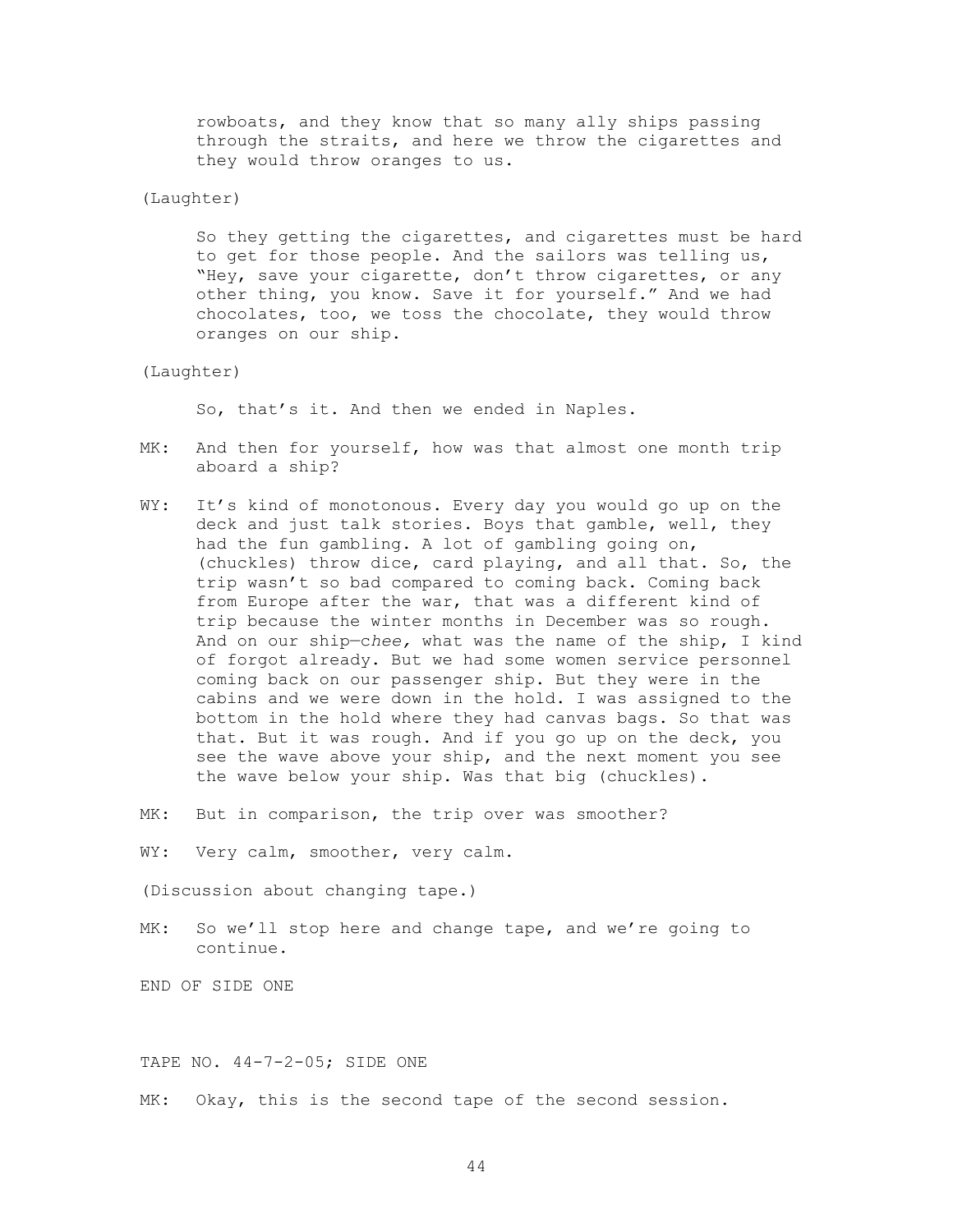rowboats, and they know that so many ally ships passing through the straits, and here we throw the cigarettes and they would throw oranges to us.

(Laughter)

So they getting the cigarettes, and cigarettes must be hard to get for those people. And the sailors was telling us, "Hey, save your cigarette, don't throw cigarettes, or any other thing, you know. Save it for yourself." And we had chocolates, too, we toss the chocolate, they would throw oranges on our ship.

(Laughter)

So, that's it. And then we ended in Naples.

MK: And then for yourself, how was that almost one month trip aboard a ship?

WY: It's kind of monotonous. Every day you would go up on the deck and just talk stories. Boys that gamble, well, they had the fun gambling. A lot of gambling going on, (chuckles) throw dice, card playing, and all that. So, the trip wasn't so bad compared to coming back. Coming back from Europe after the war, that was a different kind of trip because the winter months in December was so rough. And on our ship—c*hee,* what was the name of the ship, I kind of forgot already. But we had some women service personnel coming back on our passenger ship. But they were in the cabins and we were down in the hold. I was assigned to the bottom in the hold where they had canvas bags. So that was that. But it was rough. And if you go up on the deck, you see the wave above your ship, and the next moment you see the wave below your ship. Was that big (chuckles).

MK: But in comparison, the trip over was smoother?

WY: Very calm, smoother, very calm.

(Discussion about changing tape.)

MK: So we'll stop here and change tape, and we're going to continue.

END OF SIDE ONE

TAPE NO. 44-7-2-05; SIDE ONE

MK: Okay, this is the second tape of the second session.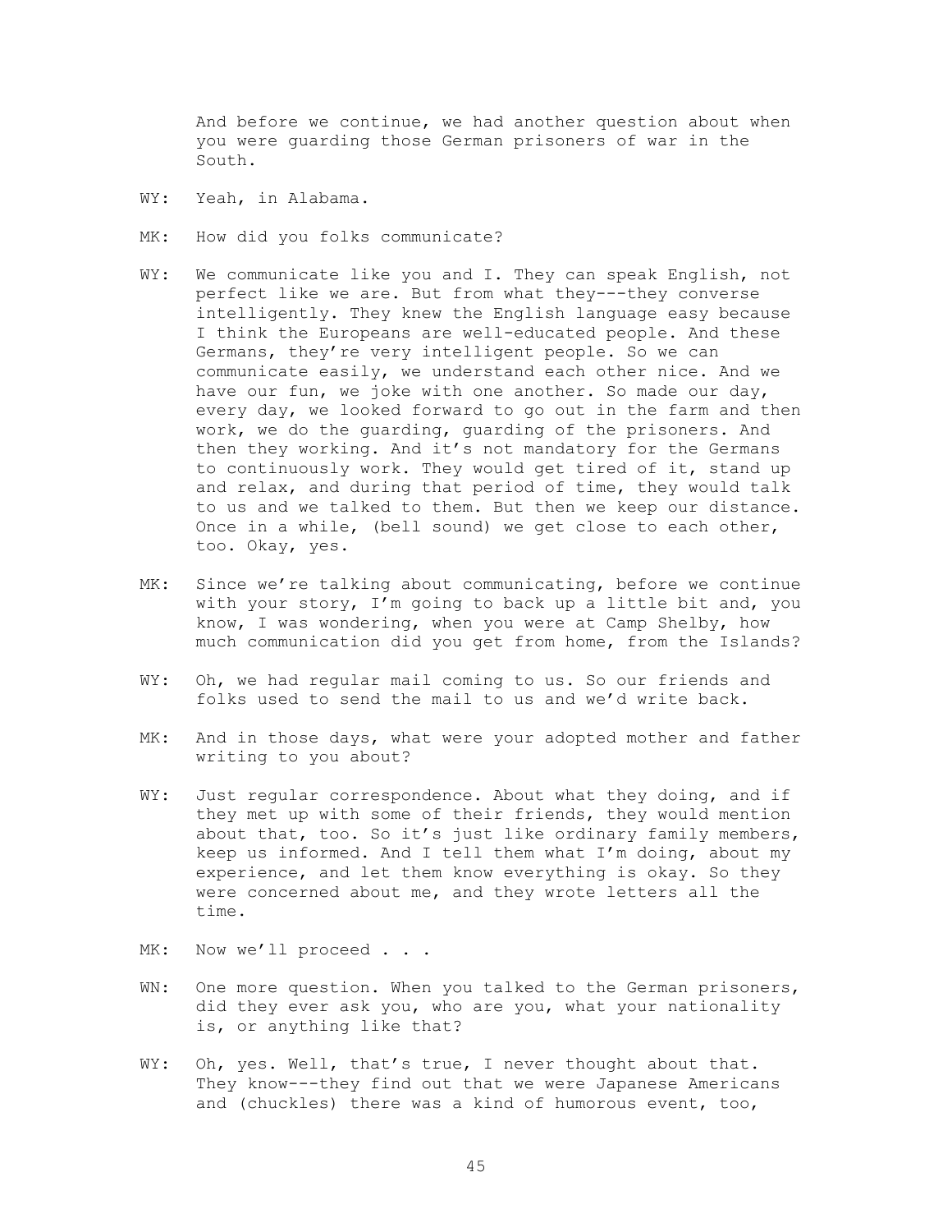And before we continue, we had another question about when you were guarding those German prisoners of war in the South.

WY: Yeah, in Alabama.

MK: How did you folks communicate?

WY: We communicate like you and I. They can speak English, not perfect like we are. But from what they---they converse intelligently. They knew the English language easy because I think the Europeans are well-educated people. And these Germans, they're very intelligent people. So we can communicate easily, we understand each other nice. And we have our fun, we joke with one another. So made our day, every day, we looked forward to go out in the farm and then work, we do the guarding, guarding of the prisoners. And then they working. And it's not mandatory for the Germans to continuously work. They would get tired of it, stand up and relax, and during that period of time, they would talk to us and we talked to them. But then we keep our distance. Once in a while, (bell sound) we get close to each other, too. Okay, yes.

MK: Since we're talking about communicating, before we continue with your story, I'm going to just back up a little bit and, you know, I was wondering, when you were at Camp Shelby, how much communication did you get from home, from the Islands?

WY: Oh, we had regular mail coming to us. So our friends and folks used to send the mail to us and we'd write back.

MK: And in those days, what were your adopted mother and father writing to you about?

WY: Just regular correspondence. About what they doing, and if they met up with some of their friends, they would mention about that, too. So it's just like ordinary family members, keep us informed. And I tell them what I'm doing, about my experience, and let them know everything is okay. So they were concerned about me, and they wrote letters all the time.

MK: Now we'll proceed . . .

WN: One more question. When you talked to the German prisoners, did they ever ask you, who are you, what your nationality is, or anything like that?

WY: Oh, yes. Well, that's true, I never thought about that. They know---they find out that we were Japanese Americans and (chuckles) there was a kind of humorous event, too,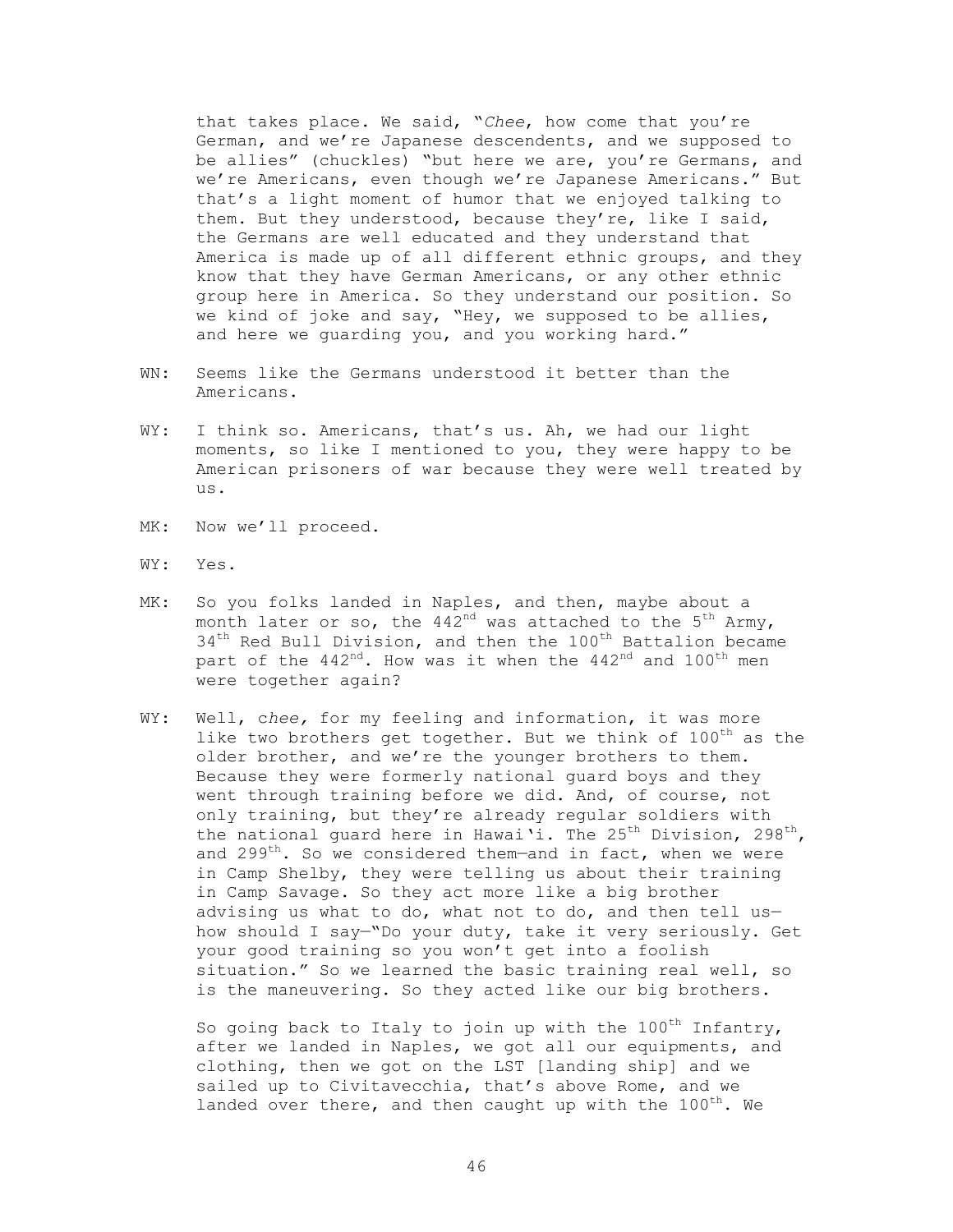that takes place. We said, "*Chee*, how come that you're German, and we're Japanese descendents, and we supposed to be allies" (chuckles) "but here we are, you're Germans, and we're Americans, even though we're Japanese Americans." But that's a light moment of humor that we enjoyed talking to them. But they understood, because they're, like I said, the Germans are well educated and they understand that America is made up of all different ethnic groups, and they know that they have German Americans, or any other ethnic group here in America. So they understand our position. So we kind of joke and say, "Hey, we supposed to be allies, and here we guarding you, and you working hard."

WN: Seems like the Germans understood it better than the Americans.

WY: I think so. Americans, that's us. Ah, we had our light moments, so like I mentioned to you, they were happy to be American prisoners of war because they were well treated by us.

MK: Now we'll proceed.

WY: Yes.

MK: So you folks landed in Naples, and then, maybe about a month later or so, the 442nd was attached to the 5th Army, 34th Red Bull Division, and then the 100th Battalion became part of the 442nd. How was it when the 442nd and 100th men were together again?

WY: Well, *chee,* for my feeling and information, it was more like two brothers get together. But we think of 100th as the older brother, and we're the younger brothers to them. Because they were formerly national guard boys and they went through training before we did. And, of course, not only training, but they're already regular soldiers with the national guard here in Hawai'i. The 25th Division, 298th, and 299th. So we considered them—and in fact, when we were in Camp Shelby, they were telling us about their training in Camp Savage. So they act more like a big brother advising us what to do, what not to do, and then tell us—how should I say—"Do your duty, take it very seriously. Get your good training so you won't get into a foolish situation." So we learned the basic training real well, so is the maneuvering. So they acted like our big brothers.

So going back to Italy to join up with the 100th Infantry, after we landed in Naples, we got all our equipments, and clothing, then we got on the LST [landing ship] and we sailed up to Civitavecchia, that's above Rome, and we landed over there, and then caught up with the 100th. We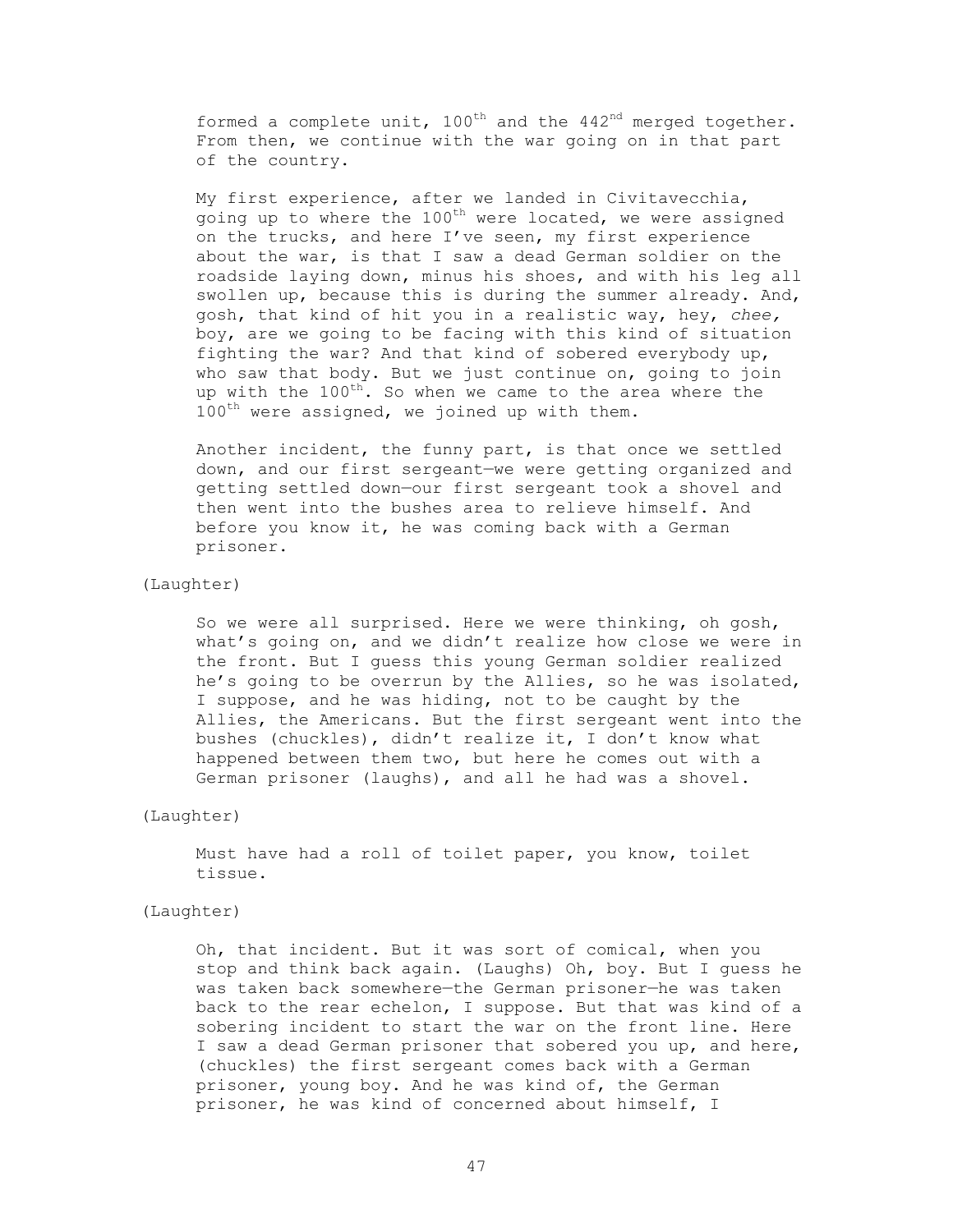formed a complete unit, 100th and the 442nd merged together. From then, we continue with the war going on in that part of the country.

My first experience, after we landed in Civitavecchia, going up to where the 100th were located, we were assigned on the trucks, and here I've seen, my first experience about the war, is that I saw a dead German soldier on the roadside laying down, minus his shoes, and with his leg all swollen up, because this is during the summer already. And, gosh, that kind of hit you in a realistic way, hey, *chee,* boy, are we going to be facing with this kind of situation fighting the war? And that kind of sobered everybody up, who saw that body. But we just continue on, going to join up with the 100th. So when we came to the area where the 100th were assigned, we joined up with them.

Another incident, the funny part, is that once we settled down, and our first sergeant—we were getting organized and getting settled down—our first sergeant took a shovel and then went into the bushes area to relieve himself. And before you know it, he was coming back with a German prisoner.

(Laughter)

So we were all surprised. Here we were thinking, oh gosh, what's going on, and we didn't realize how close we were in the front. But I guess this young German soldier realized he's going to be overrun by the Allies, so he was isolated, I suppose, and he was hiding, not to be caught by the Allies, the Americans. But the first sergeant went into the bushes (chuckles), didn't realize it, I don't know what happened between them two, but here he comes out with a German prisoner (laughs), and all he had was a shovel.

(Laughter)

Must have had a roll of toilet paper, you know, toilet tissue.

(Laughter)

Oh, that incident. But it was sort of comical, when you stop and think back again. (Laughs) Oh, boy. But I guess he was taken back somewhere—the German prisoner—he was taken back to the rear echelon, I suppose. But that was kind of a sobering incident to start the war on the front line. Here I saw a dead German prisoner that sobered you up, and here, (chuckles) the first sergeant comes back with a German prisoner, young boy. And he was kind of, the German prisoner, he was kind of concerned about himself, I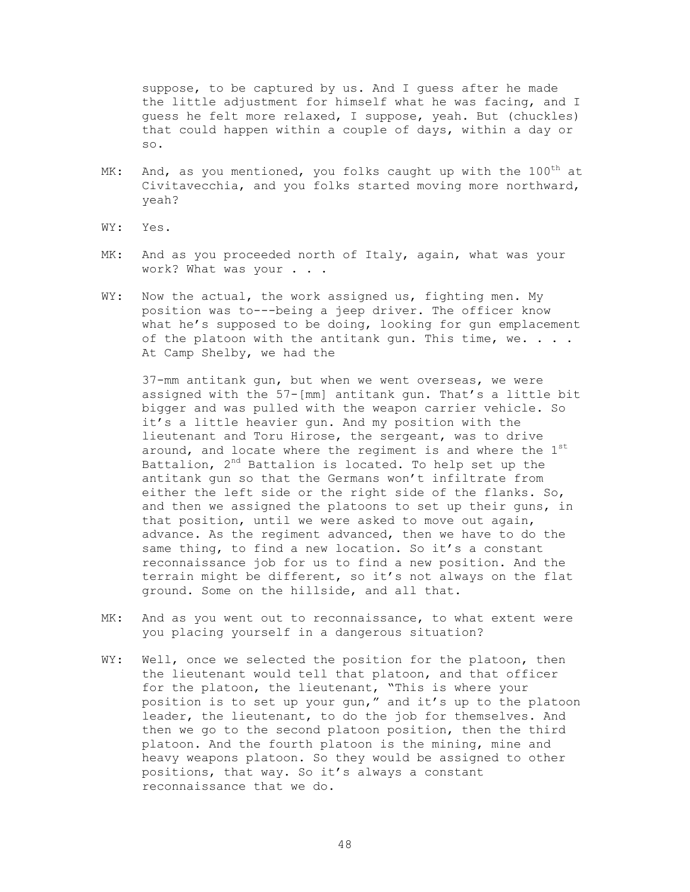suppose, to be captured by us. And I guess after he made the little adjustment for himself what he was facing, and I guess he felt more relaxed, I suppose, yeah. But (chuckles) that could happen within a couple of days, within a day or so.

MK: And, as you mentioned, you folks caught up with the 100th at Civitavecchia, and you folks started moving more northward, yeah?

WY: Yes.

MK: And as you proceeded north of Italy, again, what was your work? What was your . . .

WY: Now the actual, the work assigned us, fighting men. My position was to---being a jeep driver. The officer know what he's supposed to be doing, looking for gun emplacement of the platoon with the antitank gun. This time, we. . . . At Camp Shelby, we had the

37-mm antitank gun, but when we went overseas, we were assigned with the 57-[mm] antitank gun. That's a little bit bigger and was pulled with the weapon carrier vehicle. So it's a little heavier gun. And my position with the lieutenant and Toru Hirose, the sergeant, was to drive around, and locate where the regiment is and where the 1st Battalion, 2nd Battalion is located. To help set up the antitank gun so that the Germans won't infiltrate from either the left side or the right side of the flanks. So, and then we assigned the platoons to set up their guns, in that position, until we were asked to move out again, advance. As the regiment advanced, then we have to do the same thing, to find a new location. So it's a constant reconnaissance job for us to find a new position. And the terrain might be different, so it's not always on the flat ground. Some on the hillside, and all that.

MK: And as you went out to reconnaissance, to what extent were you placing yourself in a dangerous situation?

WY: Well, once we selected the position for the platoon, then the lieutenant would tell that platoon, and that officer for the platoon, the lieutenant, "This is where your position is to set up your gun," and it's up to the platoon leader, the lieutenant, to do the job for themselves. And then we go to the second platoon position, then the third platoon. And the fourth platoon is the mining, mine and heavy weapons platoon. So they would be assigned to other positions, that way. So it's always a constant reconnaissance that we do.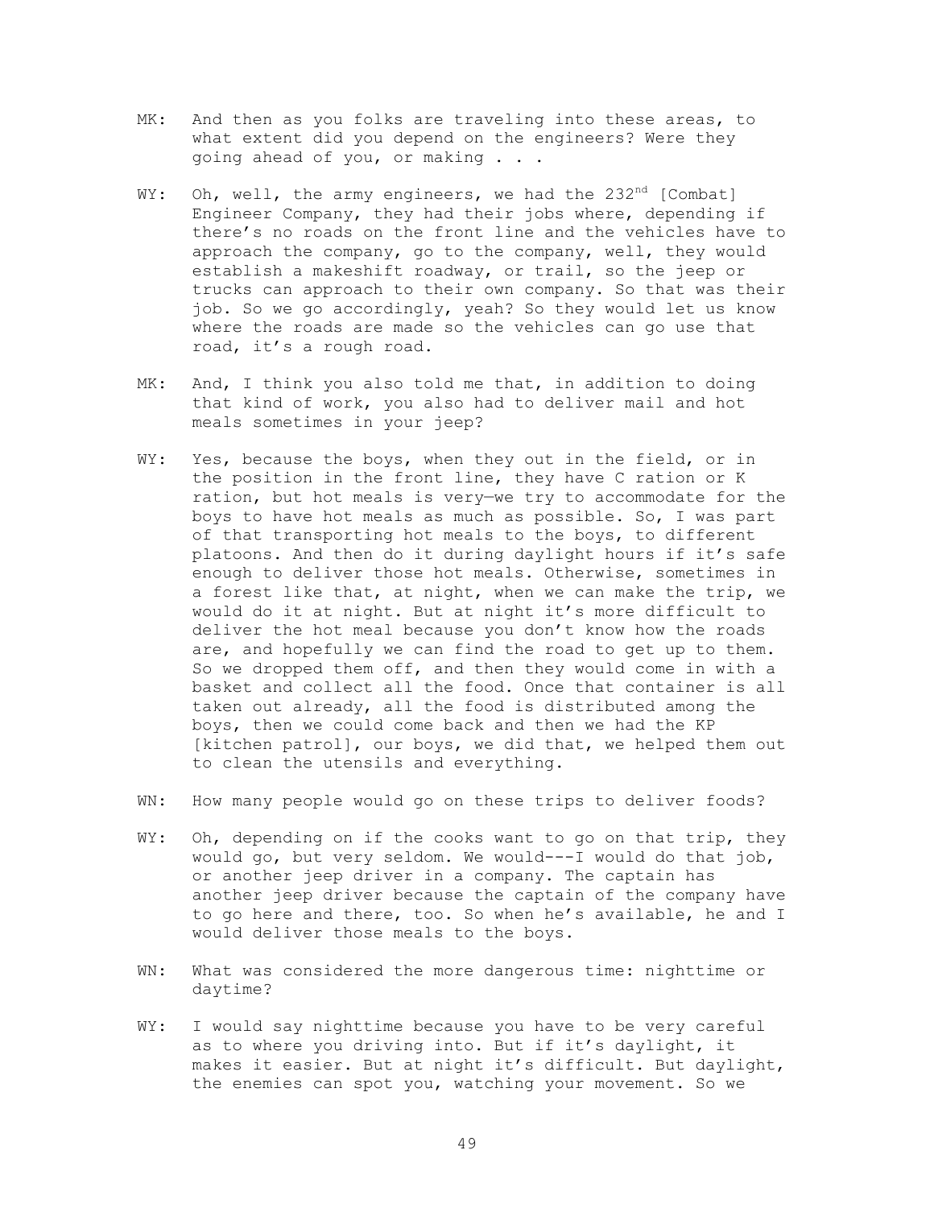MK: And then as you folks are traveling into these areas, to what extent did you depend on the engineers? Were they going ahead of you, or making . . .

WY: Oh, well, the army engineers, we had the 232nd [Combat] Engineer Company, they had their jobs where, depending if there's no roads on the front line and the vehicles have to approach the company, go to the company, well, they would establish a makeshift roadway, or trail, so the jeep or trucks can approach to their own company. So that was their job. So we go accordingly, yeah? So they would let us know where the roads are made so the vehicles can go use that road, it's a rough road.

MK: And, I think you also told me that, in addition to doing that kind of work, you also had to deliver mail and hot meals sometimes in your jeep?

WY: Yes, because the boys, when they out in the field, or in the position in the front line, they have C ration or K ration, but hot meals is very—we try to accommodate for the boys to have hot meals as much as possible. So, I was part of that transporting hot meals to the boys, to different platoons. And then do it during daylight hours if it's safe enough to deliver those hot meals. Otherwise, sometimes in a forest like that, at night, when we can make the trip, we would do it at night. But at night it's more difficult to deliver the hot meal because you don't know how the roads are, and hopefully we can find the road to get up to them. So we dropped them off, and then they would come in with a basket and collect all the food. Once that container is all taken out already, all the food is distributed among the boys, then we could come back and then we had the KP [kitchen patrol], our boys, we did that, we helped them out to clean the utensils and everything.

WN: How many people would go on these trips to deliver foods?

WY: Oh, depending on if the cooks want to go on that trip, they would go, but very seldom. We would---I would do that job, or another jeep driver in a company. The captain has another jeep driver because the captain of the company have to go here and there, too. So when he's available, he and I would deliver those meals to the boys.

WN: What was considered the more dangerous time: nighttime or daytime?

WY: I would say nighttime because you have to be very careful as to where you driving into. But if it's daylight, it makes it easier. But at night it's difficult. But daylight, the enemies can spot you, watching your movement. So we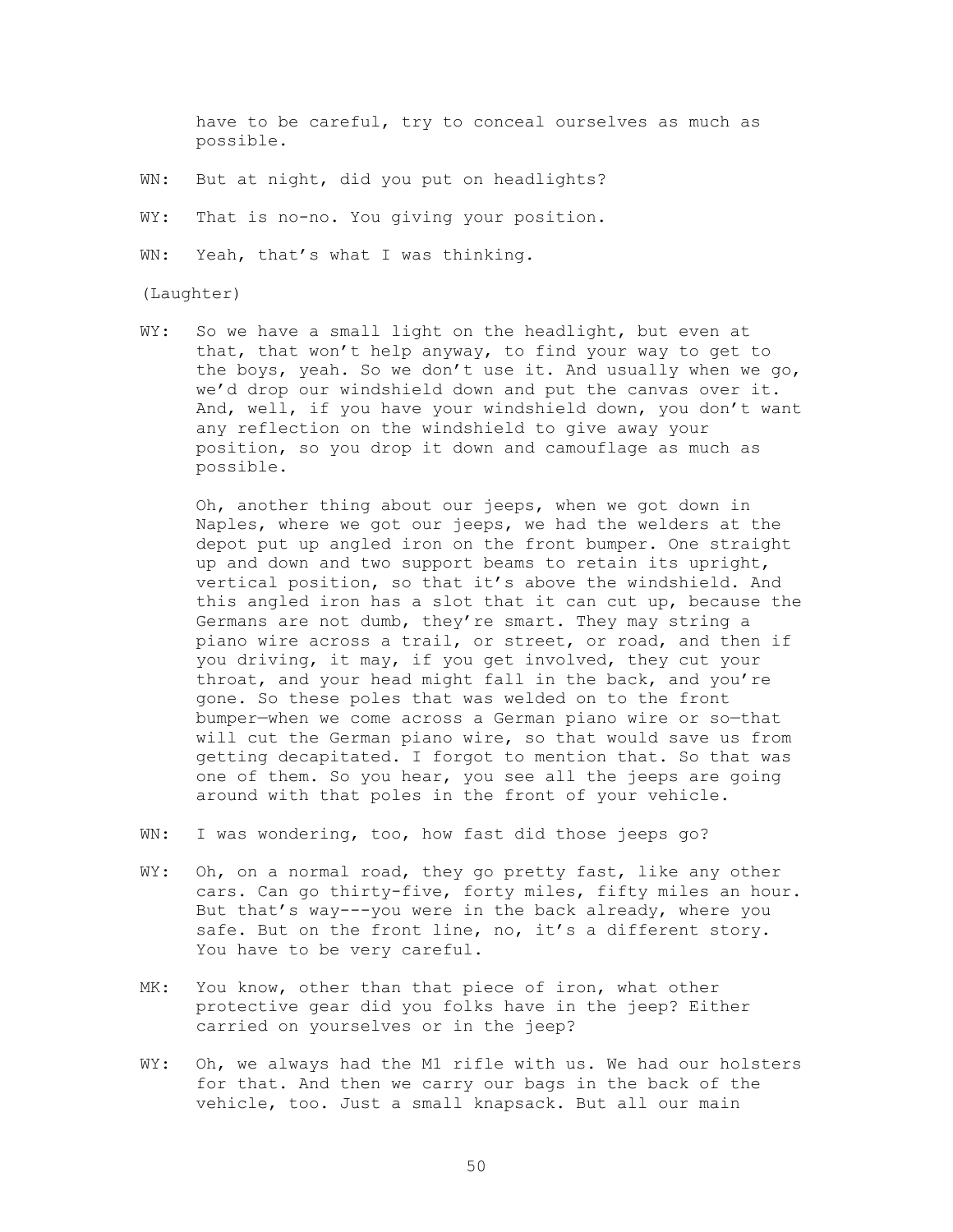have to be careful, try to conceal ourselves as much as possible.

WN: But at night, did you put on headlights?

WY: That is no-no. You giving your position.

WN: Yeah, that's what I was thinking.

(Laughter)

WY: So we have a small light on the headlight, but even at that, that won't help anyway, to find your way to get to the boys, yeah. So we don't use it. And usually when we go, we'd drop our windshield down and put the canvas over it. And, well, if you have your windshield down, you don't want any reflection on the windshield to give away your position, so you drop it down and camouflage as much as possible.

Oh, another thing about our jeeps, when we got down in Naples, where we got our jeeps, we had the welders at the depot put up angled iron on the front bumper. One straight up and down and two support beams to retain its upright, vertical position, so that it's above the windshield. And this angled iron has a slot that it can cut up, because the Germans are not dumb, they're smart. They may string a piano wire across a trail, or street, or road, and then if you driving, it may, if you get involved, they cut your throat, and your head might fall in the back, and you're gone. So these poles that was welded on to the front bumper—when we come across a German piano wire or so—that will cut the German piano wire, so that would save us from getting decapitated. I forgot to mention that. So that was one of them. So you hear, you see all the jeeps are going around with that poles in the front of your vehicle.

WN: I was wondering, too, how fast did those jeeps go?

WY: Oh, on a normal road, they go pretty fast, like any other cars. Can go thirty-five, forty miles, fifty miles an hour. But that's way---you were in the back already, where you safe. But on the front line, no, it's a different story. You have to be very careful.

MK: You know, other than that piece of iron, what other protective gear did you folks have in the jeep? Either carried on yourselves or in the jeep?

WY: Oh, we always had the M1 rifle with us. We had our holsters for that. And then we carry our bags in the back of the vehicle, too. Just a small knapsack. But all our main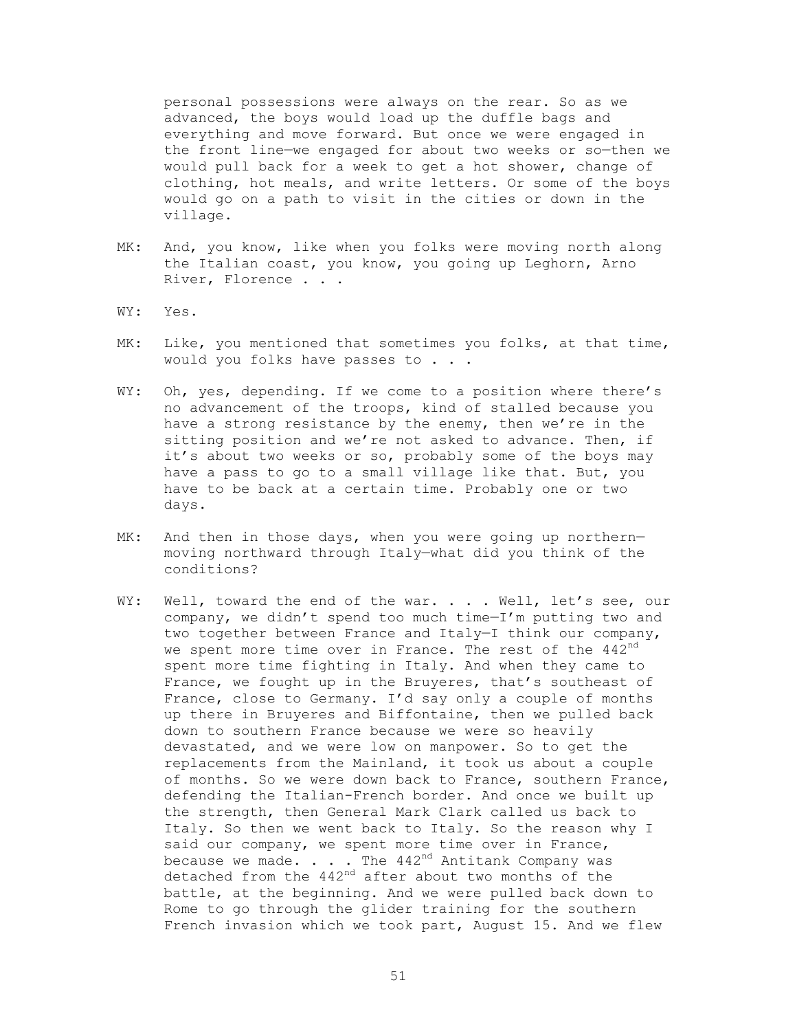personal possessions were always on the rear. So as we advanced, the boys would load up the duffle bags and everything and move forward. But once we were engaged in the front line—we engaged for about two weeks or so—then we would pull back for a week to get a hot shower, change of clothing, hot meals, and write letters. Or some of the boys would go on a path to visit in the cities or down in the village.

MK: And, you know, like when you folks were moving north along the Italian coast, you know, you going up Leghorn, Arno River, Florence . . .

WY: Yes.

MK: Like, you mentioned that sometimes you folks, at that time, would you folks have passes to . . .

WY: Oh, yes, depending. If we come to a position where there's no advancement of the troops, kind of stalled because you have a strong resistance by the enemy, then we're in the sitting position and we're not asked to advance. Then, if it's about two weeks or so, probably some of the boys may have a pass to go to a small village like that. But, you have to be back at a certain time. Probably one or two days.

MK: And then in those days, when you were going up northern—moving northward through Italy—what did you think of the conditions?

WY: Well, toward the end of the war. . . . Well, let's see, our company, we didn't spend too much time—I'm putting two and two together between France and Italy—I think our company, we spent more time over in France. The rest of the 442nd spent more time fighting in Italy. And when they came to France, we fought up in the Bruyeres, that's southeast of France, close to Germany. I'd say only a couple of months up there in Bruyeres and Biffontaine, then we pulled back down to southern France because we were so heavily devastated, and we were low on manpower. So to get the replacements from the Mainland, it took us about a couple of months. So we were down back to France, southern France, defending the Italian-French border. And once we built up the strength, then General Mark Clark called us back to Italy. So then we went back to Italy. So the reason why I said our company, we spent more time over in France, because we made. . . . The 442nd Antitank Company was detached from the 442nd after about two months of the battle, at the beginning. And we were pulled back down to Rome to go through the glider training for the southern French invasion which we took part, August 15. And we flew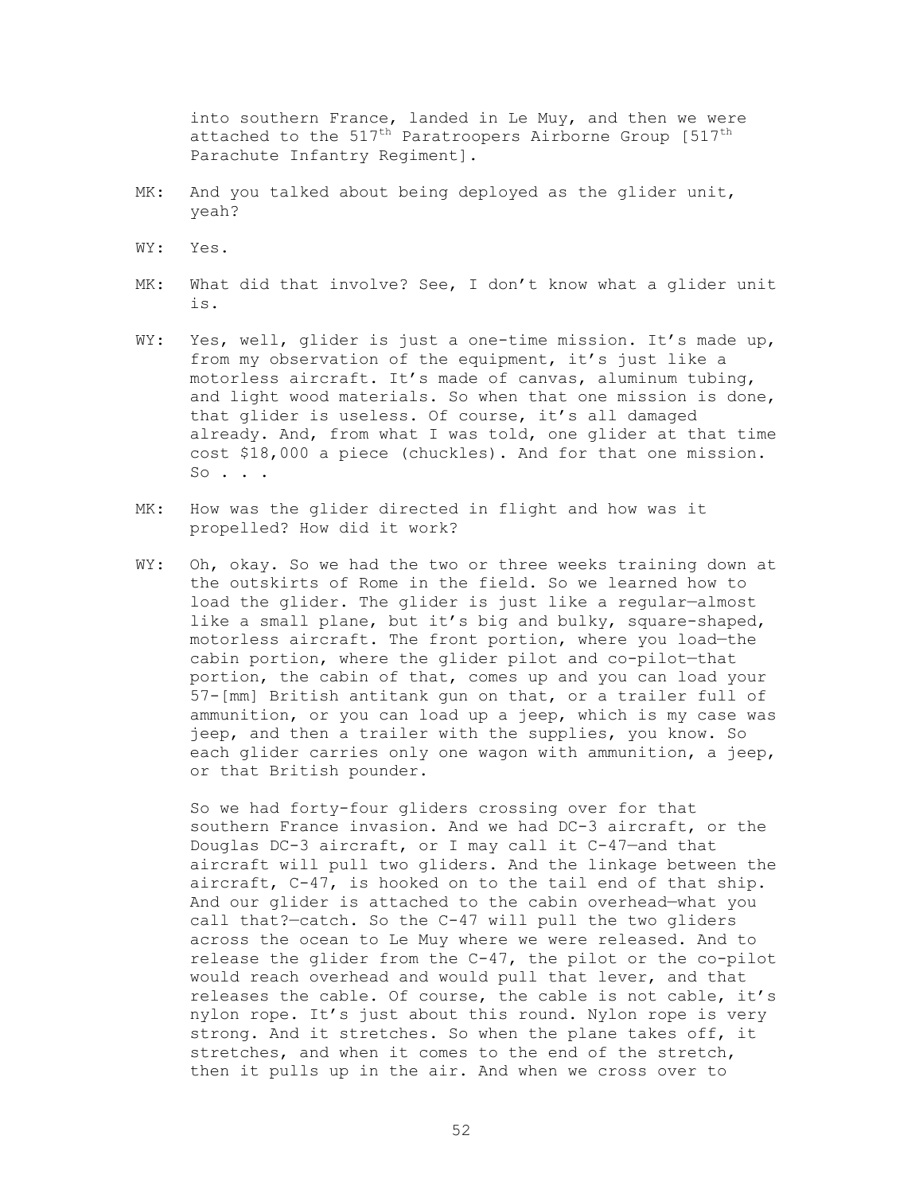into southern France, landed in Le Muy, and then we were attached to the 517th Paratroopers Airborne Group [517th Parachute Infantry Regiment].

MK: And you talked about being deployed as the glider unit, yeah?

WY: Yes.

MK: What did that involve? See, I don't know what a glider unit is.

WY: Yes, well, glider is just a one-time mission. It's made up, from my observation of the equipment, it's just like a motorless aircraft. It's made of canvas, aluminum tubing, and light wood materials. So when that one mission is done, that glider is useless. Of course, it's all damaged already. And, from what I was told, one glider at that time cost $18,000 a piece (chuckles). And for that one mission. So . . .

MK: How was the glider directed in flight and how was it propelled? How did it work?

WY: Oh, okay. So we had the two or three weeks training down at the outskirts of Rome in the field. So we learned how to load the glider. The glider is just like a regular—almost like a small plane, but it's big and bulky, square-shaped, motorless aircraft. The front portion, where you load—the cabin portion, where the glider pilot and co-pilot—that portion, the cabin of that, comes up and you can load your 57-[mm] British antitank gun on that, or a trailer full of ammunition, or you can load up a jeep, which is my case was jeep, and then a trailer with the supplies, you know. So each glider carries only one wagon with ammunition, a jeep, or that British pounder.

So we had forty-four gliders crossing over for that southern France invasion. And we had DC-3 aircraft, or the Douglas DC-3 aircraft, or I may call it C-47—and that aircraft will pull two gliders. And the linkage between the aircraft, C-47, is hooked on to the tail end of that ship. And our glider is attached to the cabin overhead—what you call that?—catch. So the C-47 will pull the two gliders across the ocean to Le Muy where we were released. And to release the glider from the C-47, the pilot or the co-pilot would reach overhead and would pull that lever, and that releases the cable. Of course, the cable is not cable, it's nylon rope. It's just about this round. Nylon rope is very strong. And it stretches. So when the plane takes off, it stretches, and when it comes to the end of the stretch, then it pulls up in the air. And when we cross over to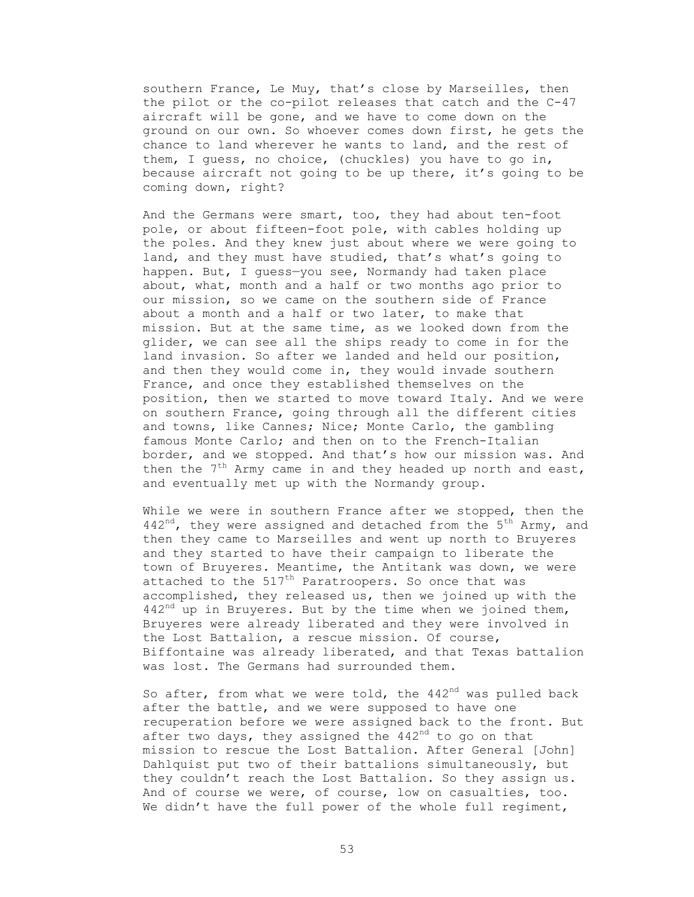southern France, Le Muy, that's close by Marseilles, then the pilot or the co-pilot releases that catch and the C-47 aircraft will be gone, and we have to come down on the ground on our own. So whoever comes down first, he gets the chance to land wherever he wants to land, and the rest of them, I guess, no choice, (chuckles) you have to go in, because aircraft not going to be up there, it's going to be coming down, right?

And the Germans were smart, too, they had about ten-foot pole, or about fifteen-foot pole, with cables holding up the poles. And they knew just about where we were going to land, and they must have studied, that's what's going to happen. But, I guess—you see, Normandy had taken place about, what, month and a half or two months ago prior to our mission, so we came on the southern side of France about a month and a half or two later, to make that mission. But at the same time, as we looked down from the glider, we can see all the ships ready to come in for the land invasion. So after we landed and held our position, and then they would come in, they would invade southern France, and once they established themselves on the position, then we started to move toward Italy. And we were on southern France, going through all the different cities and towns, like Cannes; Nice; Monte Carlo, the gambling famous Monte Carlo; and then on to the French-Italian border, and we stopped. And that's how our mission was. And then the 7th Army came in and they headed up north and east, and eventually met up with the Normandy group.

While we were in southern France after we stopped, then the 442nd, they were assigned and detached from the 5th Army, and then they came to Marseilles and went up north to Bruyeres and they started to have their campaign to liberate the town of Bruyeres. Meantime, the Antitank was down, we were attached to the 517th Paratroopers. So once that was accomplished, they released us, then we joined up with the 442nd up in Bruyeres. But by the time when we joined them, Bruyeres were already liberated and they were involved in the Lost Battalion, a rescue mission. Of course, Biffontaine was already liberated, and that Texas battalion was lost. The Germans had surrounded them.

So after, from what we were told, the 442nd was pulled back after the battle, and we were supposed to have one recuperation before we were assigned back to the front. But after two days, they assigned the 442nd to go on that mission to rescue the Lost Battalion. After General [John] Dahlquist put two of their battalions simultaneously, but they couldn't reach the Lost Battalion. So they assign us. And of course we were, of course, low on casualties, too. We didn't have the full power of the whole full regiment,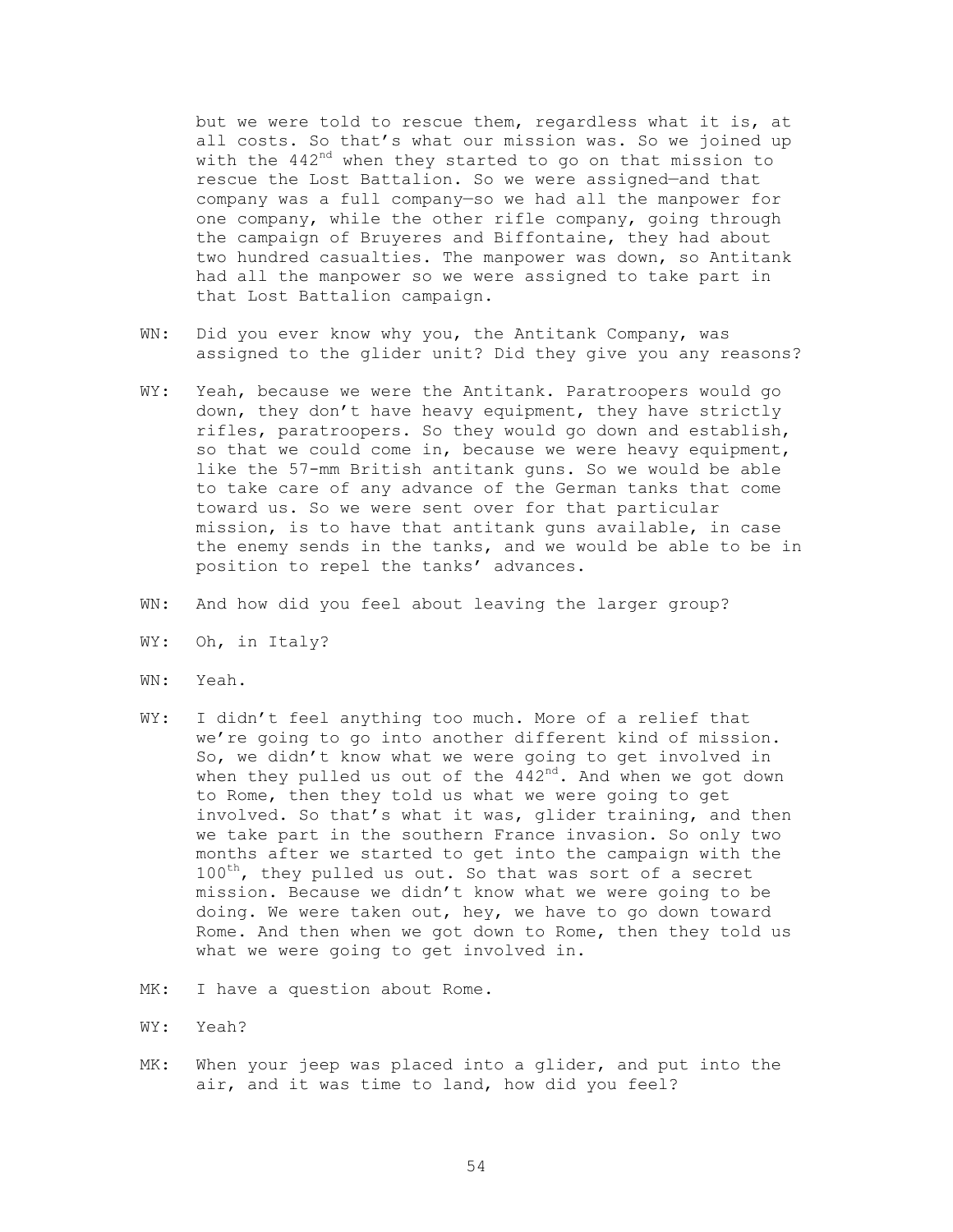but we were told to rescue them, regardless what it is, at all costs. So that's what our mission was. So we joined up with the 442nd when they started to go on that mission to rescue the Lost Battalion. So we were assigned—and that company was a full company—so we had all the manpower for one company, while the other rifle company, going through the campaign of Bruyeres and Biffontaine, they had about two hundred casualties. The manpower was down, so Antitank had all the manpower so we were assigned to take part in that Lost Battalion campaign.

WN: Did you ever know why you, the Antitank Company, was assigned to the glider unit? Did they give you any reasons?

WY: Yeah, because we were the Antitank. Paratroopers would go down, they don't have heavy equipment, they have strictly rifles, paratroopers. So they would go down and establish, so that we could come in, because we were heavy equipment, like the 57-mm British antitank guns. So we would be able to take care of any advance of the German tanks that come toward us. So we were sent over for that particular mission, is to have that antitank guns available, in case the enemy sends in the tanks, and we would be able to be in position to repel the tanks' advances.

WN: And how did you feel about leaving the larger group?

WY: Oh, in Italy?

WN: Yeah.

WY: I didn't feel anything too much. More of a relief that we're going to go into another different kind of mission. So, we didn't know what we were going to get involved in when they pulled us out of the 442nd. And when we got down to Rome, then they told us what we were going to get involved. So that's what it was, glider training, and then we take part in the southern France invasion. So only two months after we started to get into the campaign with the 100th, they pulled us out. So that was sort of a secret mission. Because we didn't know what we were going to be doing. We were taken out, hey, we have to go down toward Rome. And then when we got down to Rome, then they told us what we were going to get involved in.

MK: I have a question about Rome.

WY: Yeah?

MK: When your jeep was placed into a glider, and put into the air, and it was time to land, how did you feel?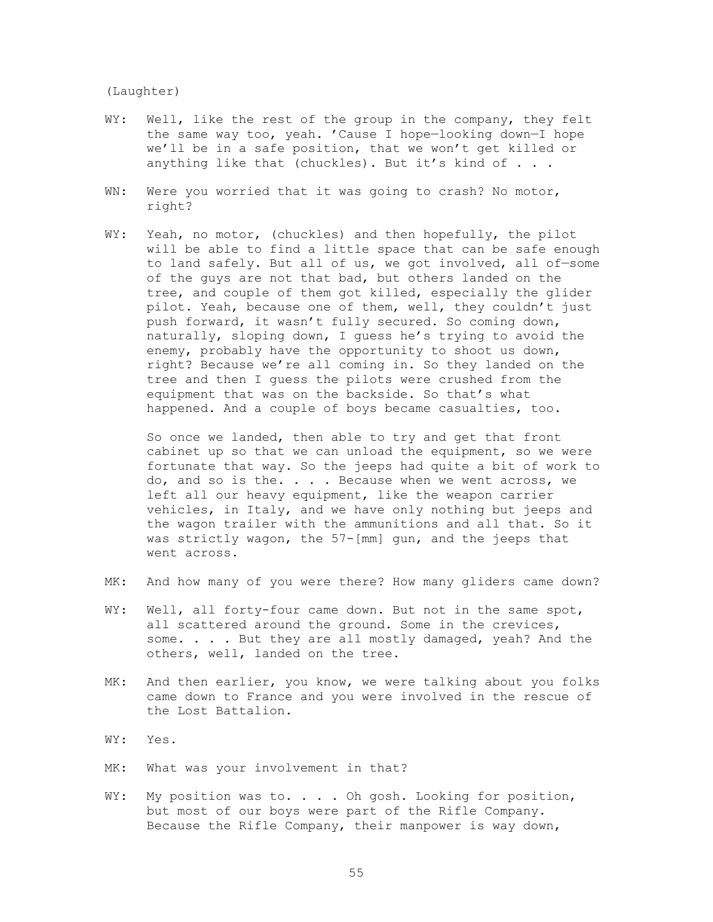(Laughter)

WY: Well, like the rest of the group in the company, they felt the same way too, yeah. 'Cause I hope—looking down—I hope we'll be in a safe position, that we won't get killed or anything like that (chuckles). But it's kind of . . .

WN: Were you worried that it was going to crash? No motor, right?

WY: Yeah, no motor, (chuckles) and then hopefully, the pilot will be able to find a little space that can be safe enough to land safely. But all of us, we got involved, all of—some of the guys are not that bad, but others landed on the tree, and couple of them got killed, especially the glider pilot. Yeah, because one of them, well, they couldn't just push forward, it wasn't fully secured. So coming down, naturally, sloping down, I guess he's trying to avoid the enemy, probably have the opportunity to shoot us down, right? Because we're all coming in. So they landed on the tree and then I guess the pilots were crushed from the equipment that was on the backside. So that's what happened. And a couple of boys became casualties, too.

So once we landed, then able to try and get that front cabinet up so that we can unload the equipment, so we were fortunate that way. So the jeeps had quite a bit of work to do, and so is the. . . . Because when we went across, we left all our heavy equipment, like the weapon carrier vehicles, in Italy, and we have only nothing but jeeps and the wagon trailer with the ammunitions and all that. So it was strictly wagon, the 57-[mm] gun, and the jeeps that went across.

MK: And how many of you were there? How many gliders came down?

WY: Well, all forty-four came down. But not in the same spot, all scattered around the ground. Some in the crevices, some. . . . But they are all mostly damaged, yeah? And the others, well, landed on the tree.

MK: And then earlier, you know, we were talking about you folks came down to France and you were involved in the rescue of the Lost Battalion.

WY: Yes.

MK: What was your involvement in that?

WY: My position was to. . . . Oh gosh. Looking for position, but most of our boys were part of the Rifle Company. Because the Rifle Company, their manpower is way down,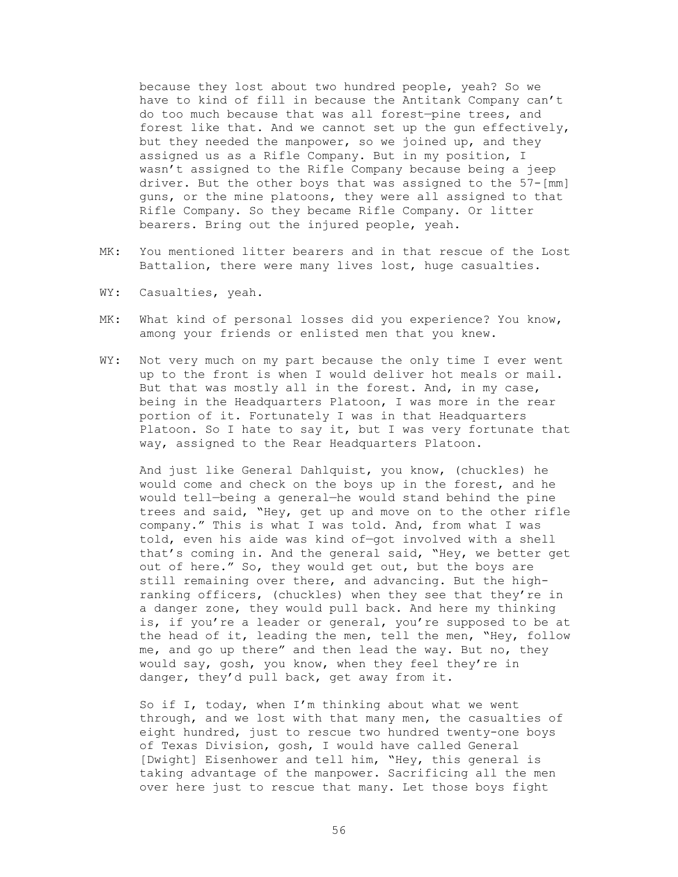because they lost about two hundred people, yeah? So we have to kind of fill in because the Antitank Company can't do too much because that was all forest—pine trees, and forest like that. And we cannot set up the gun effectively, but they needed the manpower, so we joined up, and they assigned us as a Rifle Company. But in my position, I wasn't assigned to the Rifle Company because being a jeep driver. But the other boys that was assigned to the 57-[mm] guns, or the mine platoons, they were all assigned to that Rifle Company. So they became Rifle Company. Or litter bearers. Bring out the injured people, yeah.

MK: You mentioned litter bearers and in that rescue of the Lost Battalion, there were many lives lost, huge casualties.

WY: Casualties, yeah.

MK: What kind of personal losses did you experience? You know, among your friends or enlisted men that you knew.

WY: Not very much on my part because the only time I ever went up to the front is when I would deliver hot meals or mail. But that was mostly all in the forest. And, in my case, being in the Headquarters Platoon, I was more in the rear portion of it. Fortunately I was in that Headquarters Platoon. So I hate to say it, but I was very fortunate that way, assigned to the Rear Headquarters Platoon.

And just like General Dahlquist, you know, (chuckles) he would come and check on the boys up in the forest, and he would tell—being a general—he would stand behind the pine trees and said, "Hey, get up and move on to the other rifle company." This is what I was told. And, from what I was told, even his aide was kind of—got involved with a shell that's coming in. And the general said, "Hey, we better get out of here." So, they would get out, but the boys are still remaining over there, and advancing. But the high-ranking officers, (chuckles) when they see that they're in a danger zone, they would pull back. And here my thinking is, if you're a leader or general, you're supposed to be at the head of it, leading the men, tell the men, "Hey, follow me, and go up there" and then lead the way. But no, they would say, gosh, you know, when they feel they're in danger, they'd pull back, get away from it.

So if I, today, when I'm thinking about what we went through, and we lost with that many men, the casualties of eight hundred, just to rescue two hundred twenty-one boys of Texas Division, gosh, I would have called General [Dwight] Eisenhower and tell him, "Hey, this general is taking advantage of the manpower. Sacrificing all the men over here just to rescue that many. Let those boys fight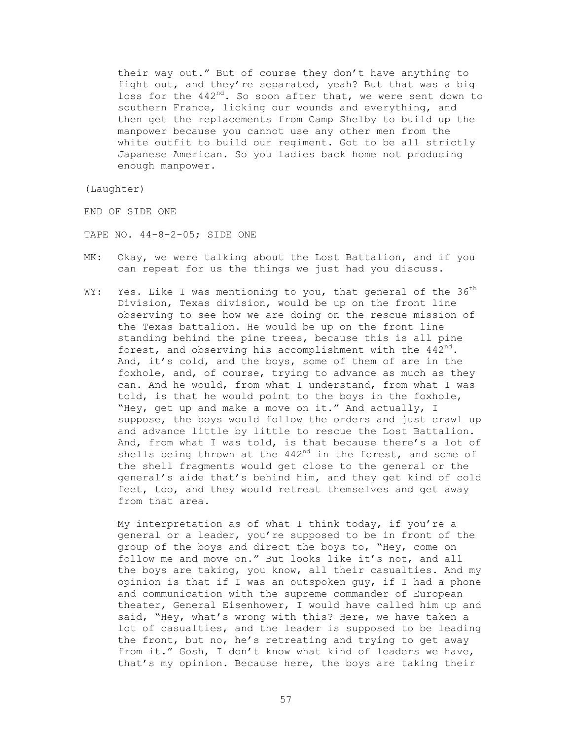their way out." But of course they don't have anything to fight out, and they're separated, yeah? But that was a big loss for the 442nd. So soon after that, we were sent down to southern France, licking our wounds and everything, and then get the replacements from Camp Shelby to build up the manpower because you cannot use any other men from the white outfit to build our regiment. Got to be all strictly Japanese American. So you ladies back home not producing enough manpower.

(Laughter)

END OF SIDE ONE

TAPE NO. 44-8-2-05; SIDE ONE

MK: Okay, we were talking about the Lost Battalion, and if you can repeat for us the things we just had you discuss.

WY: Yes. Like I was mentioning to you, that general of the 36th Division, Texas division, would be up on the front line observing to see how we are doing on the rescue mission of the Texas battalion. He would be up on the front line standing behind the pine trees, because this is all pine forest, and observing his accomplishment with the 442nd. And, it's cold, and the boys, some of them of are in the foxhole, and, of course, trying to advance as much as they can. And he would, from what I understand, from what I was told, is that he would point to the boys in the foxhole, "Hey, get up and make a move on it." And actually, I suppose, the boys would follow the orders and just crawl up and advance little by little to rescue the Lost Battalion. And, from what I was told, is that because there's a lot of shells being thrown at the 442nd in the forest, and some of the shell fragments would get close to the general or the general's aide that's behind him, and they get kind of cold feet, too, and they would retreat themselves and get away from that area.

My interpretation as of what I think today, if you're a general or a leader, you're supposed to be in front of the group of the boys and direct the boys to, "Hey, come on follow me and move on." But looks like it's not, and all the boys are taking, you know, all their casualties. And my opinion is that if I was an outspoken guy, if I had a phone and communication with the supreme commander of European theater, General Eisenhower, I would have called him up and said, "Hey, what's wrong with this? Here, we have taken a lot of casualties, and the leader is supposed to be leading the front, but no, he's retreating and trying to get away from it." Gosh, I don't know what kind of leaders we have, that's my opinion. Because here, the boys are taking their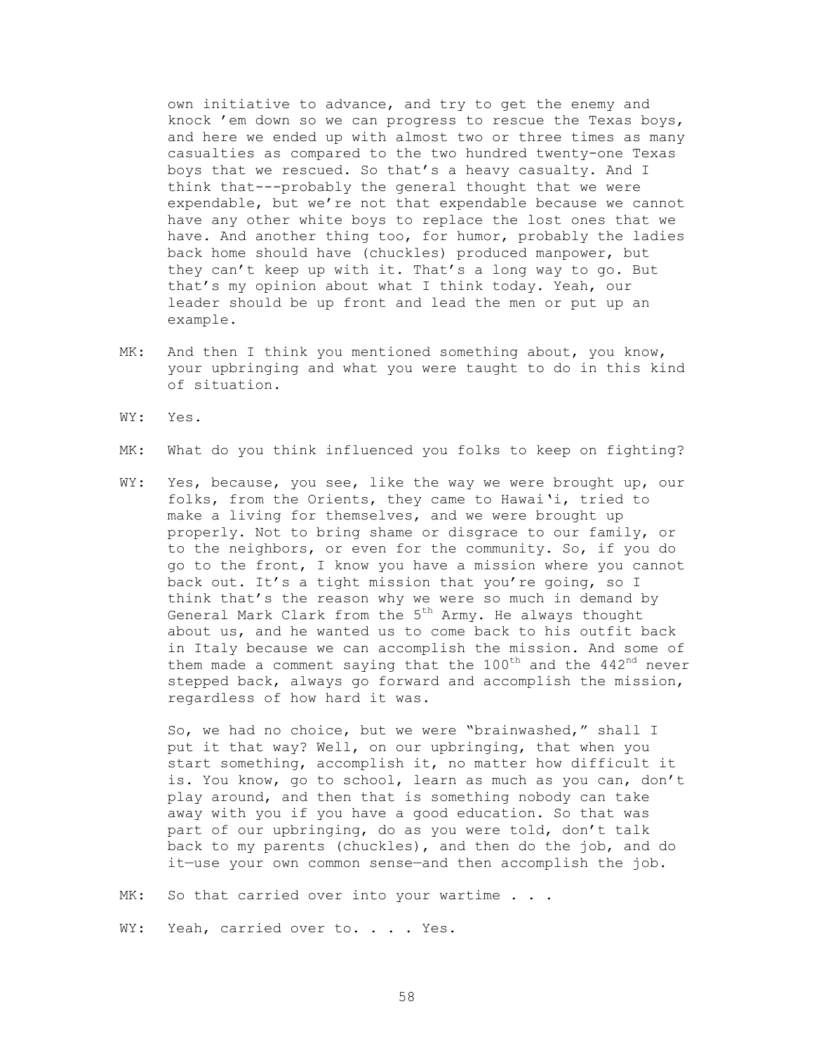own initiative to advance, and try to get the enemy and knock 'em down so we can progress to rescue the Texas boys, and here we ended up with almost two or three times as many casualties as compared to the two hundred twenty-one Texas boys that we rescued. So that's a heavy casualty. And I think that---probably the general thought that we were expendable, but we're not that expendable because we cannot have any other white boys to replace the lost ones that we have. And another thing too, for humor, probably the ladies back home should have (chuckles) produced manpower, but they can't keep up with it. That's a long way to go. But that's my opinion about what I think today. Yeah, our leader should be up front and lead the men or put up an example.

MK: And then I think you mentioned something about, you know, your upbringing and what you were taught to do in this kind of situation.

WY: Yes.

MK: What do you think influenced you folks to keep on fighting?

WY: Yes, because, you see, like the way we were brought up, our folks, from the Orients, they came to Hawai'i, tried to make a living for themselves, and we were brought up properly. Not to bring shame or disgrace to our family, or to the neighbors, or even for the community. So, if you do go to the front, I know you have a mission where you cannot back out. It's a tight mission that you're going, so I think that's the reason why we were so much in demand by General Mark Clark from the 5th Army. He always thought about us, and he wanted us to come back to his outfit back in Italy because we can accomplish the mission. And some of them made a comment saying that the 100th and the 442nd never stepped back, always go forward and accomplish the mission, regardless of how hard it was.

So, we had no choice, but we were "brainwashed," shall I put it that way? Well, on our upbringing, that when you start something, accomplish it, no matter how difficult it is. You know, go to school, learn as much as you can, don't play around, and then that is something nobody can take away with you if you have a good education. So that was part of our upbringing, do as you were told, don't talk back to my parents (chuckles), and then do the job, and do it—use your own common sense—and then accomplish the job.

MK: So that carried over into your wartime . . .

WY: Yeah, carried over to. . . . Yes.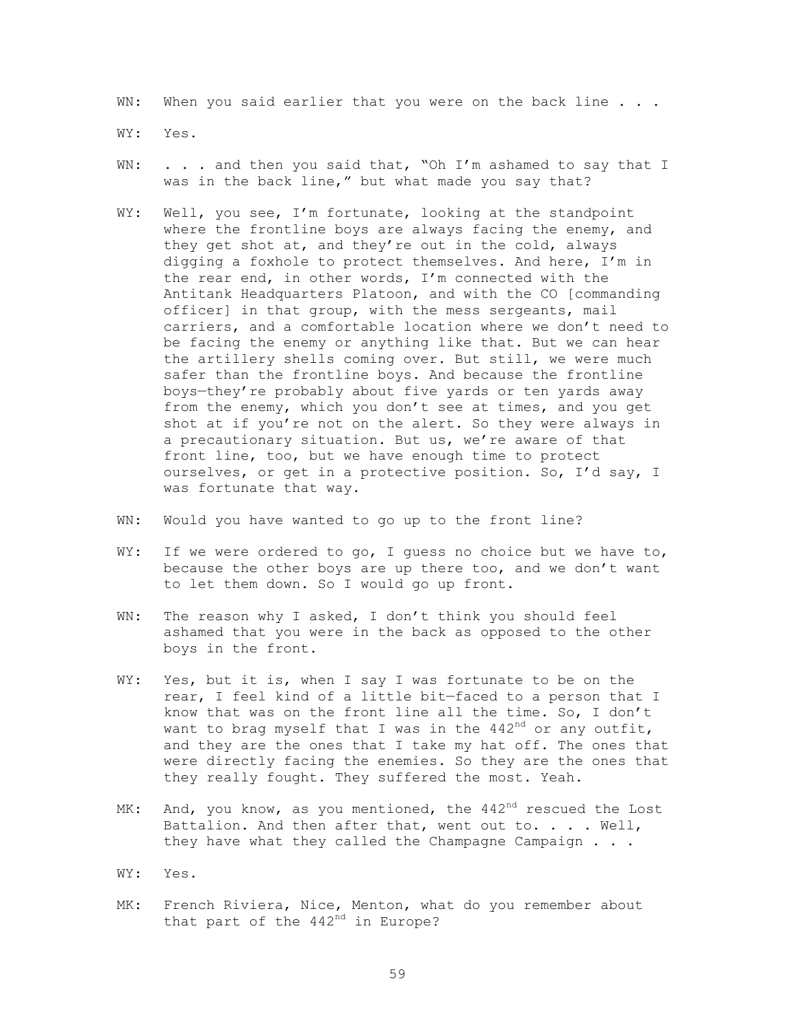WN: When you said earlier that you were on the back line . . .

WY: Yes.

WN: . . . and then you said that, "Oh I'm ashamed to say that I was in the back line," but what made you say that?

WY: Well, you see, I'm fortunate, looking at the standpoint where the frontline boys are always facing the enemy, and they get shot at, and they're out in the cold, always digging a foxhole to protect themselves. And here, I'm in the rear end, in other words, I'm connected with the Antitank Headquarters Platoon, and with the CO [commanding officer] in that group, with the mess sergeants, mail carriers, and a comfortable location where we don't need to be facing the enemy or anything like that. But we can hear the artillery shells coming over. But still, we were much safer than the frontline boys. And because the frontline boys—they're probably about five yards or ten yards away from the enemy, which you don't see at times, and you get shot at if you're not on the alert. So they were always in a precautionary situation. But us, we're aware of that front line, too, but we have enough time to protect ourselves, or get in a protective position. So, I'd say, I was fortunate that way.

WN: Would you have wanted to go up to the front line?

WY: If we were ordered to go, I guess no choice but we have to, because the other boys are up there too, and we don't want to let them down. So I would go up front.

WN: The reason why I asked, I don't think you should feel ashamed that you were in the back as opposed to the other boys in the front.

WY: Yes, but it is, when I say I was fortunate to be on the rear, I feel kind of a little bit—faced to a person that I know that was on the front line all the time. So, I don't want to brag myself that I was in the 442nd or any outfit, and they are the ones that I take my hat off. The ones that were directly facing the enemies. So they are the ones that they really fought. They suffered the most. Yeah.

MK: And, you know, as you mentioned, the 442nd rescued the Lost Battalion. And then after that, went out to. . . . Well, they have what they called the Champagne Campaign . . .

WY: Yes.

MK: French Riviera, Nice, Menton, what do you remember about that part of the 442nd in Europe?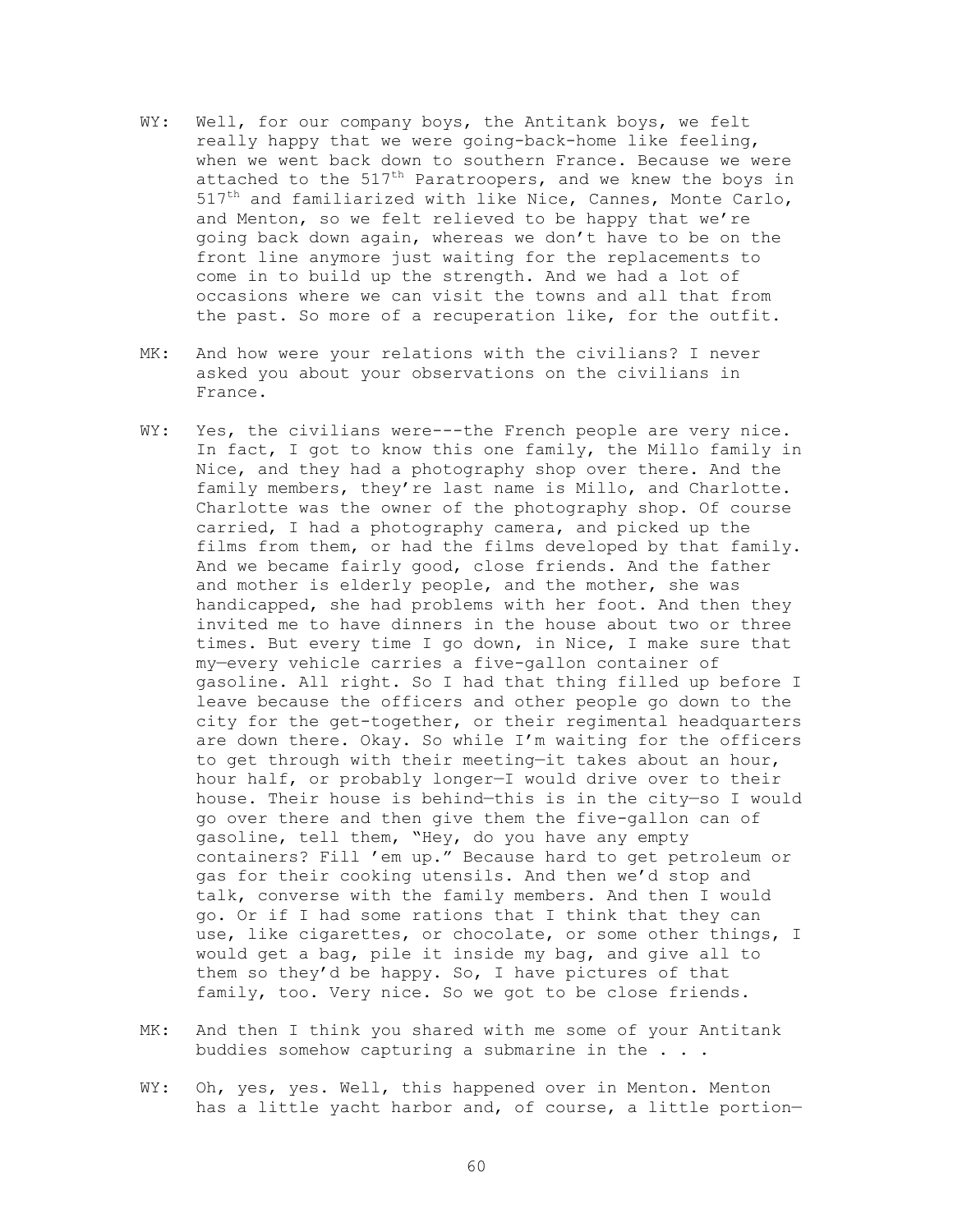WY: Well, for our company boys, the Antitank boys, we felt really happy that we were going-back-home like feeling, when we went back down to southern France. Because we were attached to the 517th Paratroopers, and we knew the boys in 517th and familiarized with like Nice, Cannes, Monte Carlo, and Menton, so we felt relieved to be happy that we're going back down again, whereas we don't have to be on the front line anymore just waiting for the replacements to come in to build up the strength. And we had a lot of occasions where we can visit the towns and all that from the past. So more of a recuperation like, for the outfit.

MK: And how were your relations with the civilians? I never asked you about your observations on the civilians in France.

WY: Yes, the civilians were---the French people are very nice. In fact, I got to know this one family, the Millo family in Nice, and they had a photography shop over there. And the family members, they're last name is Millo, and Charlotte. Charlotte was the owner of the photography shop. Of course carried, I had a photography camera, and picked up the films from them, or had the films developed by that family. And we became fairly good, close friends. And the father and mother is elderly people, and the mother, she was handicapped, she had problems with her foot. And then they invited me to have dinners in the house about two or three times. But every time I go down, in Nice, I make sure that my—every vehicle carries a five-gallon container of gasoline. All right. So I had that thing filled up before I leave because the officers and other people go down to the city for the get-together, or their regimental headquarters are down there. Okay. So while I'm waiting for the officers to get through with their meeting—it takes about an hour, hour half, or probably longer—I would drive over to their house. Their house is behind—this is in the city—so I would go over there and then give them the five-gallon can of gasoline, tell them, "Hey, do you have any empty containers? Fill 'em up." Because hard to get petroleum or gas for their cooking utensils. And then we'd stop and talk, converse with the family members. And then I would go. Or if I had some rations that I think that they can use, like cigarettes, or chocolate, or some other things, I would get a bag, pile it inside my bag, and give all to them so they'd be happy. So, I have pictures of that family, too. Very nice. So we got to be close friends.

MK: And then I think you shared with me some of your Antitank buddies somehow capturing a submarine in the . . .

WY: Oh, yes, yes. Well, this happened over in Menton. Menton has a little yacht harbor and, of course, a little portion—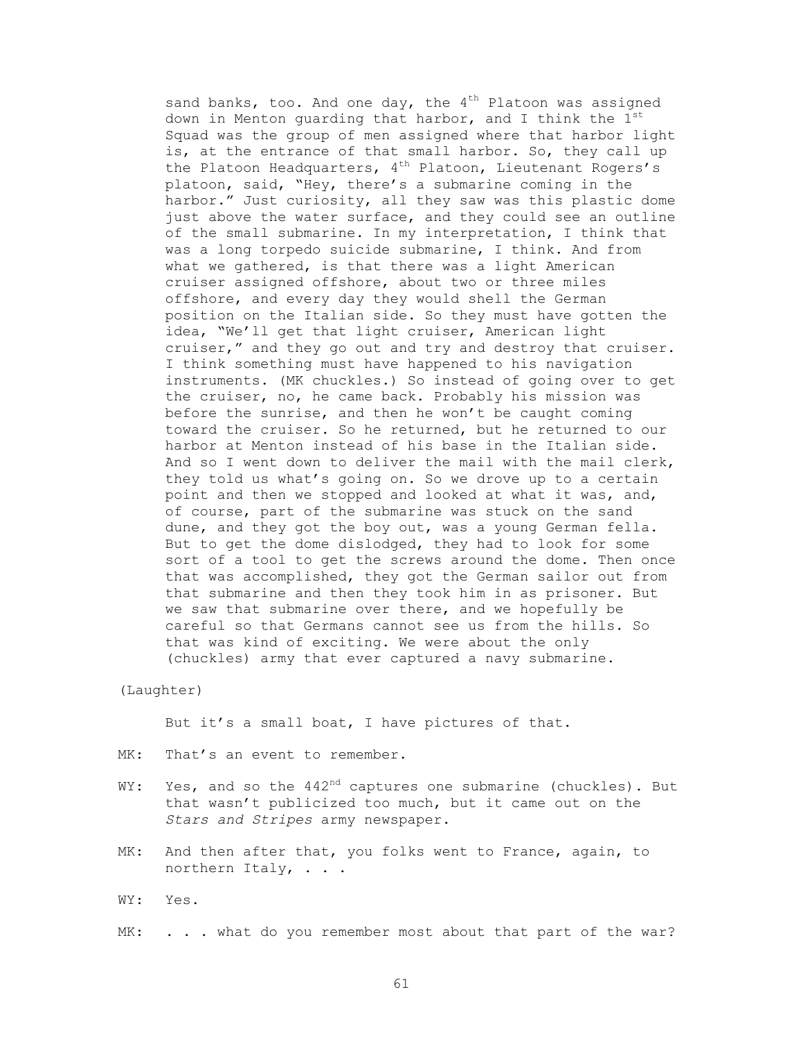sand banks, too. And one day, the 4th Platoon was assigned down in Menton guarding that harbor, and I think the 1st Squad was the group of men assigned where that harbor light is, at the entrance of that small harbor. So, they call up the Platoon Headquarters, 4th Platoon, Lieutenant Rogers's platoon, said, "Hey, there's a submarine coming in the harbor." Just curiosity, all they saw was this plastic dome just above the water surface, and they could see an outline of the small submarine. In my interpretation, I think that was a long torpedo suicide submarine, I think. And from what we gathered, is that there was a light American cruiser assigned offshore, about two or three miles offshore, and every day they would shell the German position on the Italian side. So they must have gotten the idea, "We'll get that light cruiser, American light cruiser," and they go out and try and destroy that cruiser. I think something must have happened to his navigation instruments. (MK chuckles.) So instead of going over to get the cruiser, no, he came back. Probably his mission was before the sunrise, and then he won't be caught coming toward the cruiser. So he returned, but he returned to our harbor at Menton instead of his base in the Italian side. And so I went down to deliver the mail with the mail clerk, they told us what's going on. So we drove up to a certain point and then we stopped and looked at what it was, and, of course, part of the submarine was stuck on the sand dune, and they got the boy out, was a young German fella. But to get the dome dislodged, they had to look for some sort of a tool to get the screws around the dome. Then once that was accomplished, they got the German sailor out from that submarine and then they took him in as prisoner. But we saw that submarine over there, and we hopefully be careful so that Germans cannot see us from the hills. So that was kind of exciting. We were about the only (chuckles) army that ever captured a navy submarine.

(Laughter)

But it's a small boat, I have pictures of that.

MK: That's an event to remember.

WY: Yes, and so the 442nd captures one submarine (chuckles). But that wasn't publicized too much, but it came out on the *Stars and Stripes* army newspaper.

MK: And then after that, you folks went to France, again, to northern Italy, . . .

WY: Yes.

MK: . . . what do you remember most about that part of the war?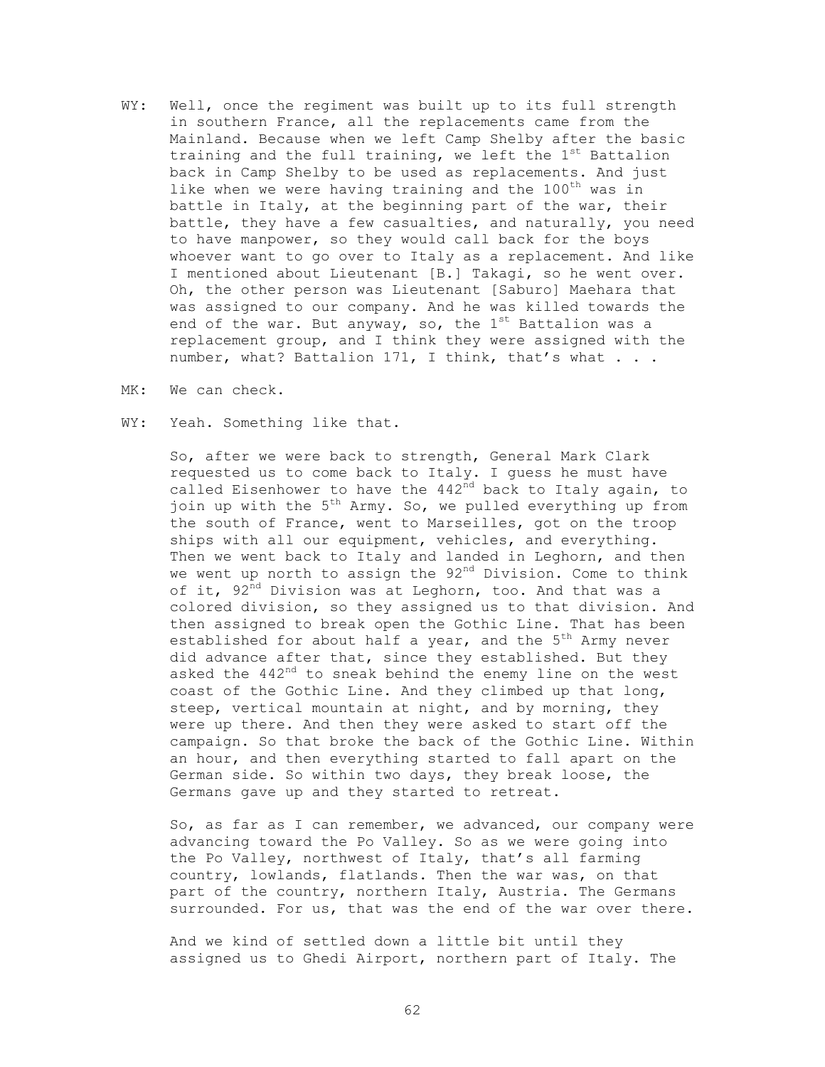WY: Well, once the regiment was built up to its full strength in southern France, all the replacements came from the Mainland. Because when we left Camp Shelby after the basic training and the full training, we left the 1st Battalion back in Camp Shelby to be used as replacements. And just like when we were having training and the 100th was in battle in Italy, at the beginning part of the war, their battle, they have a few casualties, and naturally, you need to have manpower, so they would call back for the boys whoever want to go over to Italy as a replacement. And like I mentioned about Lieutenant [B.] Takagi, so he went over. Oh, the other person was Lieutenant [Saburo] Maehara that was assigned to our company. And he was killed towards the end of the war. But anyway, so, the 1st Battalion was a replacement group, and I think they were assigned with the number, what? Battalion 171, I think, that's what . . .

MK: We can check.

WY: Yeah. Something like that.

So, after we were back to strength, General Mark Clark requested us to come back to Italy. I guess he must have called Eisenhower to have the 442nd back to Italy again, to join up with the 5th Army. So, we pulled everything up from the south of France, went to Marseilles, got on the troop ships with all our equipment, vehicles, and everything. Then we went back to Italy and landed in Leghorn, and then we went up north to assign the 92nd Division. Come to think of it, 92nd Division was at Leghorn, too. And that was a colored division, so they assigned us to that division. And then assigned to break open the Gothic Line. That has been established for about half a year, and the 5th Army never did advance after that, since they established. But they asked the 442nd to sneak behind the enemy line on the west coast of the Gothic Line. And they climbed up that long, steep, vertical mountain at night, and by morning, they were up there. And then they were asked to start off the campaign. So that broke the back of the Gothic Line. Within an hour, and then everything started to fall apart on the German side. So within two days, they break loose, the Germans gave up and they started to retreat.

So, as far as I can remember, we advanced, our company were advancing toward the Po Valley. So as we were going into the Po Valley, northwest of Italy, that's all farming country, lowlands, flatlands. Then the war was, on that part of the country, northern Italy, Austria. The Germans surrounded. For us, that was the end of the war over there.

And we kind of settled down a little bit until they assigned us to Ghedi Airport, northern part of Italy. The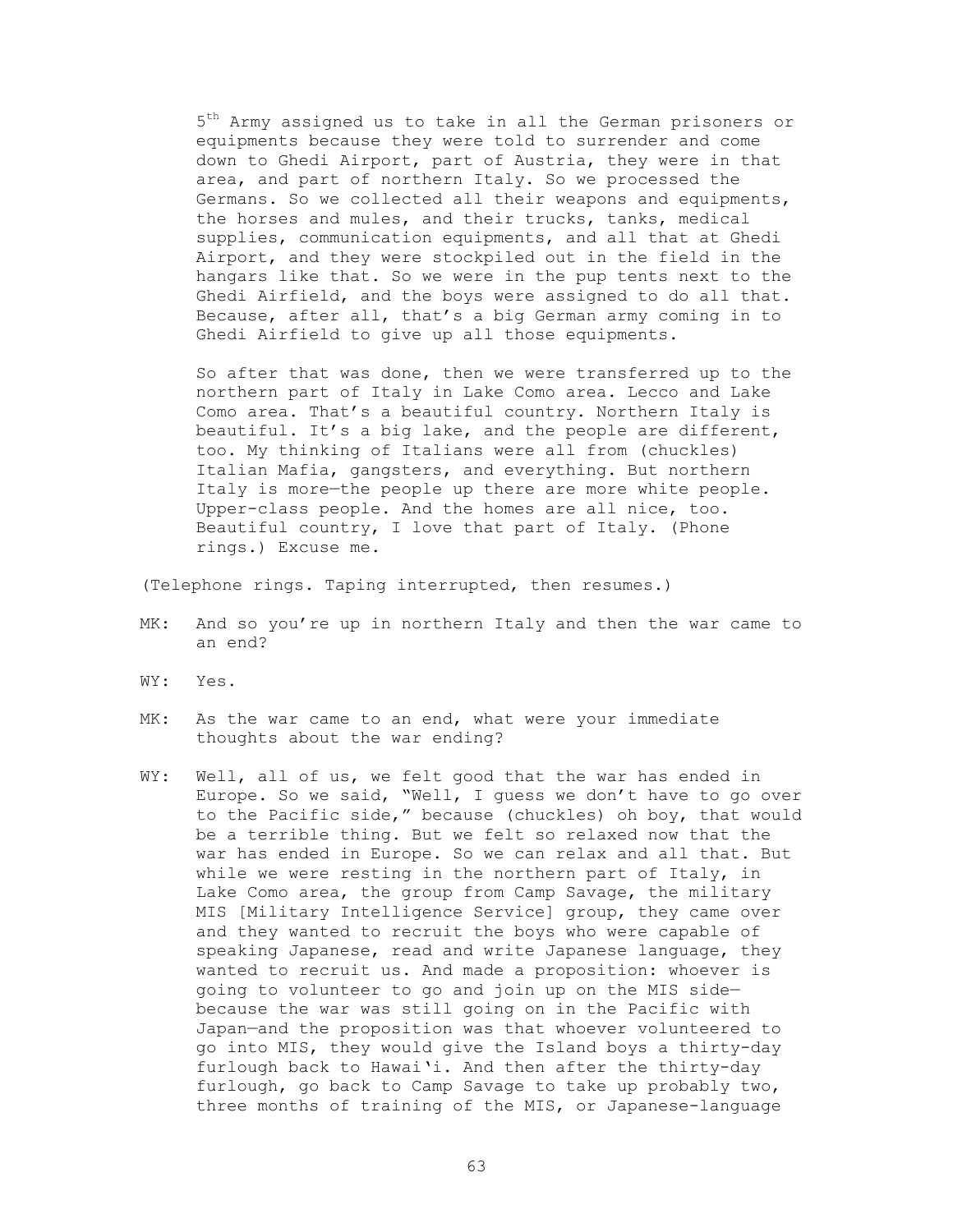5th Army assigned us to take in all the German prisoners or equipments because they were told to surrender and come down to Ghedi Airport, part of Austria, they were in that area, and part of northern Italy. So we processed the Germans. So we collected all their weapons and equipments, the horses and mules, and their trucks, tanks, medical supplies, communication equipments, and all that at Ghedi Airport, and they were stockpiled out in the field in the hangars like that. So we were in the pup tents next to the Ghedi Airfield, and the boys were assigned to do all that. Because, after all, that's a big German army coming in to Ghedi Airfield to give up all those equipments.

So after that was done, then we were transferred up to the northern part of Italy in Lake Como area. Lecco and Lake Como area. That's a beautiful country. Northern Italy is beautiful. It's a big lake, and the people are different, too. My thinking of Italians were all from (chuckles) Italian Mafia, gangsters, and everything. But northern Italy is more—the people up there are more white people. Upper-class people. And the homes are all nice, too. Beautiful country, I love that part of Italy. (Phone rings.) Excuse me.

(Telephone rings. Taping interrupted, then resumes.)

MK: And so you're up in northern Italy and then the war came to an end?

WY: Yes.

MK: As the war came to an end, what were your immediate thoughts about the war ending?

WY: Well, all of us, we felt good that the war has ended in Europe. So we said, "Well, I guess we don't have to go over to the Pacific side," because (chuckles) oh boy, that would be a terrible thing. But we felt so relaxed now that the war has ended in Europe. So we can relax and all that. But while we were resting in the northern part of Italy, in Lake Como area, the group from Camp Savage, the military MIS [Military Intelligence Service] group, they came over and they wanted to recruit the boys who were capable of speaking Japanese, read and write Japanese language, they wanted to recruit us. And made a proposition: whoever is going to volunteer to go and join up on the MIS side—because the war was still going on in the Pacific with Japan—and the proposition was that whoever volunteered to go into MIS, they would give the Island boys a thirty-day furlough back to Hawai'i. And then after the thirty-day furlough, go back to Camp Savage to take up probably two, three months of training of the MIS, or Japanese-language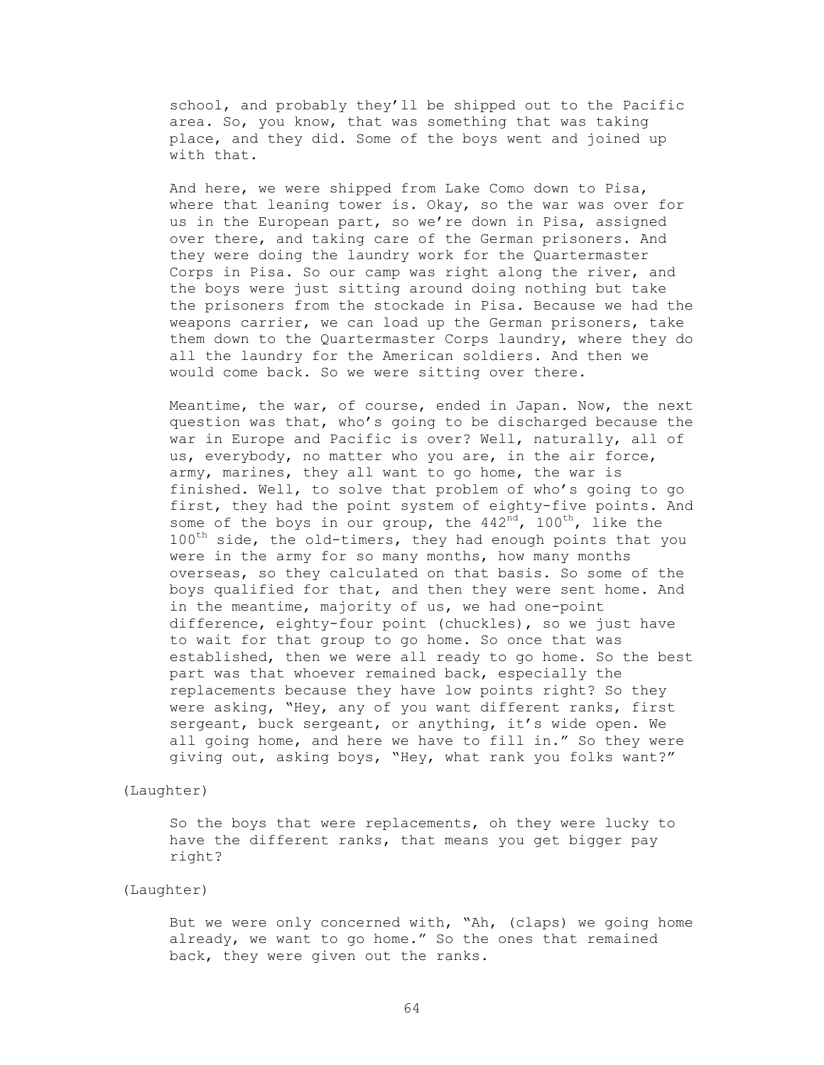school, and probably they'll be shipped out to the Pacific area. So, you know, that was something that was taking place, and they did. Some of the boys went and joined up with that.

And here, we were shipped from Lake Como down to Pisa, where that leaning tower is. Okay, so the war was over for us in the European part, so we're down in Pisa, assigned over there, and taking care of the German prisoners. And they were doing the laundry work for the Quartermaster Corps in Pisa. So our camp was right along the river, and the boys were just sitting around doing nothing but take the prisoners from the stockade in Pisa. Because we had the weapons carrier, we can load up the German prisoners, take them down to the Quartermaster Corps laundry, where they do all the laundry for the American soldiers. And then we would come back. So we were sitting over there.

Meantime, the war, of course, ended in Japan. Now, the next question was that, who's going to be discharged because the war in Europe and Pacific is over? Well, naturally, all of us, everybody, no matter who you are, in the air force, army, marines, they all want to go home, the war is finished. Well, to solve that problem of who's going to go first, they had the point system of eighty-five points. And some of the boys in our group, the 442nd, 100th, like the 100th side, the old-timers, they had enough points that you were in the army for so many months, how many months overseas, so they calculated on that basis. So some of the boys qualified for that, and then they were sent home. And in the meantime, majority of us, we had one-point difference, eighty-four point (chuckles), so we just have to wait for that group to go home. So once that was established, then we were all ready to go home. So the best part was that whoever remained back, especially the replacements because they have low points right? So they were asking, "Hey, any of you want different ranks, first sergeant, buck sergeant, or anything, it's wide open. We all going home, and here we have to fill in." So they were giving out, asking boys, "Hey, what rank you folks want?"

(Laughter)

So the boys that were replacements, oh they were lucky to have the different ranks, that means you get bigger pay right?

(Laughter)

But we were only concerned with, "Ah, (claps) we going home already, we want to go home." So the ones that remained back, they were given out the ranks.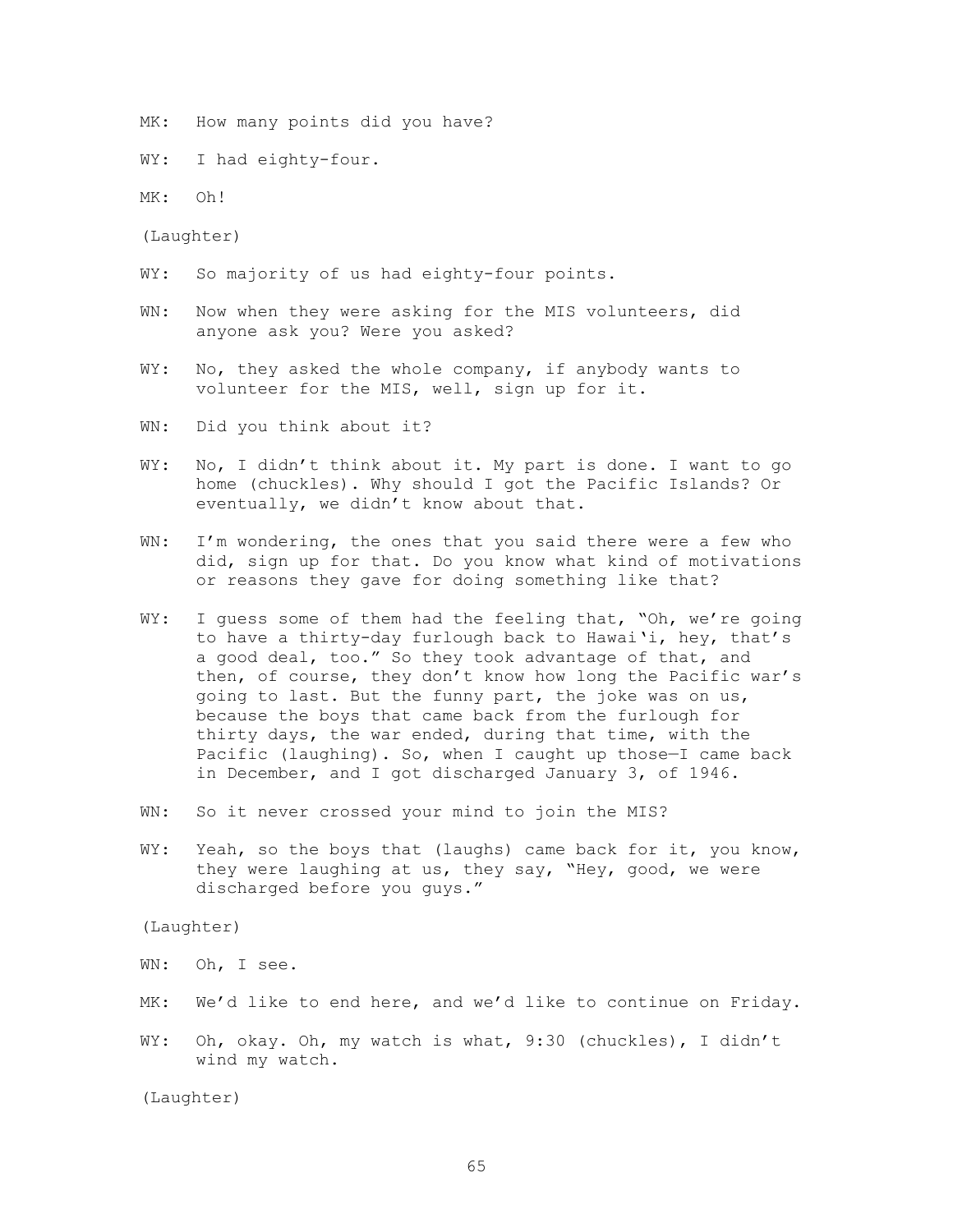MK: How many points did you have?

WY: I had eighty-four.

MK: Oh!

(Laughter)

WY: So majority of us had eighty-four points.

WN: Now when they were asking for the MIS volunteers, did anyone ask you? Were you asked?

WY: No, they asked the whole company, if anybody wants to volunteer for the MIS, well, sign up for it.

WN: Did you think about it?

WY: No, I didn't think about it. My part is done. I want to go home (chuckles). Why should I got the Pacific Islands? Or eventually, we didn't know about that.

WN: I'm wondering, the ones that you said there were a few who did, sign up for that. Do you know what kind of motivations or reasons they gave for doing something like that?

WY: I guess some of them had the feeling that, "Oh, we're going to have a thirty-day furlough back to Hawai'i, hey, that's a good deal, too." So they took advantage of that, and then, of course, they don't know how long the Pacific war's going to last. But the funny part, the joke was on us, because the boys that came back from the furlough for thirty days, the war ended, during that time, with the Pacific (laughing). So, when I caught up those—I came back in December, and I got discharged January 3, of 1946.

WN: So it never crossed your mind to join the MIS?

WY: Yeah, so the boys that (laughs) came back for it, you know, they were laughing at us, they say, "Hey, good, we were discharged before you guys."

(Laughter)

WN: Oh, I see.

MK: We'd like to end here, and we'd like to continue on Friday.

WY: Oh, okay. Oh, my watch is what, 9:30 (chuckles), I didn't wind my watch.

(Laughter)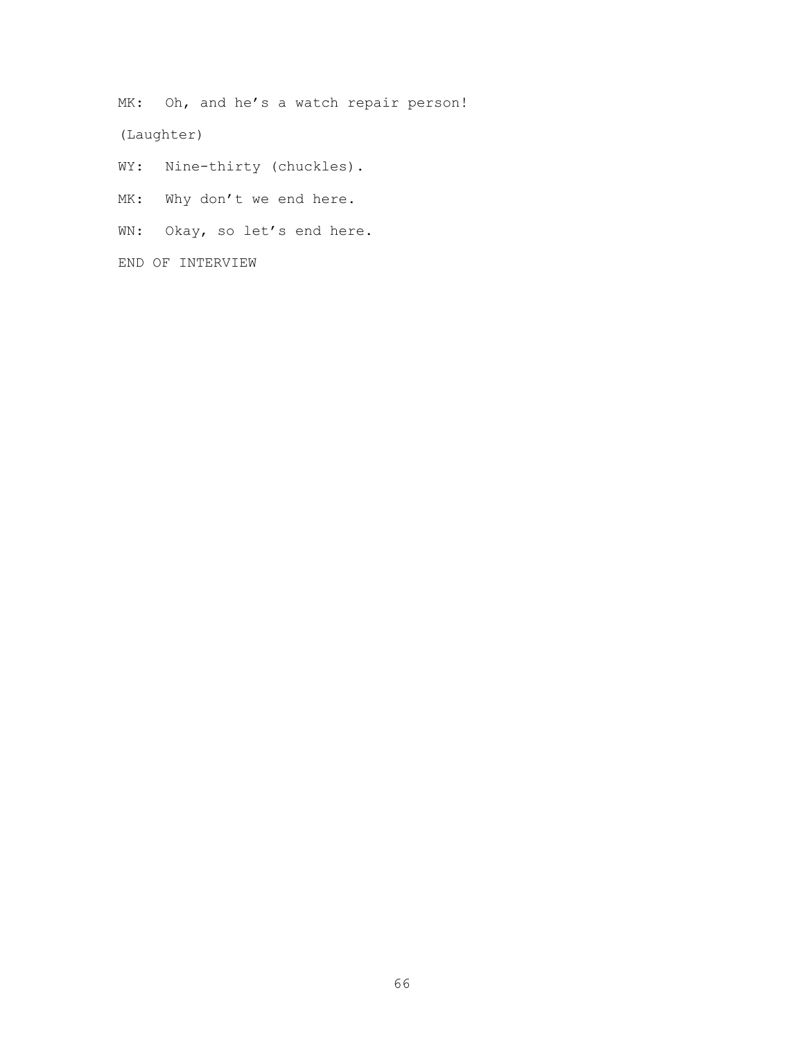MK: Oh, and he's a watch repair person!

(Laughter)

WY: Nine-thirty (chuckles).

MK: Why don't we end here.

WN: Okay, so let's end here.

END OF INTERVIEW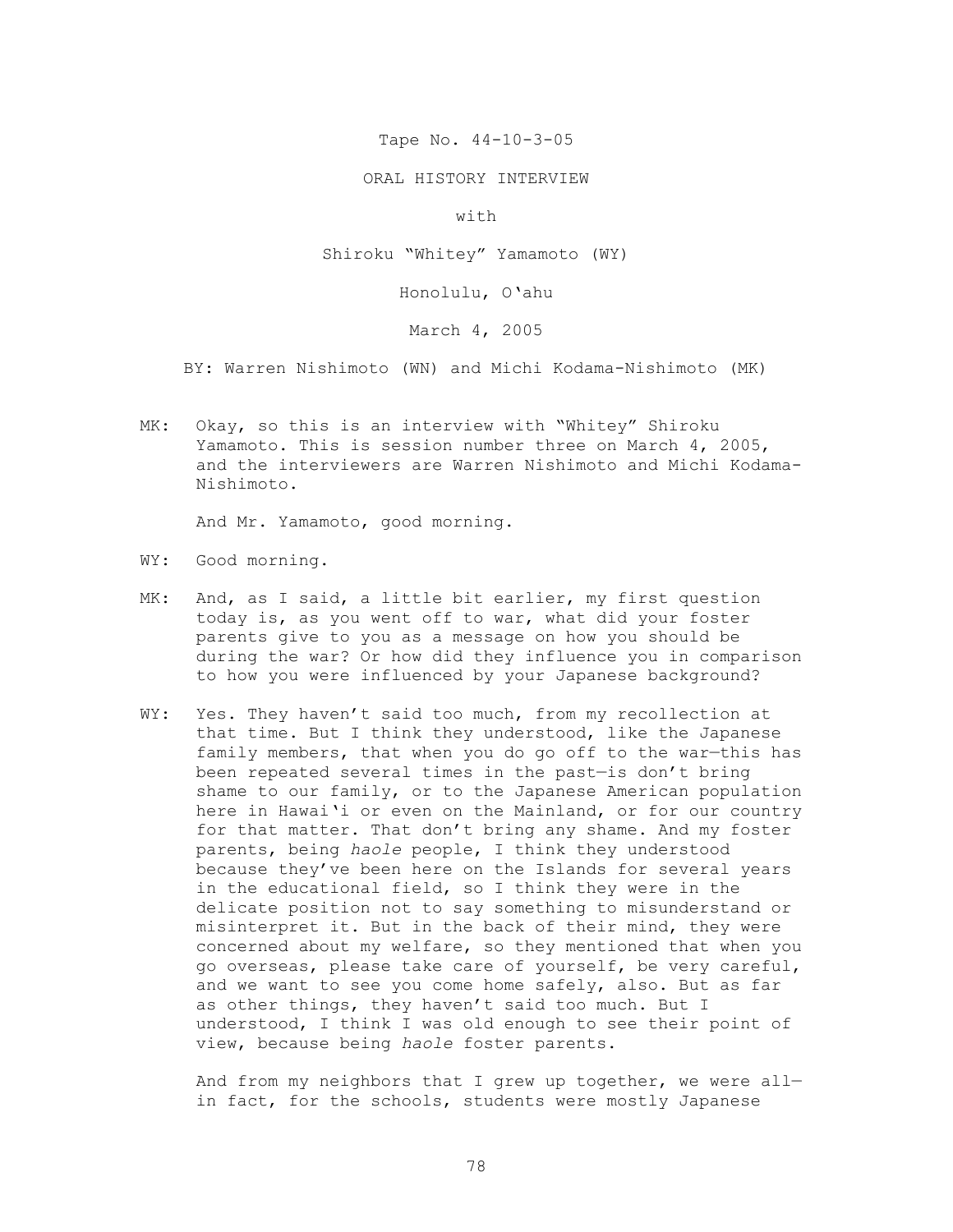Tape No. 44-10-3-05

ORAL HISTORY INTERVIEW

with

Shiroku "Whitey" Yamamoto (WY)

Honolulu, O'ahu

March 4, 2005

BY: Warren Nishimoto (WN) and Michi Kodama-Nishimoto (MK)

MK: Okay, so this is an interview with "Whitey" Shiroku Yamamoto. This is session number three on March 4, 2005, and the interviewers are Warren Nishimoto and Michi Kodama-Nishimoto.

And Mr. Yamamoto, good morning.

WY: Good morning.

MK: And, as I said, a little bit earlier, my first question today is, as you went off to war, what did your foster parents give to you as a message on how you should be during the war? Or how did they influence you in comparison to how you were influenced by your Japanese background?

WY: Yes. They haven't said too much, from my recollection at that time. But I think they understood, like the Japanese family members, that when you do go off to the war—this has been repeated several times in the past—is don't bring shame to our family, or to the Japanese American population here in Hawai'i or even on the Mainland, or for our country for that matter. That don't bring any shame. And my foster parents, being *haole* people, I think they understood because they've been here on the Islands for several years in the educational field, so I think they were in the delicate position not to say something to misunderstand or misinterpret it. But in the back of their mind, they were concerned about my welfare, so they mentioned that when you go overseas, please take care of yourself, be very careful, and we want to see you come home safely, also. But as far as other things, they haven't said too much. But I understood, I think I was old enough to see their point of view, because being *haole* foster parents.

And from my neighbors that I grew up together, we were all—in fact, for the schools, students were mostly Japanese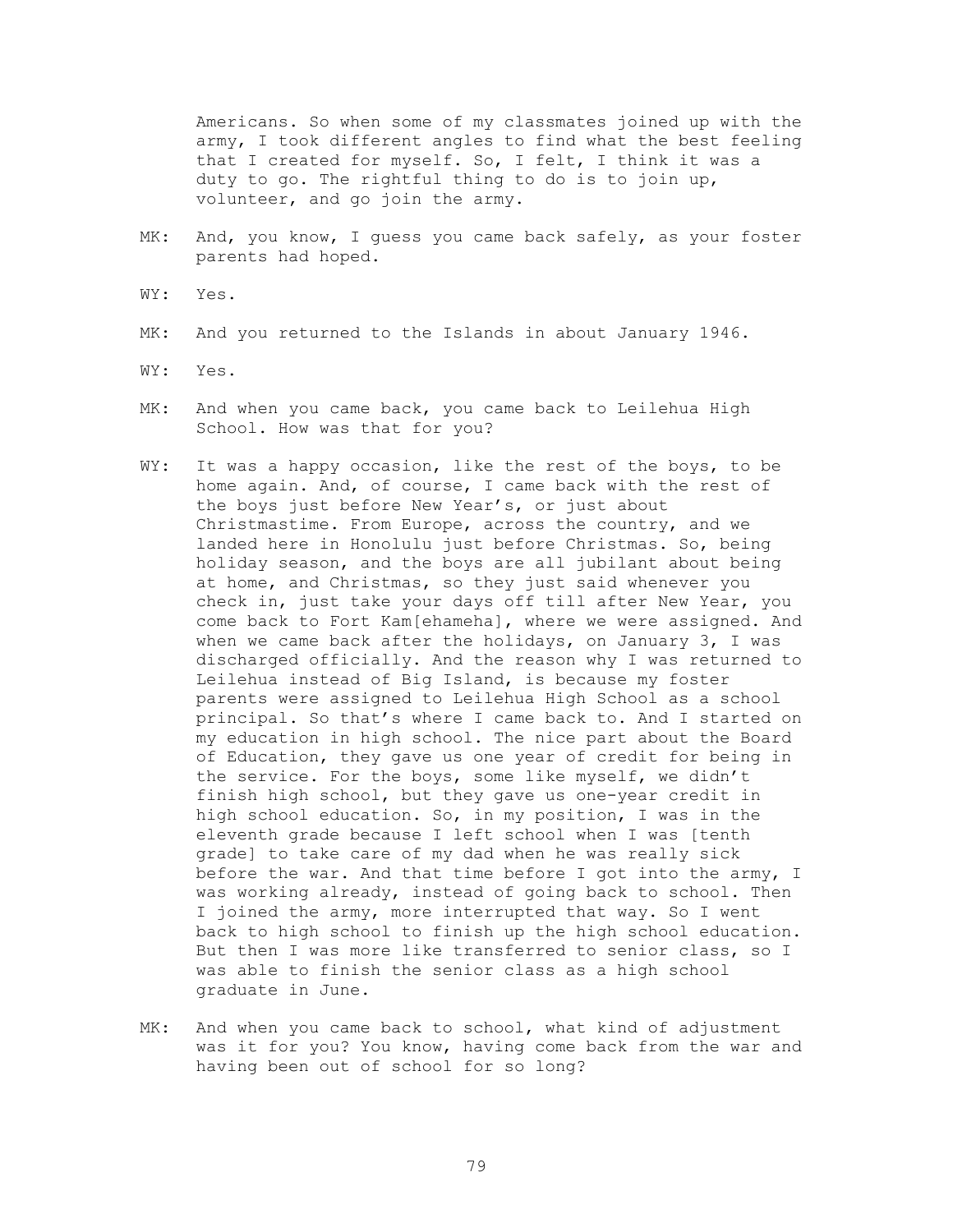Americans. So when some of my classmates joined up with the army, I took different angles to find what the best feeling that I created for myself. So, I felt, I think it was a duty to go. The rightful thing to do is to join up, volunteer, and go join the army.

MK: And, you know, I guess you came back safely, as your foster parents had hoped.

WY: Yes.

MK: And you returned to the Islands in about January 1946.

WY: Yes.

MK: And when you came back, you came back to Leilehua High School. How was that for you?

WY: It was a happy occasion, like the rest of the boys, to be home again. And, of course, I came back with the rest of the boys just before New Year's, or just about Christmastime. From Europe, across the country, and we landed here in Honolulu just before Christmas. So, being holiday season, and the boys are all jubilant about being at home, and Christmas, so they just said whenever you check in, just take your days off till after New Year, you come back to Fort Kam[ehameha], where we were assigned. And when we came back after the holidays, on January 3, I was discharged officially. And the reason why I was returned to Leilehua instead of Big Island, is because my foster parents were assigned to Leilehua High School as a school principal. So that's where I came back to. And I started on my education in high school. The nice part about the Board of Education, they gave us one year of credit for being in the service. For the boys, some like myself, we didn't finish high school, but they gave us one-year credit in high school education. So, in my position, I was in the eleventh grade because I left school when I was [tenth grade] to take care of my dad when he was really sick before the war. And that time before I got into the army, I was working already, instead of going back to school. Then I joined the army, more interrupted that way. So I went back to high school to finish up the high school education. But then I was more like transferred to senior class, so I was able to finish the senior class as a high school graduate in June.

MK: And when you came back to school, what kind of adjustment was it for you? You know, having come back from the war and having been out of school for so long?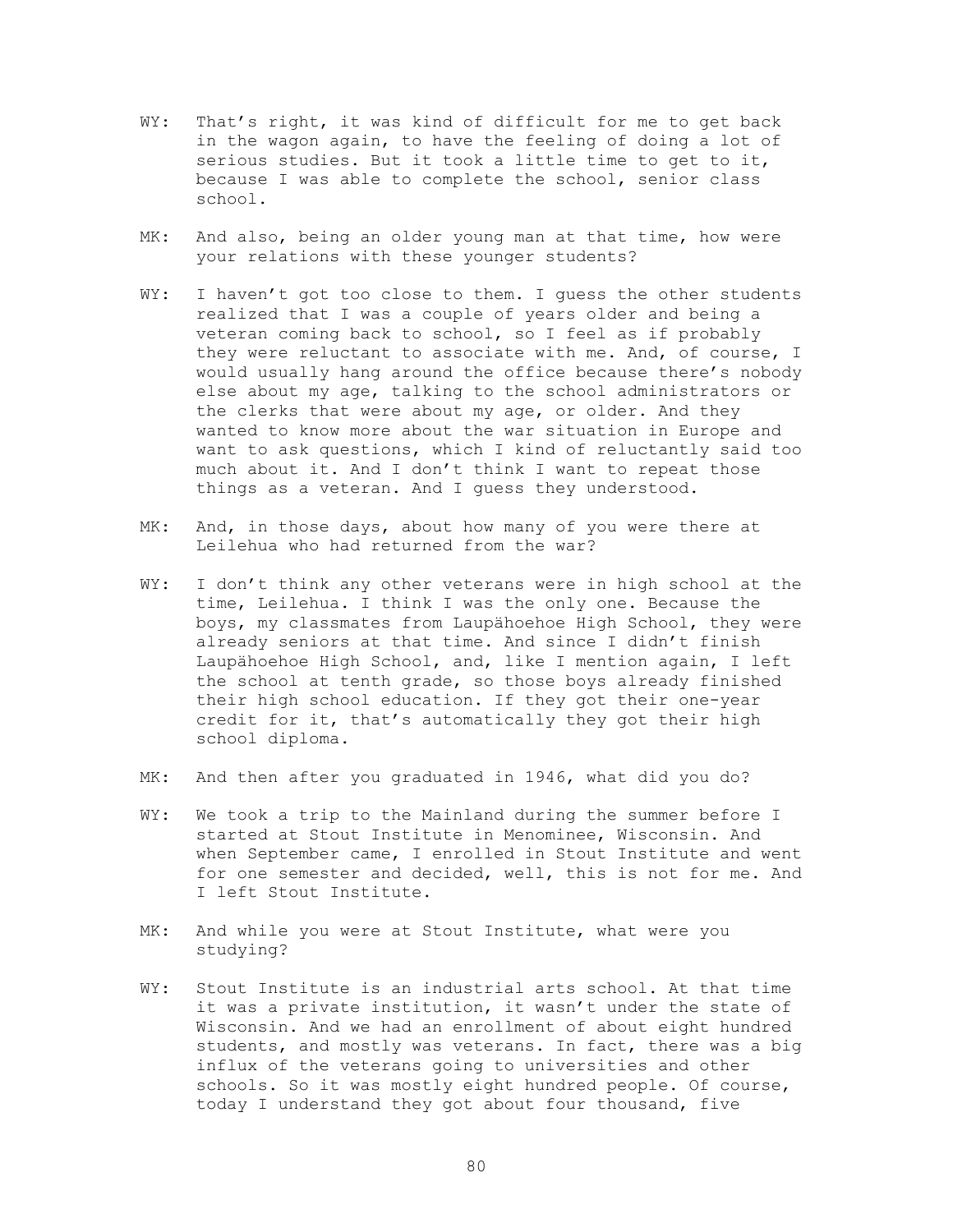WY: That's right, it was kind of difficult for me to get back in the wagon again, to have the feeling of doing a lot of serious studies. But it took a little time to get to it, because I was able to complete the school, senior class school.

MK: And also, being an older young man at that time, how were your relations with these younger students?

WY: I haven't got too close to them. I guess the other students realized that I was a couple of years older and being a veteran coming back to school, so I feel as if probably they were reluctant to associate with me. And, of course, I would usually hang around the office because there's nobody else about my age, talking to the school administrators or the clerks that were about my age, or older. And they wanted to know more about the war situation in Europe and want to ask questions, which I kind of reluctantly said too much about it. And I don't think I want to repeat those things as a veteran. And I guess they understood.

MK: And, in those days, about how many of you were there at Leilehua who had returned from the war?

WY: I don't think any other veterans were in high school at the time, Leilehua. I think I was the only one. Because the boys, my classmates from Laupähoehoe High School, they were already seniors at that time. And since I didn't finish Laupähoehoe High School, and, like I mention again, I left the school at tenth grade, so those boys already finished their high school education. If they got their one-year credit for it, that's automatically they got their high school diploma.

MK: And then after you graduated in 1946, what did you do?

WY: We took a trip to the Mainland during the summer before I started at Stout Institute in Menominee, Wisconsin. And when September came, I enrolled in Stout Institute and went for one semester and decided, well, this is not for me. And I left Stout Institute.

MK: And while you were at Stout Institute, what were you studying?

WY: Stout Institute is an industrial arts school. At that time it was a private institution, it wasn't under the state of Wisconsin. And we had an enrollment of about eight hundred students, and mostly was veterans. In fact, there was a big influx of the veterans going to universities and other schools. So it was mostly eight hundred people. Of course, today I understand they got about four thousand, five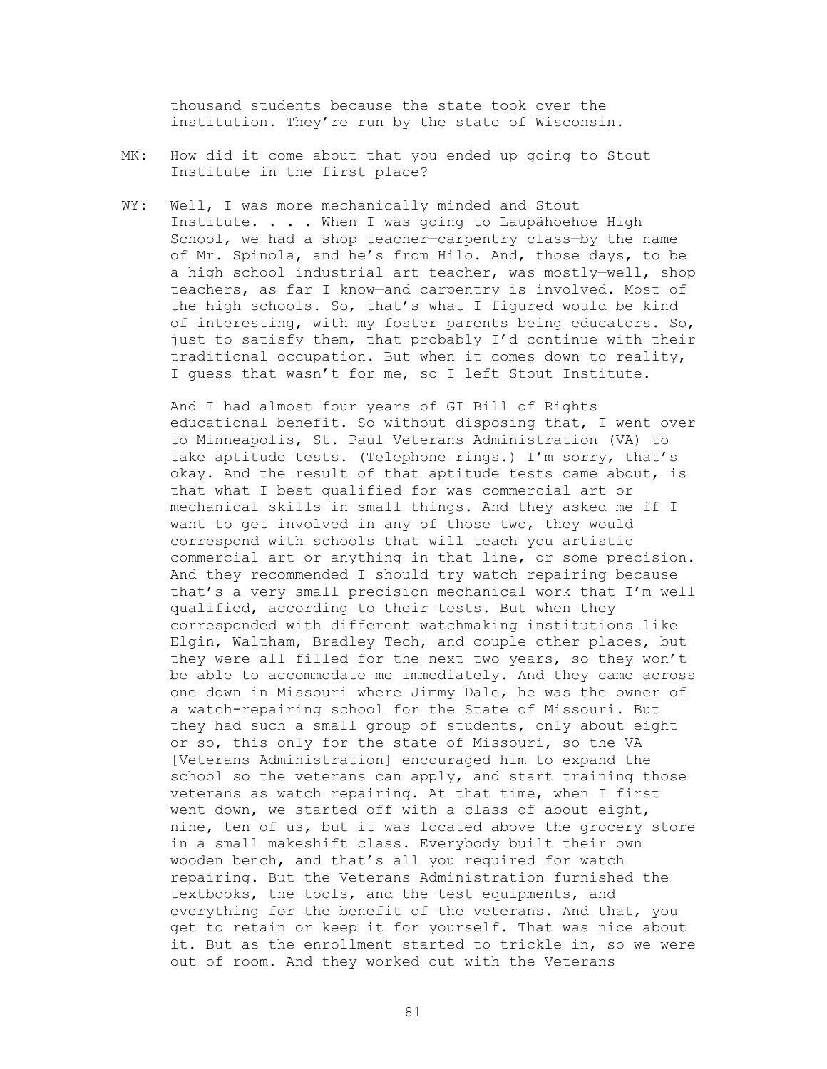thousand students because the state took over the institution. They're run by the state of Wisconsin.

MK: How did it come about that you ended up going to Stout Institute in the first place?

WY: Well, I was more mechanically minded and Stout Institute. . . . When I was going to Laupähoehoe High School, we had a shop teacher—carpentry class—by the name of Mr. Spinola, and he's from Hilo. And, those days, to be a high school industrial art teacher, was mostly—well, shop teachers, as far I know—and carpentry is involved. Most of the high schools. So, that's what I figured would be kind of interesting, with my foster parents being educators. So, just to satisfy them, that probably I'd continue with their traditional occupation. But when it comes down to reality, I guess that wasn't for me, so I left Stout Institute.

And I had almost four years of GI Bill of Rights educational benefit. So without disposing that, I went over to Minneapolis, St. Paul Veterans Administration (VA) to take aptitude tests. (Telephone rings.) I'm sorry, that's okay. And the result of that aptitude tests came about, is that what I best qualified for was commercial art or mechanical skills in small things. And they asked me if I want to get involved in any of those two, they would correspond with schools that will teach you artistic commercial art or anything in that line, or some precision. And they recommended I should try watch repairing because that's a very small precision mechanical work that I'm well qualified, according to their tests. But when they corresponded with different watchmaking institutions like Elgin, Waltham, Bradley Tech, and couple other places, but they were all filled for the next two years, so they won't be able to accommodate me immediately. And they came across one down in Missouri where Jimmy Dale, he was the owner of a watch-repairing school for the State of Missouri. But they had such a small group of students, only about eight or so, this only for the state of Missouri, so the VA [Veterans Administration] encouraged him to expand the school so the veterans can apply, and start training those veterans as watch repairing. At that time, when I first went down, we started off with a class of about eight, nine, ten of us, but it was located above the grocery store in a small makeshift class. Everybody built their own wooden bench, and that's all you required for watch repairing. But the Veterans Administration furnished the textbooks, the tools, and the test equipments, and everything for the benefit of the veterans. And that, you get to retain or keep it for yourself. That was nice about it. But as the enrollment started to trickle in, so we were out of room. And they worked out with the Veterans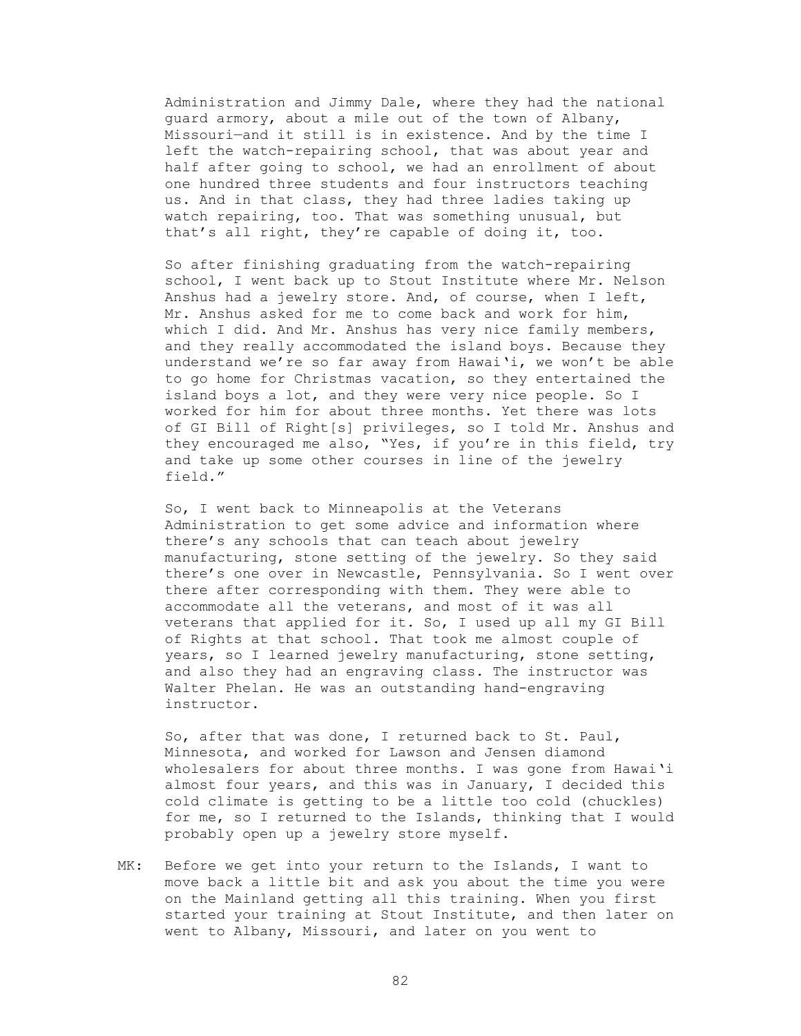Administration and Jimmy Dale, where they had the national guard armory, about a mile out of the town of Albany, Missouri—and it still is in existence. And by the time I left the watch-repairing school, that was about year and half after going to school, we had an enrollment of about one hundred three students and four instructors teaching us. And in that class, they had three ladies taking up watch repairing, too. That was something unusual, but that's all right, they're capable of doing it, too.

So after finishing graduating from the watch-repairing school, I went back up to Stout Institute where Mr. Nelson Anshus had a jewelry store. And, of course, when I left, Mr. Anshus asked for me to come back and work for him, which I did. And Mr. Anshus has very nice family members, and they really accommodated the island boys. Because they understand we're so far away from Hawai'i, we won't be able to go home for Christmas vacation, so they entertained the island boys a lot, and they were very nice people. So I worked for him for about three months. Yet there was lots of GI Bill of Right[s] privileges, so I told Mr. Anshus and they encouraged me also, "Yes, if you're in this field, try and take up some other courses in line of the jewelry field."

So, I went back to Minneapolis at the Veterans Administration to get some advice and information where there's any schools that can teach about jewelry manufacturing, stone setting of the jewelry. So they said there's one over in Newcastle, Pennsylvania. So I went over there after corresponding with them. They were able to accommodate all the veterans, and most of it was all veterans that applied for it. So, I used up all my GI Bill of Rights at that school. That took me almost couple of years, so I learned jewelry manufacturing, stone setting, and also they had an engraving class. The instructor was Walter Phelan. He was an outstanding hand-engraving instructor.

So, after that was done, I returned back to St. Paul, Minnesota, and worked for Lawson and Jensen diamond wholesalers for about three months. I was gone from Hawai'i almost four years, and this was in January, I decided this cold climate is getting to be a little too cold (chuckles) for me, so I returned to the Islands, thinking that I would probably open up a jewelry store myself.

MK: Before we get into your return to the Islands, I want to move back a little bit and ask you about the time you were on the Mainland getting all this training. When you first started your training at Stout Institute, and then later on went to Albany, Missouri, and later on you went to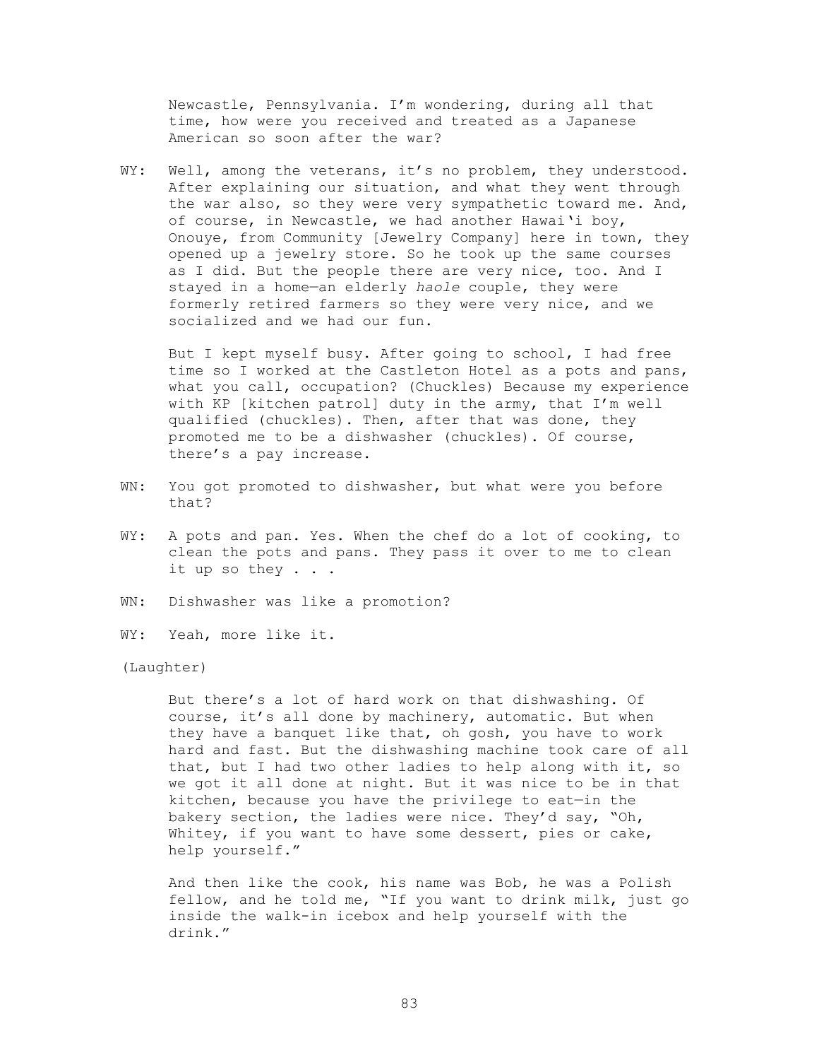Newcastle, Pennsylvania. I'm wondering, during all that time, how were you received and treated as a Japanese American so soon after the war?

WY: Well, among the veterans, it's no problem, they understood. After explaining our situation, and what they went through the war also, so they were very sympathetic toward me. And, of course, in Newcastle, we had another Hawai'i boy, Onouye, from Community [Jewelry Company] here in town, they opened up a jewelry store. So he took up the same courses as I did. But the people there are very nice, too. And I stayed in a home—an elderly *haole* couple, they were formerly retired farmers so they were very nice, and we socialized and we had our fun.

But I kept myself busy. After going to school, I had free time so I worked at the Castleton Hotel as a pots and pans, what you call, occupation? (Chuckles) Because my experience with KP [kitchen patrol] duty in the army, that I'm well qualified (chuckles). Then, after that was done, they promoted me to be a dishwasher (chuckles). Of course, there's a pay increase.

WN: You got promoted to dishwasher, but what were you before that?

WY: A pots and pan. Yes. When the chef do a lot of cooking, to clean the pots and pans. They pass it over to me to clean it up so they . . .

WN: Dishwasher was like a promotion?

WY: Yeah, more like it.

(Laughter)

But there's a lot of hard work on that dishwashing. Of course, it's all done by machinery, automatic. But when they have a banquet like that, oh gosh, you have to work hard and fast. But the dishwashing machine took care of all that, but I had two other ladies to help along with it, so we got it all done at night. But it was nice to be in that kitchen, because you have the privilege to eat—in the bakery section, the ladies were nice. They'd say, "Oh, Whitey, if you want to have some dessert, pies or cake, help yourself."

And then like the cook, his name was Bob, he was a Polish fellow, and he told me, "If you want to drink milk, just go inside the walk-in icebox and help yourself with the drink."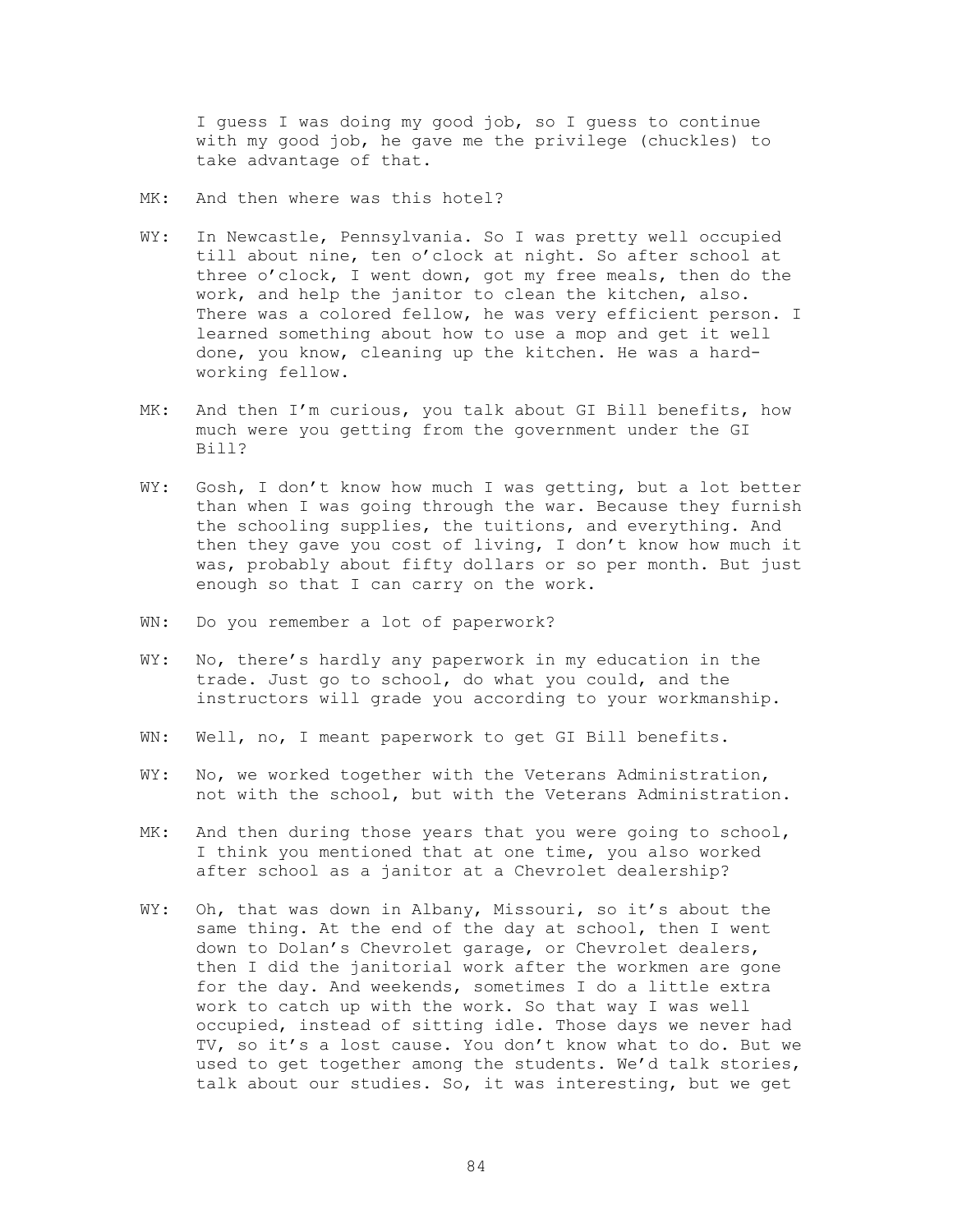I guess I was doing my good job, so I guess to continue with my good job, he gave me the privilege (chuckles) to take advantage of that.

MK: And then where was this hotel?

WY: In Newcastle, Pennsylvania. So I was pretty well occupied till about nine, ten o'clock at night. So after school at three o'clock, I went down, got my free meals, then do the work, and help the janitor to clean the kitchen, also. There was a colored fellow, he was very efficient person. I learned something about how to use a mop and get it well done, you know, cleaning up the kitchen. He was a hard-working fellow.

MK: And then I'm curious, you talk about GI Bill benefits, how much were you getting from the government under the GI Bill?

WY: Gosh, I don't know how much I was getting, but a lot better than when I was going through the war. Because they furnish the schooling supplies, the tuitions, and everything. And then they gave you cost of living, I don't know how much it was, probably about fifty dollars or so per month. But just enough so that I can carry on the work.

WN: Do you remember a lot of paperwork?

WY: No, there's hardly any paperwork in my education in the trade. Just go to school, do what you could, and the instructors will grade you according to your workmanship.

WN: Well, no, I meant paperwork to get GI Bill benefits.

WY: No, we worked together with the Veterans Administration, not with the school, but with the Veterans Administration.

MK: And then during those years that you were going to school, I think you mentioned that at one time, you also worked after school as a janitor at a Chevrolet dealership?

WY: Oh, that was down in Albany, Missouri, so it's about the same thing. At the end of the day at school, then I went down to Dolan's Chevrolet garage, or Chevrolet dealers, then I did the janitorial work after the workmen are gone for the day. And weekends, sometimes I do a little extra work to catch up with the work. So that way I was well occupied, instead of sitting idle. Those days we never had TV, so it's a lost cause. You don't know what to do. But we used to get together among the students. We'd talk stories, talk about our studies. So, it was interesting, but we get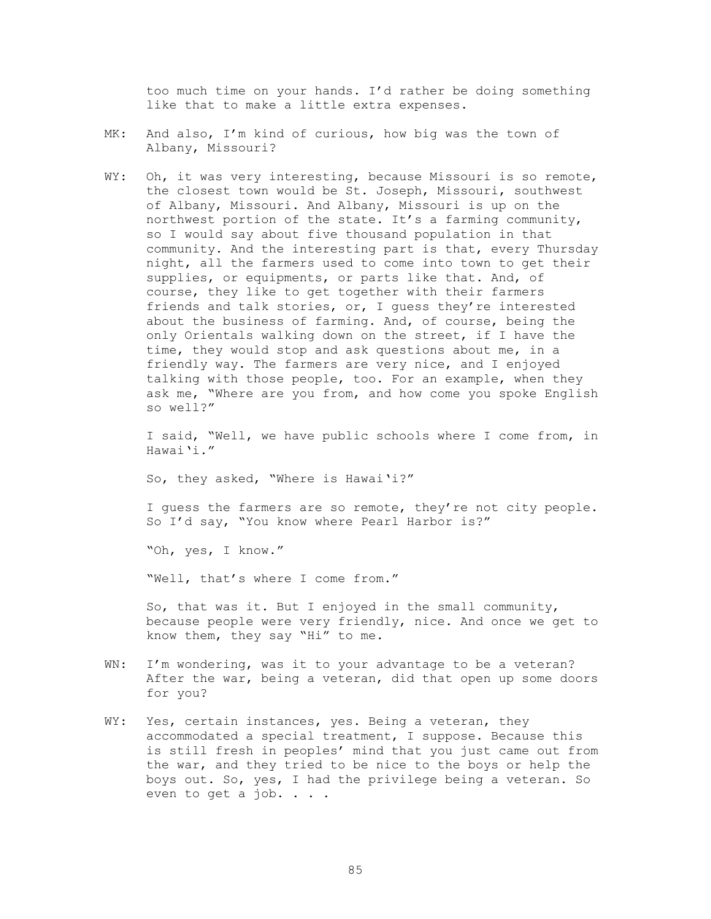too much time on your hands. I'd rather be doing something like that to make a little extra expenses.

MK: And also, I'm kind of curious, how big was the town of Albany, Missouri?

WY: Oh, it was very interesting, because Missouri is so remote, the closest town would be St. Joseph, Missouri, southwest of Albany, Missouri. And Albany, Missouri is up on the northwest portion of the state. It's a farming community, so I would say about five thousand population in that community. And the interesting part is that, every Thursday night, all the farmers used to come into town to get their supplies, or equipments, or parts like that. And, of course, they like to get together with their farmers friends and talk stories, or, I guess they're interested about the business of farming. And, of course, being the only Orientals walking down on the street, if I have the time, they would stop and ask questions about me, in a friendly way. The farmers are very nice, and I enjoyed talking with those people, too. For an example, when they ask me, "Where are you from, and how come you spoke English so well?"

I said, "Well, we have public schools where I come from, in Hawai'i."

So, they asked, "Where is Hawai'i?"

I guess the farmers are so remote, they're not city people. So I'd say, "You know where Pearl Harbor is?"

"Oh, yes, I know."

"Well, that's where I come from."

So, that was it. But I enjoyed in the small community, because people were very friendly, nice. And once we get to know them, they say "Hi" to me.

WN: I'm wondering, was it to your advantage to be a veteran? After the war, being a veteran, did that open up some doors for you?

WY: Yes, certain instances, yes. Being a veteran, they accommodated a special treatment, I suppose. Because this is still fresh in peoples' mind that you just came out from the war, and they tried to be nice to the boys or help the boys out. So, yes, I had the privilege being a veteran. So even to get a job. . . .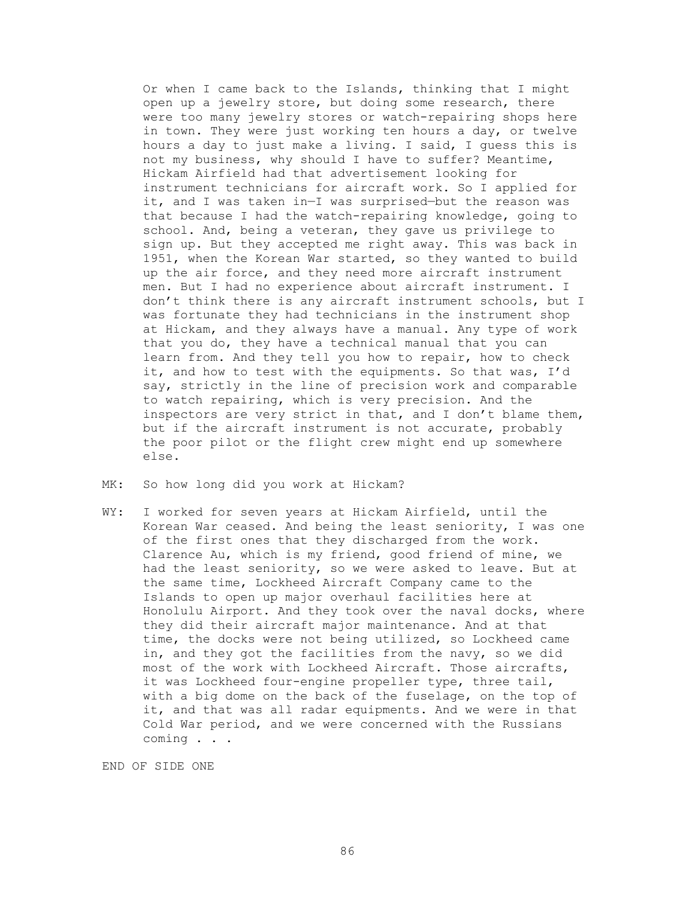Or when I came back to the Islands, thinking that I might open up a jewelry store, but doing some research, there were too many jewelry stores or watch-repairing shops here in town. They were just working ten hours a day, or twelve hours a day to just make a living. I said, I guess this is not my business, why should I have to suffer? Meantime, Hickam Airfield had that advertisement looking for instrument technicians for aircraft work. So I applied for it, and I was taken in—I was surprised—but the reason was that because I had the watch-repairing knowledge, going to school. And, being a veteran, they gave us privilege to sign up. But they accepted me right away. This was back in 1951, when the Korean War started, so they wanted to build up the air force, and they need more aircraft instrument men. But I had no experience about aircraft instrument. I don't think there is any aircraft instrument schools, but I was fortunate they had technicians in the instrument shop at Hickam, and they always have a manual. Any type of work that you do, they have a technical manual that you can learn from. And they tell you how to repair, how to check it, and how to test with the equipments. So that was, I'd say, strictly in the line of precision work and comparable to watch repairing, which is very precision. And the inspectors are very strict in that, and I don't blame them, but if the aircraft instrument is not accurate, probably the poor pilot or the flight crew might end up somewhere else.

MK: So how long did you work at Hickam?

WY: I worked for seven years at Hickam Airfield, until the Korean War ceased. And being the least seniority, I was one of the first ones that they discharged from the work. Clarence Au, which is my friend, good friend of mine, we had the least seniority, so we were asked to leave. But at the same time, Lockheed Aircraft Company came to the Islands to open up major overhaul facilities here at Honolulu Airport. And they took over the naval docks, where they did their aircraft major maintenance. And at that time, the docks were not being utilized, so Lockheed came in, and they got the facilities from the navy, so we did most of the work with Lockheed Aircraft. Those aircrafts, it was Lockheed four-engine propeller type, three tail, with a big dome on the back of the fuselage, on the top of it, and that was all radar equipments. And we were in that Cold War period, and we were concerned with the Russians coming . . .

END OF SIDE ONE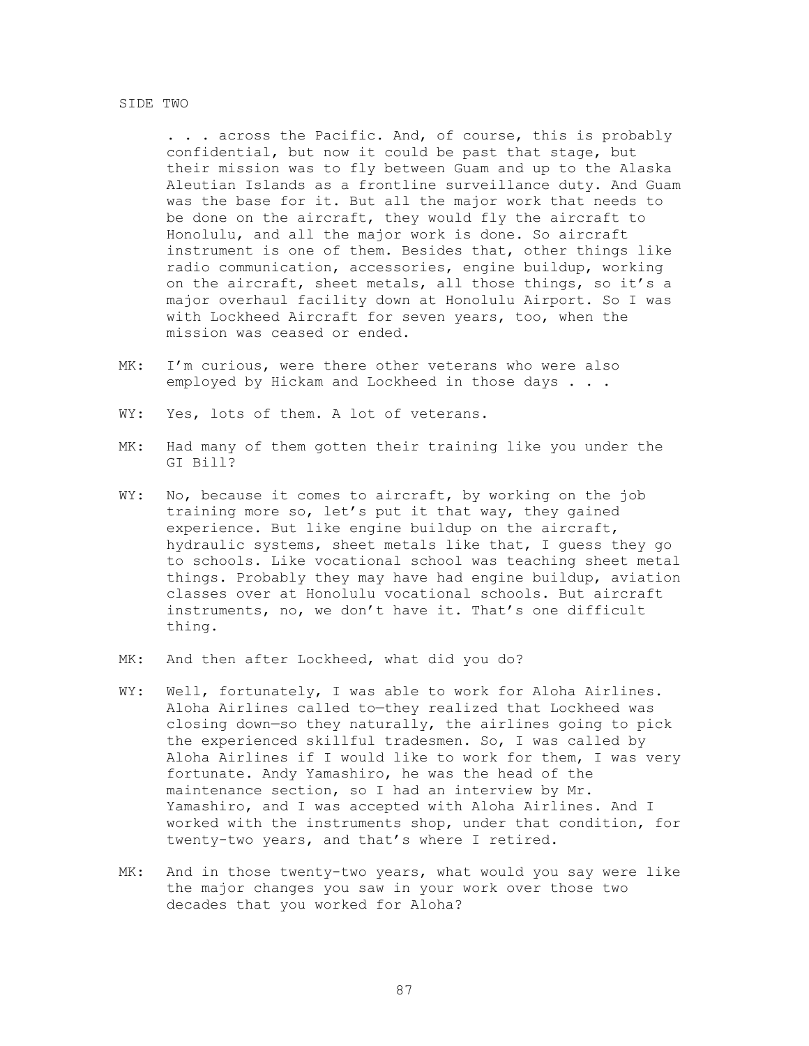SIDE TWO

. . . across the Pacific. And, of course, this is probably confidential, but now it could be past that stage, but their mission was to fly between Guam and up to the Alaska Aleutian Islands as a frontline surveillance duty. And Guam was the base for it. But all the major work that needs to be done on the aircraft, they would fly the aircraft to Honolulu, and all the major work is done. So aircraft instrument is one of them. Besides that, other things like radio communication, accessories, engine buildup, working on the aircraft, sheet metals, all those things, so it's a major overhaul facility down at Honolulu Airport. So I was with Lockheed Aircraft for seven years, too, when the mission was ceased or ended.

MK: I'm curious, were there other veterans who were also employed by Hickam and Lockheed in those days . . .

WY: Yes, lots of them. A lot of veterans.

MK: Had many of them gotten their training like you under the GI Bill?

WY: No, because it comes to aircraft, by working on the job training more so, let's put it that way, they gained experience. But like engine buildup on the aircraft, hydraulic systems, sheet metals like that, I guess they go to schools. Like vocational school was teaching sheet metal things. Probably they may have had engine buildup, aviation classes over at Honolulu vocational schools. But aircraft instruments, no, we don't have it. That's one difficult thing.

MK: And then after Lockheed, what did you do?

WY: Well, fortunately, I was able to work for Aloha Airlines. Aloha Airlines called to—they realized that Lockheed was closing down—so they naturally, the airlines going to pick the experienced skillful tradesmen. So, I was called by Aloha Airlines if I would like to work for them, I was very fortunate. Andy Yamashiro, he was the head of the maintenance section, so I had an interview by Mr. Yamashiro, and I was accepted with Aloha Airlines. And I worked with the instruments shop, under that condition, for twenty-two years, and that's where I retired.

MK: And in those twenty-two years, what would you say were like the major changes you saw in your work over those two decades that you worked for Aloha?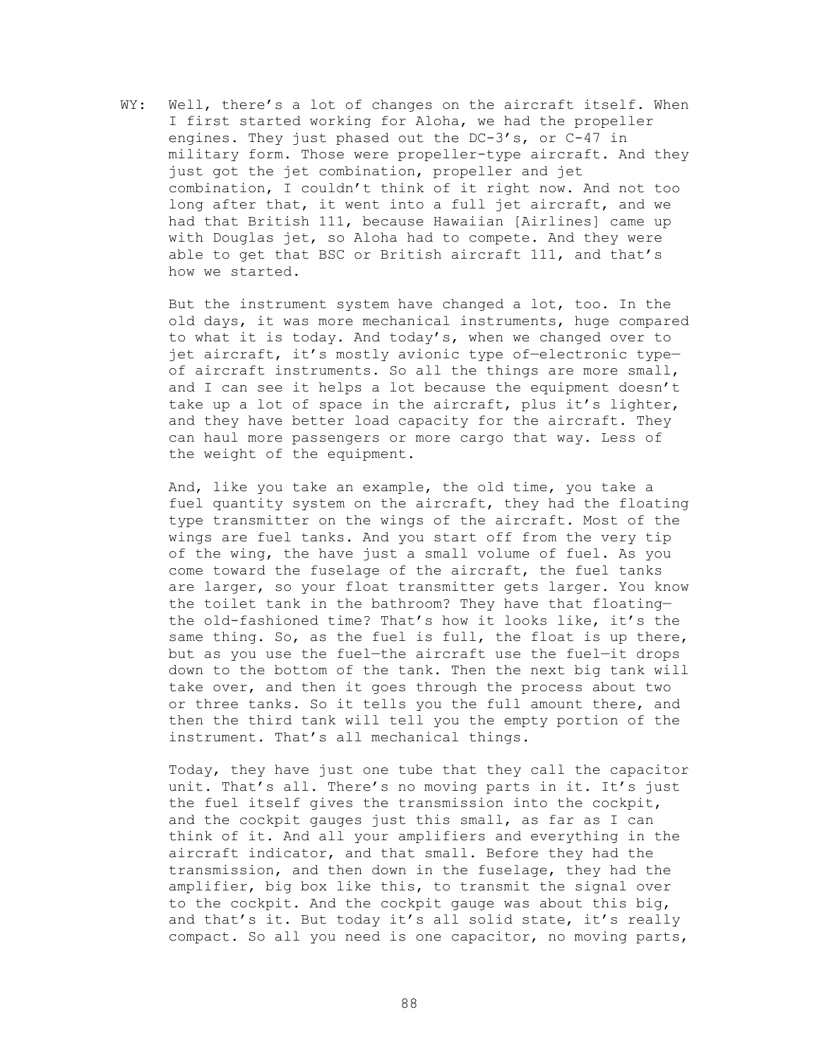WY: Well, there's a lot of changes on the aircraft itself. When I first started working for Aloha, we had the propeller engines. They just phased out the DC-3's, or C-47 in military form. Those were propeller-type aircraft. And they just got the jet combination, propeller and jet combination, I couldn't think of it right now. And not too long after that, it went into a full jet aircraft, and we had that British 111, because Hawaiian [Airlines] came up with Douglas jet, so Aloha had to compete. And they were able to get that BSC or British aircraft 111, and that's how we started.

But the instrument system have changed a lot, too. In the old days, it was more mechanical instruments, huge compared to what it is today. And today's, when we changed over to jet aircraft, it's mostly avionic type of—electronic type—of aircraft instruments. So all the things are more small, and I can see it helps a lot because the equipment doesn't take up a lot of space in the aircraft, plus it's lighter, and they have better load capacity for the aircraft. They can haul more passengers or more cargo that way. Less of the weight of the equipment.

And, like you take an example, the old time, you take a fuel quantity system on the aircraft, they had the floating type transmitter on the wings of the aircraft. Most of the wings are fuel tanks. And you start off from the very tip of the wing, the have just a small volume of fuel. As you come toward the fuselage of the aircraft, the fuel tanks are larger, so your float transmitter gets larger. You know the toilet tank in the bathroom? They have that floating—the old-fashioned time? That's how it looks like, it's the same thing. So, as the fuel is full, the float is up there, but as you use the fuel—the aircraft use the fuel—it drops down to the bottom of the tank. Then the next big tank will take over, and then it goes through the process about two or three tanks. So it tells you the full amount there, and then the third tank will tell you the empty portion of the instrument. That's all mechanical things.

Today, they have just one tube that they call the capacitor unit. That's all. There's no moving parts in it. It's just the fuel itself gives the transmission into the cockpit, and the cockpit gauges just this small, as far as I can think of it. And all your amplifiers and everything in the aircraft indicator, and that small. Before they had the transmission, and then down in the fuselage, they had the amplifier, big box like this, to transmit the signal over to the cockpit. And the cockpit gauge was about this big, and that's it. But today it's all solid state, it's really compact. So all you need is one capacitor, no moving parts,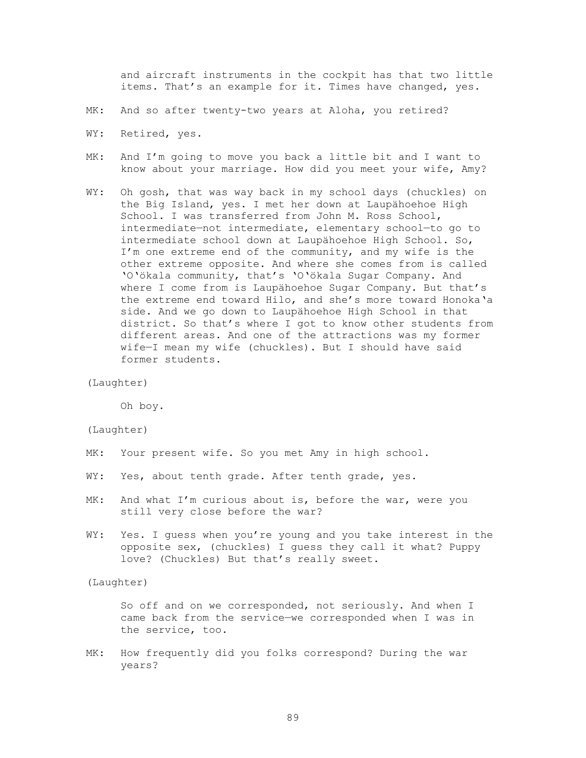and aircraft instruments in the cockpit has that two little items. That's an example for it. Times have changed, yes.

MK: And so after twenty-two years at Aloha, you retired?

WY: Retired, yes.

MK: And I'm going to move you back a little bit and I want to know about your marriage. How did you meet your wife, Amy?

WY: Oh gosh, that was way back in my school days (chuckles) on the Big Island, yes. I met her down at Laupähoehoe High School. I was transferred from John M. Ross School, intermediate—not intermediate, elementary school—to go to intermediate school down at Laupähoehoe High School. So, I'm one extreme end of the community, and my wife is the other extreme opposite. And where she comes from is called 'O'ökala community, that's 'O'ökala Sugar Company. And where I come from is Laupähoehoe Sugar Company. But that's the extreme end toward Hilo, and she's more toward Honoka'a side. And we go down to Laupähoehoe High School in that district. So that's where I got to know other students from different areas. And one of the attractions was my former wife—I mean my wife (chuckles). But I should have said former students.

(Laughter)

Oh boy.

(Laughter)

MK: Your present wife. So you met Amy in high school.

WY: Yes, about tenth grade. After tenth grade, yes.

MK: And what I'm curious about is, before the war, were you still very close before the war?

WY: Yes. I guess when you're young and you take interest in the opposite sex, (chuckles) I guess they call it what? Puppy love? (Chuckles) But that's really sweet.

(Laughter)

So off and on we corresponded, not seriously. And when I came back from the service—we corresponded when I was in the service, too.

MK: How frequently did you folks correspond? During the war years?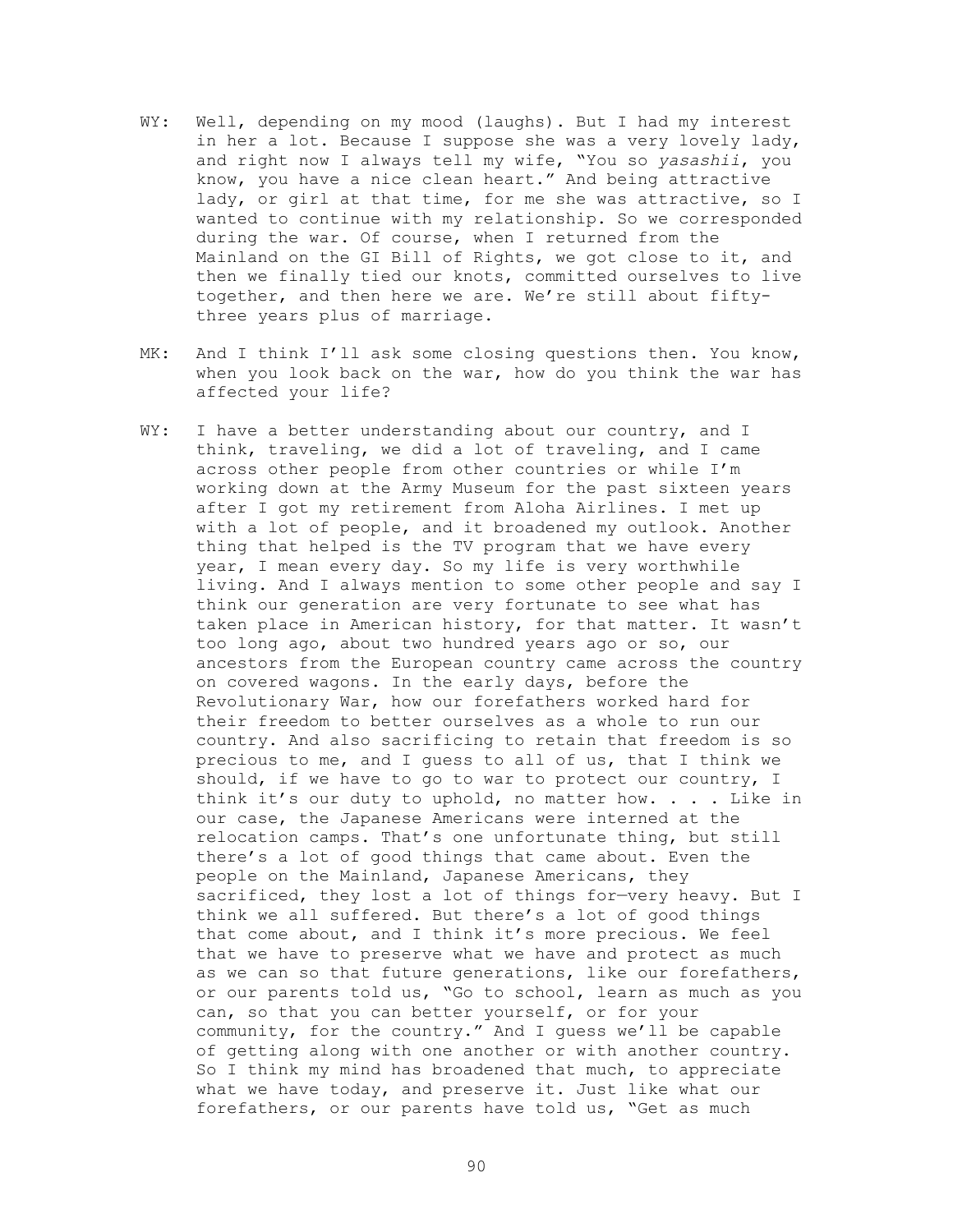WY: Well, depending on my mood (laughs). But I had my interest in her a lot. Because I suppose she was a very lovely lady, and right now I always tell my wife, "You so *yasashii*, you know, you have a nice clean heart." And being attractive lady, or girl at that time, for me she was attractive, so I wanted to continue with my relationship. So we corresponded during the war. Of course, when I returned from the Mainland on the GI Bill of Rights, we got close to it, and then we finally tied our knots, committed ourselves to live together, and then here we are. We're still about fifty-three years plus of marriage.

MK: And I think I'll ask some closing questions then. You know, when you look back on the war, how do you think the war has affected your life?

WY: I have a better understanding about our country, and I think, traveling, we did a lot of traveling, and I came across other people from other countries or while I'm working down at the Army Museum for the past sixteen years after I got my retirement from Aloha Airlines. I met up with a lot of people, and it broadened my outlook. Another thing that helped is the TV program that we have every year, I mean every day. So my life is very worthwhile living. And I always mention to some other people and say I think our generation are very fortunate to see what has taken place in American history, for that matter. It wasn't too long ago, about two hundred years ago or so, our ancestors from the European country came across the country on covered wagons. In the early days, before the Revolutionary War, how our forefathers worked hard for their freedom to better ourselves as a whole to run our country. And also sacrificing to retain that freedom is so precious to me, and I guess to all of us, that I think we should, if we have to go to war to protect our country, I think it's our duty to uphold, no matter how. . . . Like in our case, the Japanese Americans were interned at the relocation camps. That's one unfortunate thing, but still there's a lot of good things that came about. Even the people on the Mainland, Japanese Americans, they sacrificed, they lost a lot of things for—very heavy. But I think we all suffered. But there's a lot of good things that come about, and I think it's more precious. We feel that we have to preserve what we have and protect as much as we can so that future generations, like our forefathers, or our parents told us, "Go to school, learn as much as you can, so that you can better yourself, or for your community, for the country." And I guess we'll be capable of getting along with one another or with another country. So I think my mind has broadened that much, to appreciate what we have today, and preserve it. Just like what our forefathers, or our parents have told us, "Get as much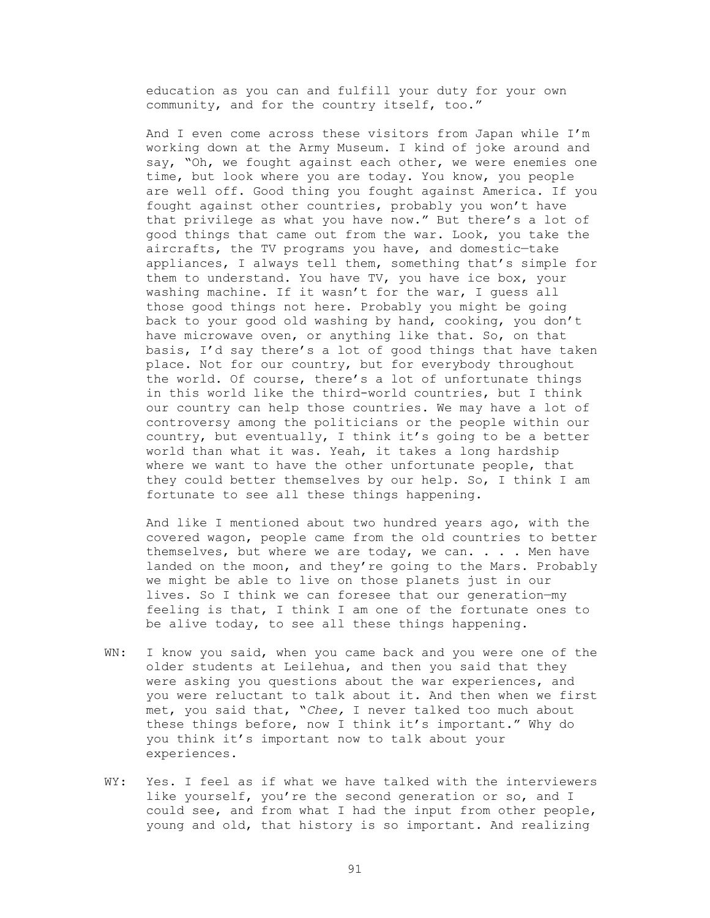education as you can and fulfill your duty for your own community, and for the country itself, too."

And I even come across these visitors from Japan while I'm working down at the Army Museum. I kind of joke around and say, "Oh, we fought against each other, we were enemies one time, but look where you are today. You know, you people are well off. Good thing you fought against America. If you fought against other countries, probably you won't have that privilege as what you have now." But there's a lot of good things that came out from the war. Look, you take the aircrafts, the TV programs you have, and domestic—take appliances, I always tell them, something that's simple for them to understand. You have TV, you have ice box, your washing machine. If it wasn't for the war, I guess all those good things not here. Probably you might be going back to your good old washing by hand, cooking, you don't have microwave oven, or anything like that. So, on that basis, I'd say there's a lot of good things that have taken place. Not for our country, but for everybody throughout the world. Of course, there's a lot of unfortunate things in this world like the third-world countries, but I think our country can help those countries. We may have a lot of controversy among the politicians or the people within our country, but eventually, I think it's going to be a better world than what it was. Yeah, it takes a long hardship where we want to have the other unfortunate people, that they could better themselves by our help. So, I think I am fortunate to see all these things happening.

And like I mentioned about two hundred years ago, with the covered wagon, people came from the old countries to better themselves, but where we are today, we can. . . . Men have landed on the moon, and they're going to the Mars. Probably we might be able to live on those planets just in our lives. So I think we can foresee that our generation—my feeling is that, I think I am one of the fortunate ones to be alive today, to see all these things happening.

WN: I know you said, when you came back and you were one of the older students at Leilehua, and then you said that they were asking you questions about the war experiences, and you were reluctant to talk about it. And then when we first met, you said that, "*Chee,* I never talked too much about these things before, now I think it's important." Why do you think it's important now to talk about your experiences.

WY: Yes. I feel as if what we have talked with the interviewers like yourself, you're the second generation or so, and I could see, and from what I had the input from other people, young and old, that history is so important. And realizing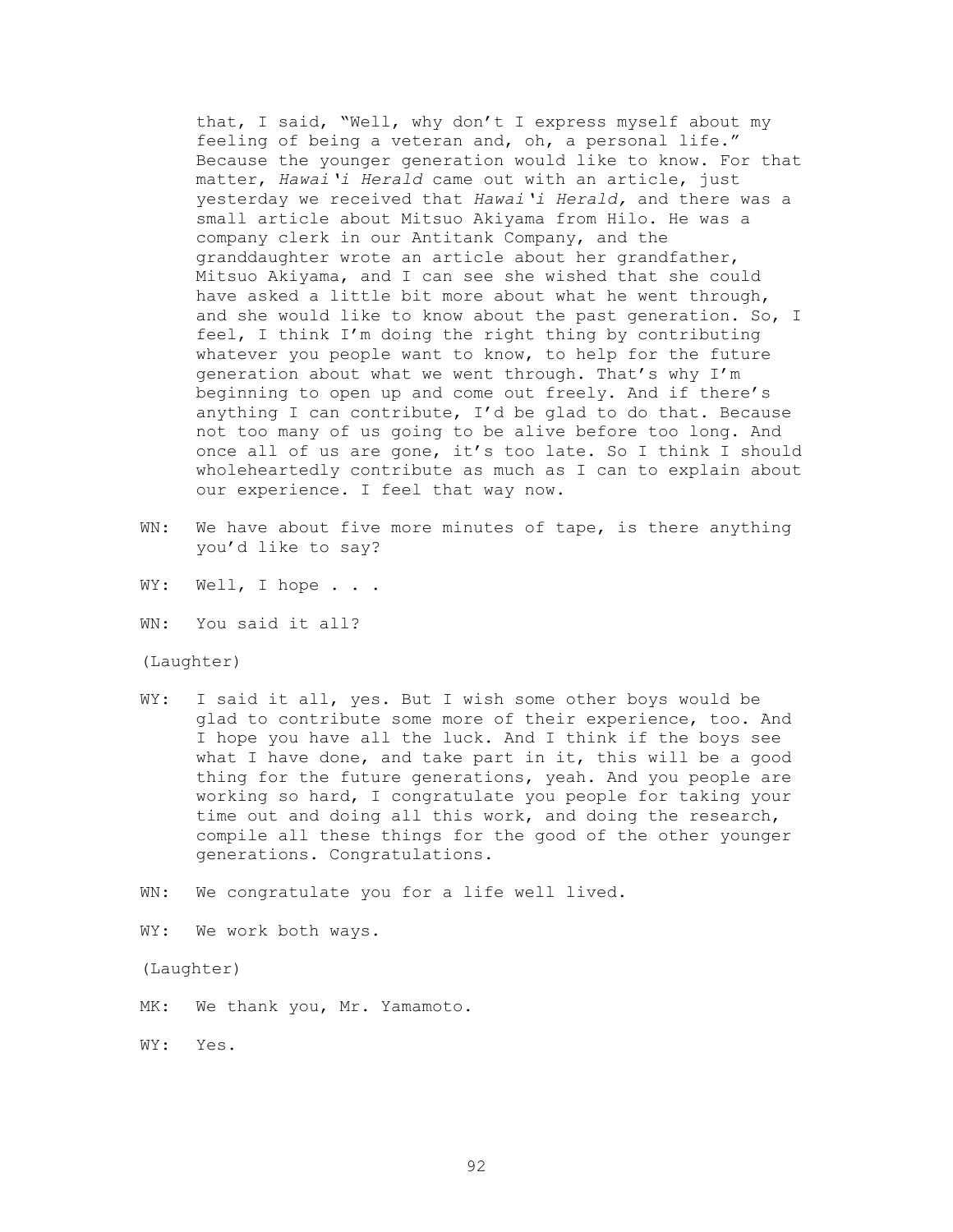that, I said, "Well, why don't I express myself about my feeling of being a veteran and, oh, a personal life." Because the younger generation would like to know. For that matter, *Hawai'i Herald* came out with an article, just yesterday we received that *Hawai'i Herald,* and there was a small article about Mitsuo Akiyama from Hilo. He was a company clerk in our Antitank Company, and the granddaughter wrote an article about her grandfather, Mitsuo Akiyama, and I can see she wished that she could have asked a little bit more about what he went through, and she would like to know about the past generation. So, I feel, I think I'm doing the right thing by contributing whatever you people want to know, to help for the future generation about what we went through. That's why I'm beginning to open up and come out freely. And if there's anything I can contribute, I'd be glad to do that. Because not too many of us going to be alive before too long. And once all of us are gone, it's too late. So I think I should wholeheartedly contribute as much as I can to explain about our experience. I feel that way now.

WN: We have about five more minutes of tape, is there anything you'd like to say?

WY: Well, I hope . . .

WN: You said it all?

(Laughter)

WY: I said it all, yes. But I wish some other boys would be glad to contribute some more of their experience, too. And I hope you have all the luck. And I think if the boys see what I have done, and take part in it, this will be a good thing for the future generations, yeah. And you people are working so hard, I congratulate you people for taking your time out and doing all this work, and doing the research, compile all these things for the good of the other younger generations. Congratulations.

WN: We congratulate you for a life well lived.

WY: We work both ways.

(Laughter)

MK: We thank you, Mr. Yamamoto.

WY: Yes.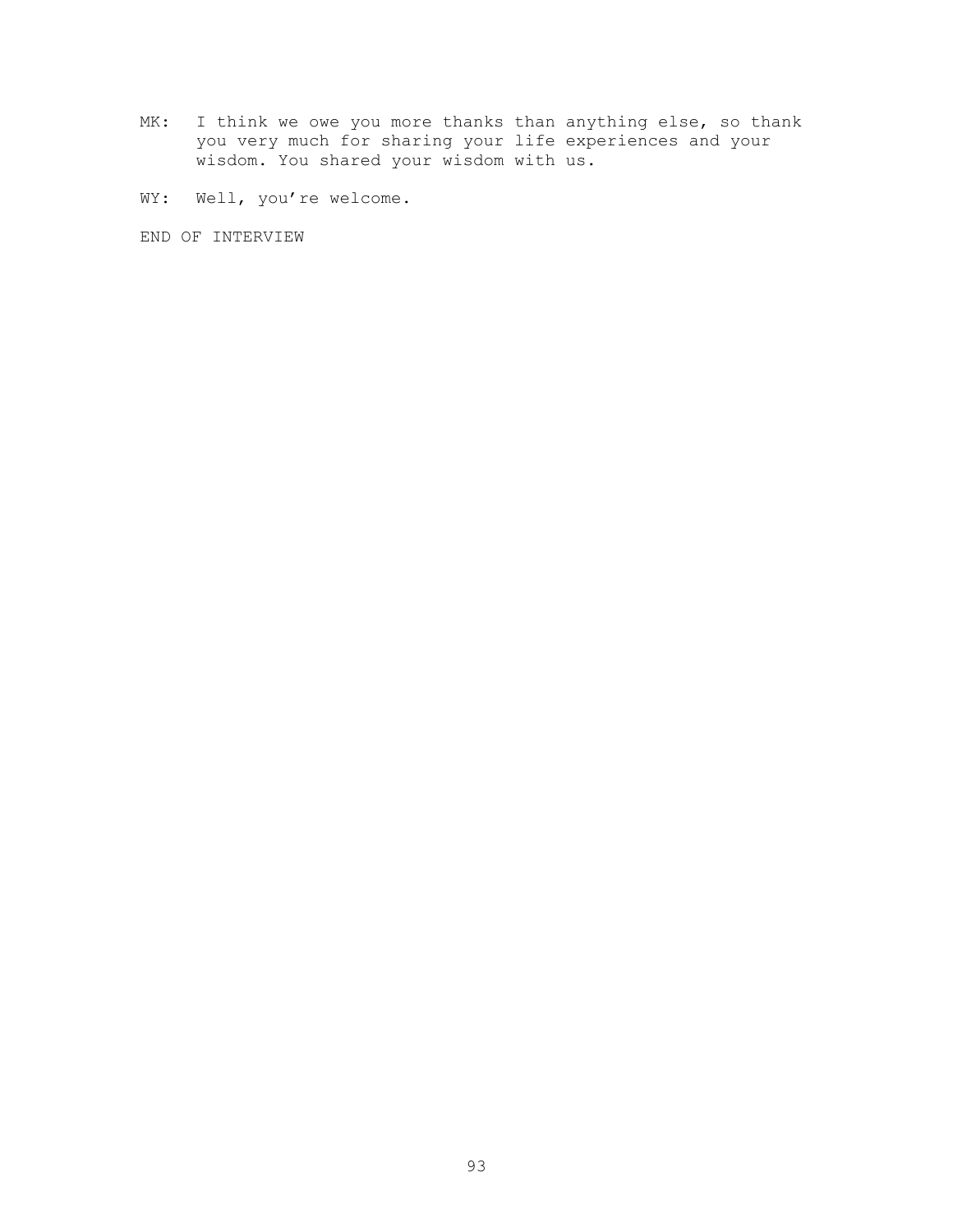MK: I think we owe you more thanks than anything else, so thank you very much for sharing your life experiences and your wisdom. You shared your wisdom with us.

WY: Well, you're welcome.

END OF INTERVIEW